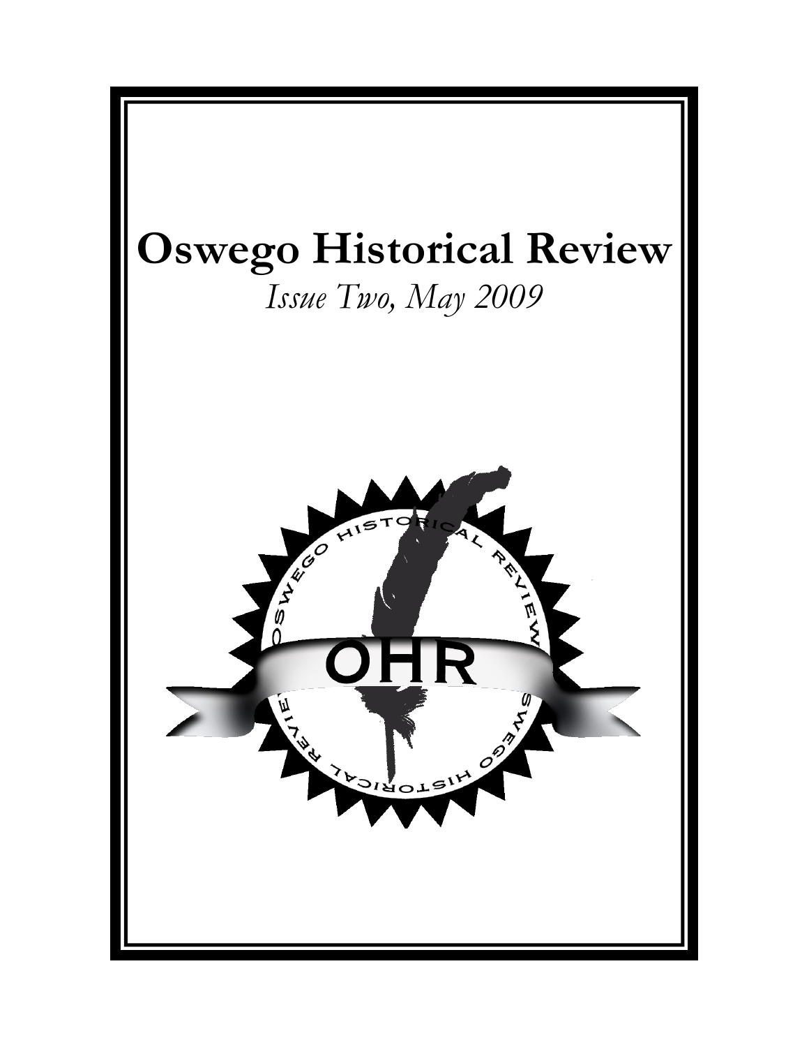# Oswego Historical Review

*Issue Two, May 2009*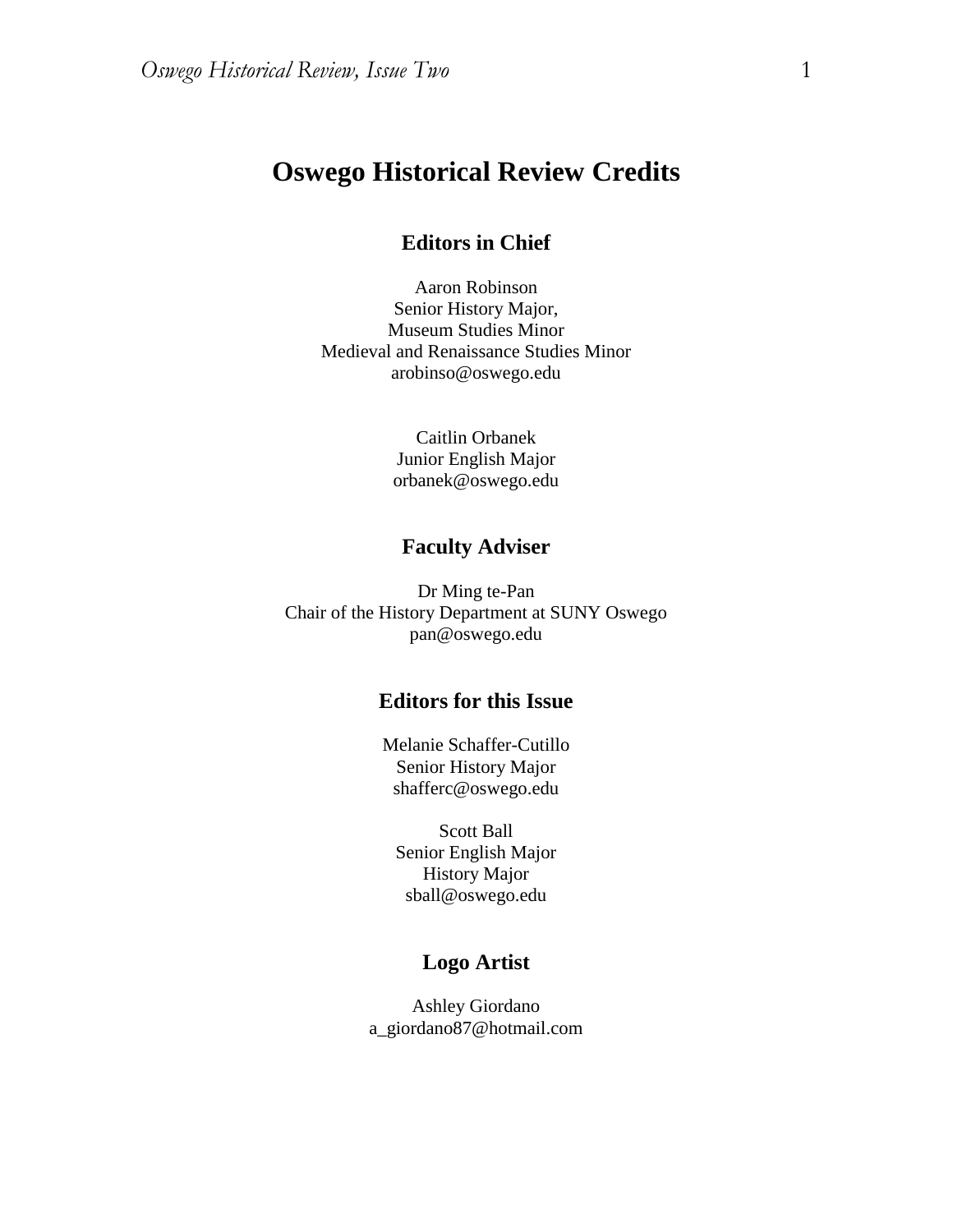# Oswego Historical Review Credits

## Editors in Chief

Aaron Robinson
Senior History Major,
Museum Studies Minor
Medieval and Renaissance Studies Minor
arobinso@oswego.edu

Caitlin Orbanek
Junior English Major
orbanek@oswego.edu

## Faculty Adviser

Dr Ming te-Pan
Chair of the History Department at SUNY Oswego
pan@oswego.edu

## Editors for this Issue

Melanie Schaffer-Cutillo
Senior History Major
shafferc@oswego.edu

Scott Ball
Senior English Major
History Major
sball@oswego.edu

## Logo Artist

Ashley Giordano
a_giordano87@hotmail.com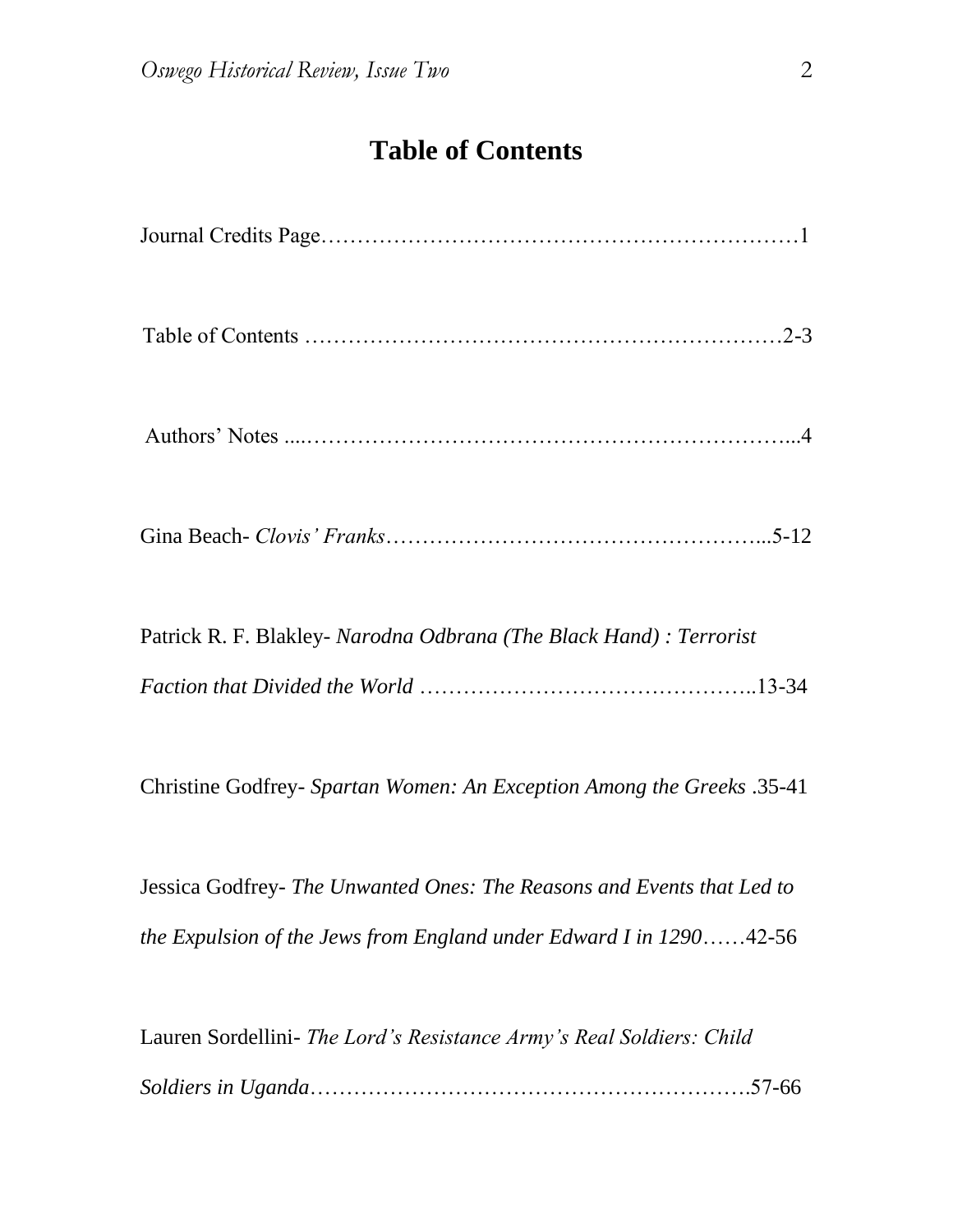# Table of Contents

Journal Credits Page………………………………………………………1

Table of Contents ………………………………………………………2-3

Authors' Notes ....…………………………………………………………...4

Gina Beach- *Clovis' Franks*……………………………………………...5-12

Patrick R. F. Blakley- *Narodna Odbrana (The Black Hand) : Terrorist Faction that Divided the World* ………………………………………..13-34

Christine Godfrey- *Spartan Women: An Exception Among the Greeks* .35-41

Jessica Godfrey- *The Unwanted Ones: The Reasons and Events that Led to the Expulsion of the Jews from England under Edward I in 1290*……42-56

Lauren Sordellini- *The Lord's Resistance Army's Real Soldiers: Child Soldiers in Uganda*…………………………………………………….57-66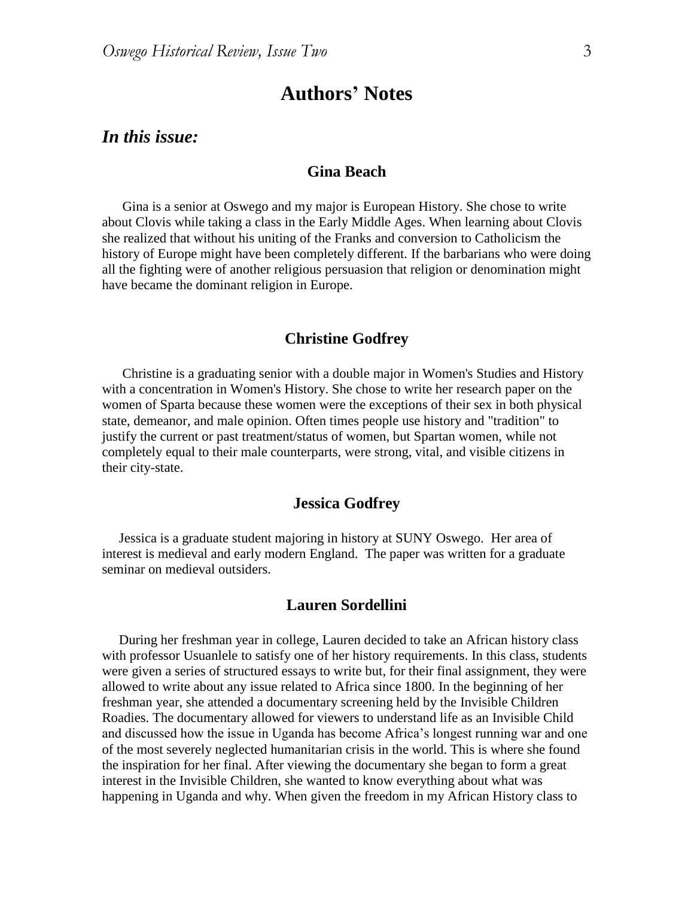# Authors' Notes

## *In this issue:*

### Gina Beach

Gina is a senior at Oswego and my major is European History. She chose to write about Clovis while taking a class in the Early Middle Ages. When learning about Clovis she realized that without his uniting of the Franks and conversion to Catholicism the history of Europe might have been completely different. If the barbarians who were doing all the fighting were of another religious persuasion that religion or denomination might have became the dominant religion in Europe.

### Christine Godfrey

Christine is a graduating senior with a double major in Women's Studies and History with a concentration in Women's History. She chose to write her research paper on the women of Sparta because these women were the exceptions of their sex in both physical state, demeanor, and male opinion. Often times people use history and "tradition" to justify the current or past treatment/status of women, but Spartan women, while not completely equal to their male counterparts, were strong, vital, and visible citizens in their city-state.

### Jessica Godfrey

Jessica is a graduate student majoring in history at SUNY Oswego. Her area of interest is medieval and early modern England. The paper was written for a graduate seminar on medieval outsiders.

### Lauren Sordellini

During her freshman year in college, Lauren decided to take an African history class with professor Usuanlele to satisfy one of her history requirements. In this class, students were given a series of structured essays to write but, for their final assignment, they were allowed to write about any issue related to Africa since 1800. In the beginning of her freshman year, she attended a documentary screening held by the Invisible Children Roadies. The documentary allowed for viewers to understand life as an Invisible Child and discussed how the issue in Uganda has become Africa's longest running war and one of the most severely neglected humanitarian crisis in the world. This is where she found the inspiration for her final. After viewing the documentary she began to form a great interest in the Invisible Children, she wanted to know everything about what was happening in Uganda and why. When given the freedom in my African History class to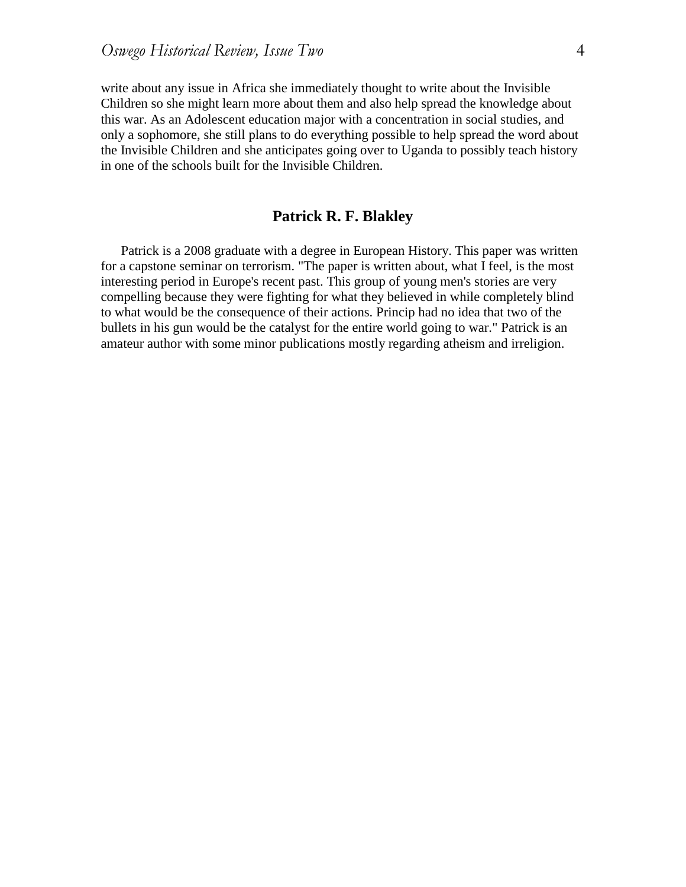write about any issue in Africa she immediately thought to write about the Invisible Children so she might learn more about them and also help spread the knowledge about this war. As an Adolescent education major with a concentration in social studies, and only a sophomore, she still plans to do everything possible to help spread the word about the Invisible Children and she anticipates going over to Uganda to possibly teach history in one of the schools built for the Invisible Children.

## Patrick R. F. Blakley

Patrick is a 2008 graduate with a degree in European History. This paper was written for a capstone seminar on terrorism. "The paper is written about, what I feel, is the most interesting period in Europe's recent past. This group of young men's stories are very compelling because they were fighting for what they believed in while completely blind to what would be the consequence of their actions. Princip had no idea that two of the bullets in his gun would be the catalyst for the entire world going to war." Patrick is an amateur author with some minor publications mostly regarding atheism and irreligion.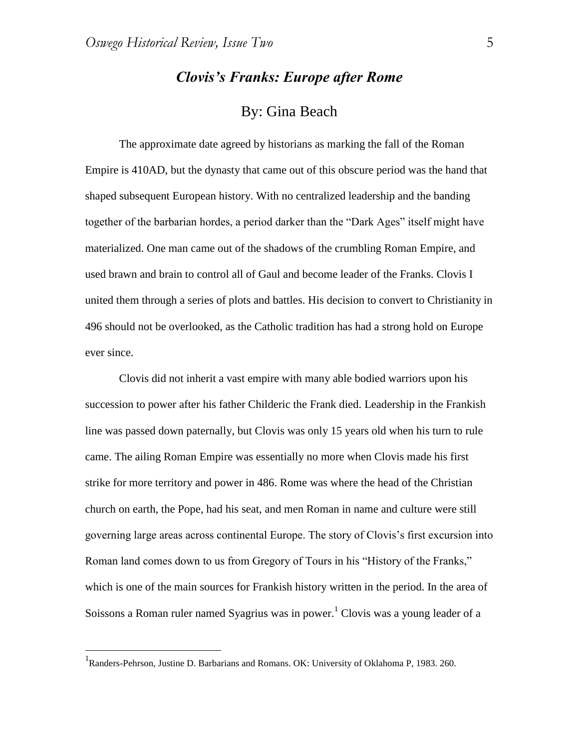## *Clovis's Franks: Europe after Rome*

By: Gina Beach

The approximate date agreed by historians as marking the fall of the Roman Empire is 410AD, but the dynasty that came out of this obscure period was the hand that shaped subsequent European history. With no centralized leadership and the banding together of the barbarian hordes, a period darker than the "Dark Ages" itself might have materialized. One man came out of the shadows of the crumbling Roman Empire, and used brawn and brain to control all of Gaul and become leader of the Franks. Clovis I united them through a series of plots and battles. His decision to convert to Christianity in 496 should not be overlooked, as the Catholic tradition has had a strong hold on Europe ever since.

Clovis did not inherit a vast empire with many able bodied warriors upon his succession to power after his father Childeric the Frank died. Leadership in the Frankish line was passed down paternally, but Clovis was only 15 years old when his turn to rule came. The ailing Roman Empire was essentially no more when Clovis made his first strike for more territory and power in 486. Rome was where the head of the Christian church on earth, the Pope, had his seat, and men Roman in name and culture were still governing large areas across continental Europe. The story of Clovis's first excursion into Roman land comes down to us from Gregory of Tours in his "History of the Franks," which is one of the main sources for Frankish history written in the period. In the area of Soissons a Roman ruler named Syagrius was in power.[1] Clovis was a young leader of a

[1] Randers-Pehrson, Justine D. Barbarians and Romans. OK: University of Oklahoma P, 1983. 260.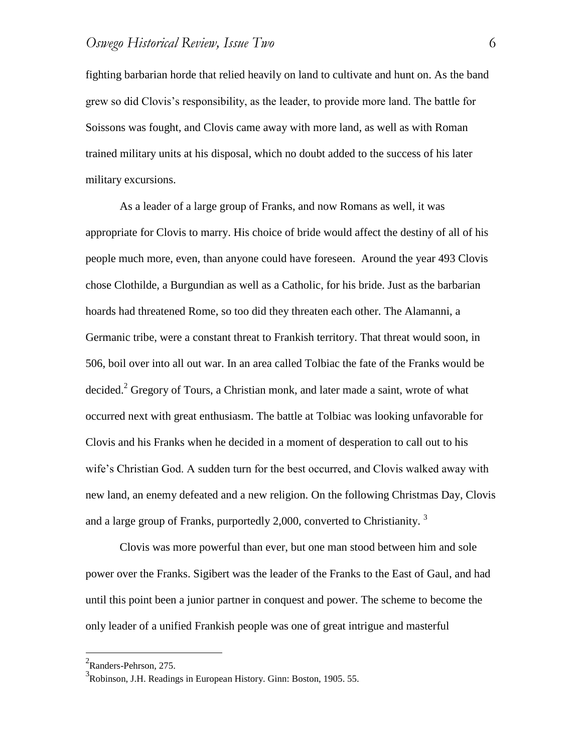fighting barbarian horde that relied heavily on land to cultivate and hunt on. As the band grew so did Clovis's responsibility, as the leader, to provide more land. The battle for Soissons was fought, and Clovis came away with more land, as well as with Roman trained military units at his disposal, which no doubt added to the success of his later military excursions.

As a leader of a large group of Franks, and now Romans as well, it was appropriate for Clovis to marry. His choice of bride would affect the destiny of all of his people much more, even, than anyone could have foreseen. Around the year 493 Clovis chose Clothilde, a Burgundian as well as a Catholic, for his bride. Just as the barbarian hoards had threatened Rome, so too did they threaten each other. The Alamanni, a Germanic tribe, were a constant threat to Frankish territory. That threat would soon, in 506, boil over into all out war. In an area called Tolbiac the fate of the Franks would be decided.[2] Gregory of Tours, a Christian monk, and later made a saint, wrote of what occurred next with great enthusiasm. The battle at Tolbiac was looking unfavorable for Clovis and his Franks when he decided in a moment of desperation to call out to his wife's Christian God. A sudden turn for the best occurred, and Clovis walked away with new land, an enemy defeated and a new religion. On the following Christmas Day, Clovis and a large group of Franks, purportedly 2,000, converted to Christianity. [3]

Clovis was more powerful than ever, but one man stood between him and sole power over the Franks. Sigibert was the leader of the Franks to the East of Gaul, and had until this point been a junior partner in conquest and power. The scheme to become the only leader of a unified Frankish people was one of great intrigue and masterful

---

[2] Randers-Pehrson, 275.

[3] Robinson, J.H. Readings in European History. Ginn: Boston, 1905. 55.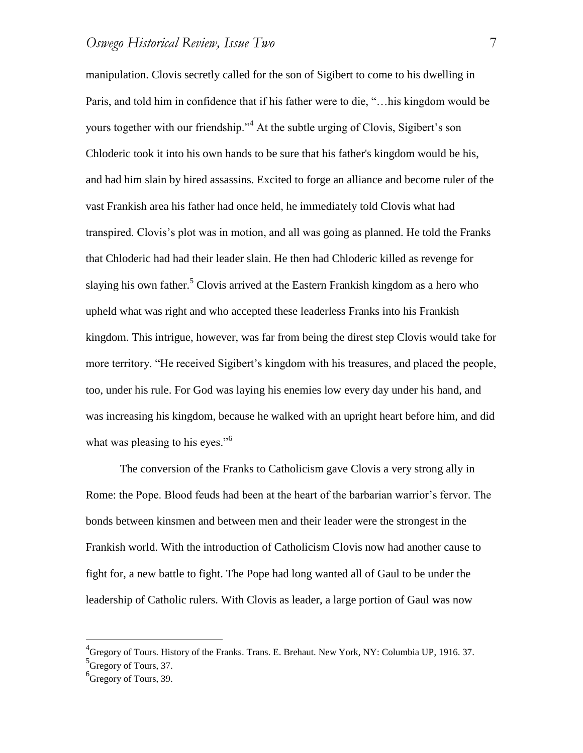manipulation. Clovis secretly called for the son of Sigibert to come to his dwelling in Paris, and told him in confidence that if his father were to die, "…his kingdom would be yours together with our friendship."[4] At the subtle urging of Clovis, Sigibert's son Chloderic took it into his own hands to be sure that his father's kingdom would be his, and had him slain by hired assassins. Excited to forge an alliance and become ruler of the vast Frankish area his father had once held, he immediately told Clovis what had transpired. Clovis's plot was in motion, and all was going as planned. He told the Franks that Chloderic had had their leader slain. He then had Chloderic killed as revenge for slaying his own father.[5] Clovis arrived at the Eastern Frankish kingdom as a hero who upheld what was right and who accepted these leaderless Franks into his Frankish kingdom. This intrigue, however, was far from being the direst step Clovis would take for more territory. "He received Sigibert's kingdom with his treasures, and placed the people, too, under his rule. For God was laying his enemies low every day under his hand, and was increasing his kingdom, because he walked with an upright heart before him, and did what was pleasing to his eyes."[6]

The conversion of the Franks to Catholicism gave Clovis a very strong ally in Rome: the Pope. Blood feuds had been at the heart of the barbarian warrior's fervor. The bonds between kinsmen and between men and their leader were the strongest in the Frankish world. With the introduction of Catholicism Clovis now had another cause to fight for, a new battle to fight. The Pope had long wanted all of Gaul to be under the leadership of Catholic rulers. With Clovis as leader, a large portion of Gaul was now

---

[4] Gregory of Tours. History of the Franks. Trans. E. Brehaut. New York, NY: Columbia UP, 1916. 37.

[5] Gregory of Tours, 37.

[6] Gregory of Tours, 39.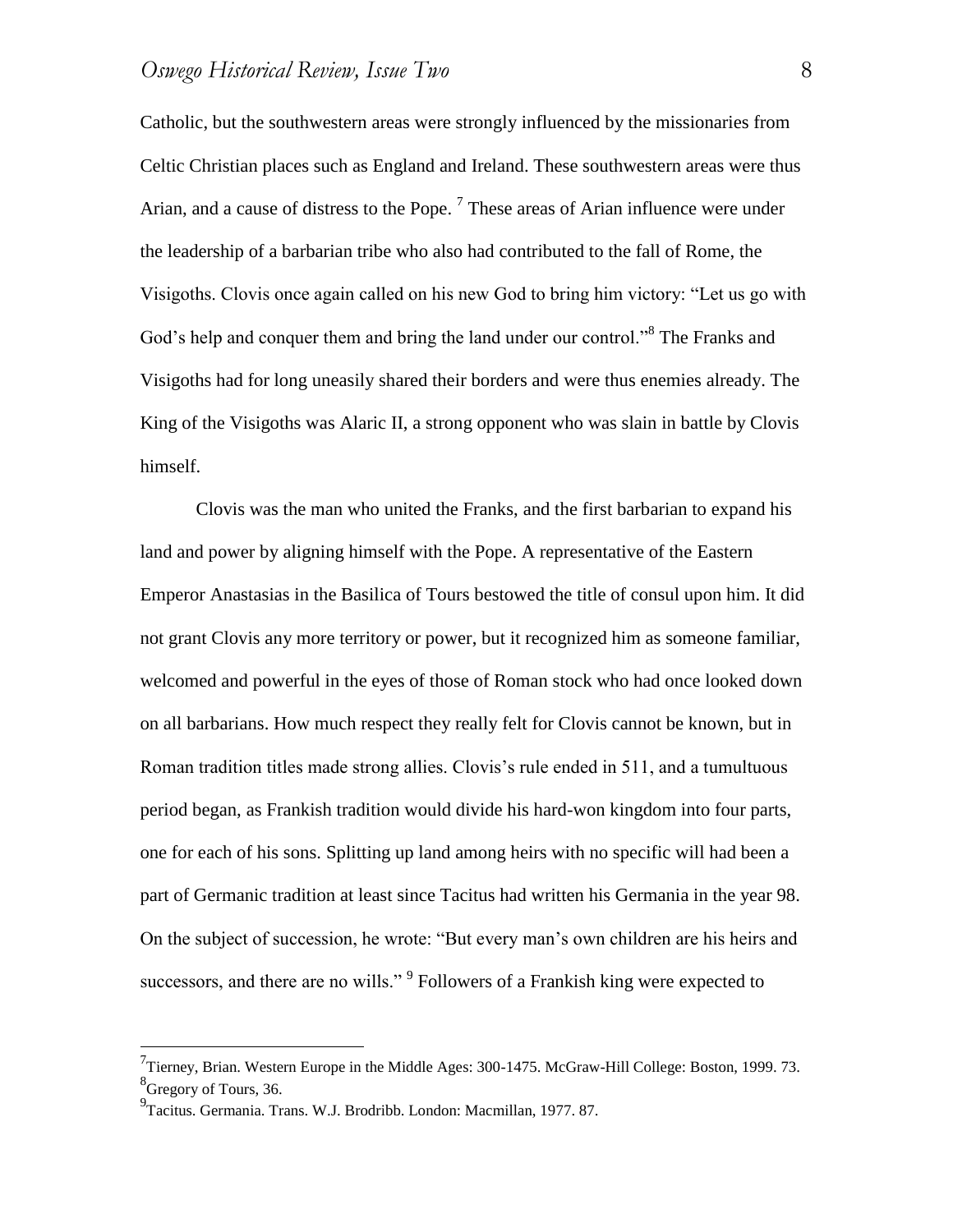Catholic, but the southwestern areas were strongly influenced by the missionaries from Celtic Christian places such as England and Ireland. These southwestern areas were thus Arian, and a cause of distress to the Pope. [7] These areas of Arian influence were under the leadership of a barbarian tribe who also had contributed to the fall of Rome, the Visigoths. Clovis once again called on his new God to bring him victory: "Let us go with God's help and conquer them and bring the land under our control."[8] The Franks and Visigoths had for long uneasily shared their borders and were thus enemies already. The King of the Visigoths was Alaric II, a strong opponent who was slain in battle by Clovis himself.

Clovis was the man who united the Franks, and the first barbarian to expand his land and power by aligning himself with the Pope. A representative of the Eastern Emperor Anastasias in the Basilica of Tours bestowed the title of consul upon him. It did not grant Clovis any more territory or power, but it recognized him as someone familiar, welcomed and powerful in the eyes of those of Roman stock who had once looked down on all barbarians. How much respect they really felt for Clovis cannot be known, but in Roman tradition titles made strong allies. Clovis's rule ended in 511, and a tumultuous period began, as Frankish tradition would divide his hard-won kingdom into four parts, one for each of his sons. Splitting up land among heirs with no specific will had been a part of Germanic tradition at least since Tacitus had written his Germania in the year 98. On the subject of succession, he wrote: "But every man's own children are his heirs and successors, and there are no wills." [9] Followers of a Frankish king were expected to

---

[7] Tierney, Brian. Western Europe in the Middle Ages: 300-1475. McGraw-Hill College: Boston, 1999. 73.

[8] Gregory of Tours, 36.

[9] Tacitus. Germania. Trans. W.J. Brodribb. London: Macmillan, 1977. 87.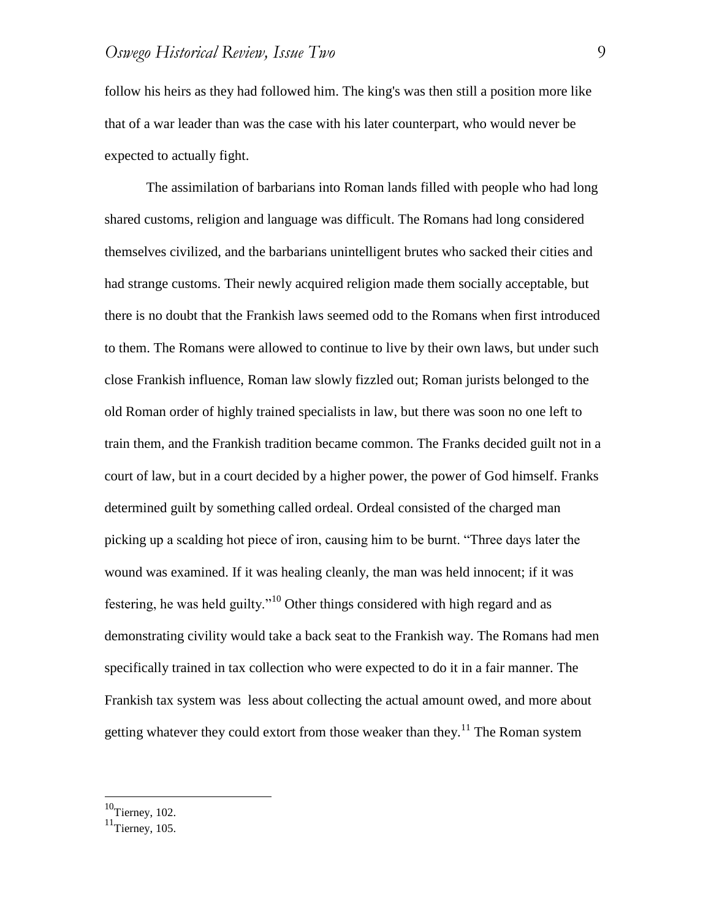follow his heirs as they had followed him. The king's was then still a position more like that of a war leader than was the case with his later counterpart, who would never be expected to actually fight.

The assimilation of barbarians into Roman lands filled with people who had long shared customs, religion and language was difficult. The Romans had long considered themselves civilized, and the barbarians unintelligent brutes who sacked their cities and had strange customs. Their newly acquired religion made them socially acceptable, but there is no doubt that the Frankish laws seemed odd to the Romans when first introduced to them. The Romans were allowed to continue to live by their own laws, but under such close Frankish influence, Roman law slowly fizzled out; Roman jurists belonged to the old Roman order of highly trained specialists in law, but there was soon no one left to train them, and the Frankish tradition became common. The Franks decided guilt not in a court of law, but in a court decided by a higher power, the power of God himself. Franks determined guilt by something called ordeal. Ordeal consisted of the charged man picking up a scalding hot piece of iron, causing him to be burnt. "Three days later the wound was examined. If it was healing cleanly, the man was held innocent; if it was festering, he was held guilty."[10] Other things considered with high regard and as demonstrating civility would take a back seat to the Frankish way. The Romans had men specifically trained in tax collection who were expected to do it in a fair manner. The Frankish tax system was less about collecting the actual amount owed, and more about getting whatever they could extort from those weaker than they.[11] The Roman system

---

[10] Tierney, 102.
[11] Tierney, 105.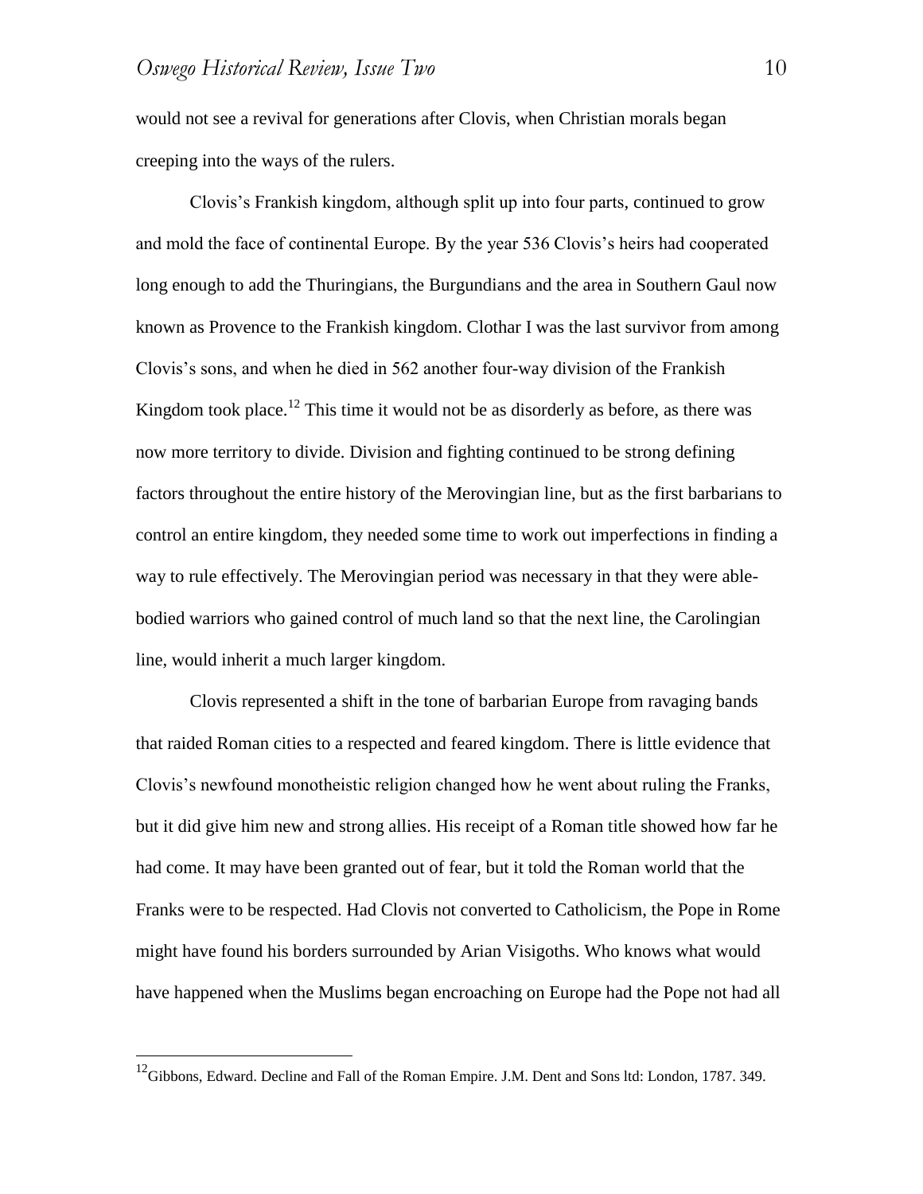would not see a revival for generations after Clovis, when Christian morals began creeping into the ways of the rulers.

Clovis's Frankish kingdom, although split up into four parts, continued to grow and mold the face of continental Europe. By the year 536 Clovis's heirs had cooperated long enough to add the Thuringians, the Burgundians and the area in Southern Gaul now known as Provence to the Frankish kingdom. Clothar I was the last survivor from among Clovis's sons, and when he died in 562 another four-way division of the Frankish Kingdom took place.[12] This time it would not be as disorderly as before, as there was now more territory to divide. Division and fighting continued to be strong defining factors throughout the entire history of the Merovingian line, but as the first barbarians to control an entire kingdom, they needed some time to work out imperfections in finding a way to rule effectively. The Merovingian period was necessary in that they were able-bodied warriors who gained control of much land so that the next line, the Carolingian line, would inherit a much larger kingdom.

Clovis represented a shift in the tone of barbarian Europe from ravaging bands that raided Roman cities to a respected and feared kingdom. There is little evidence that Clovis's newfound monotheistic religion changed how he went about ruling the Franks, but it did give him new and strong allies. His receipt of a Roman title showed how far he had come. It may have been granted out of fear, but it told the Roman world that the Franks were to be respected. Had Clovis not converted to Catholicism, the Pope in Rome might have found his borders surrounded by Arian Visigoths. Who knows what would have happened when the Muslims began encroaching on Europe had the Pope not had all

---

[12] Gibbons, Edward. Decline and Fall of the Roman Empire. J.M. Dent and Sons ltd: London, 1787. 349.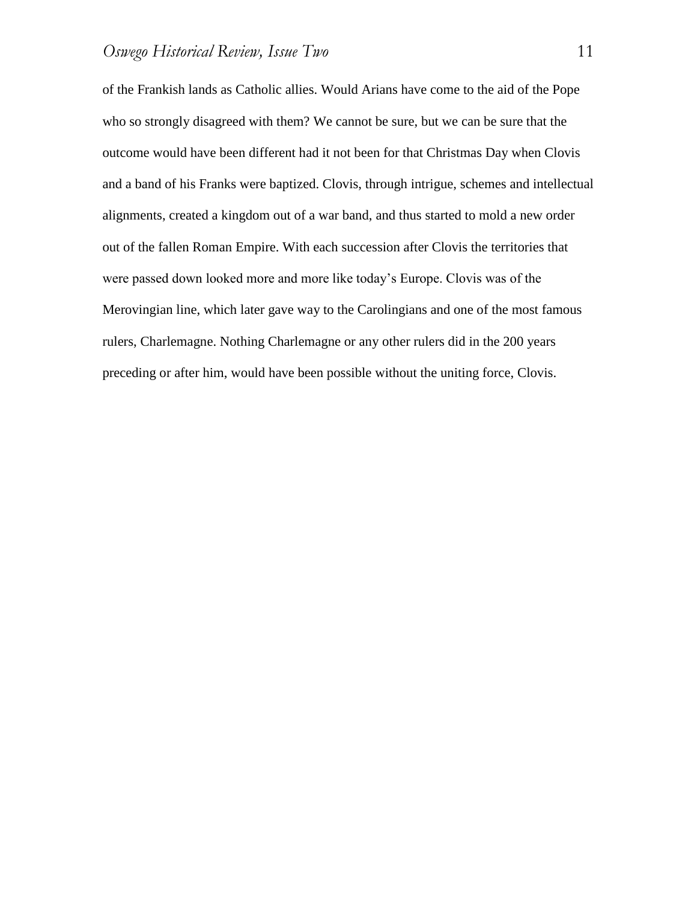of the Frankish lands as Catholic allies. Would Arians have come to the aid of the Pope who so strongly disagreed with them? We cannot be sure, but we can be sure that the outcome would have been different had it not been for that Christmas Day when Clovis and a band of his Franks were baptized. Clovis, through intrigue, schemes and intellectual alignments, created a kingdom out of a war band, and thus started to mold a new order out of the fallen Roman Empire. With each succession after Clovis the territories that were passed down looked more and more like today's Europe. Clovis was of the Merovingian line, which later gave way to the Carolingians and one of the most famous rulers, Charlemagne. Nothing Charlemagne or any other rulers did in the 200 years preceding or after him, would have been possible without the uniting force, Clovis.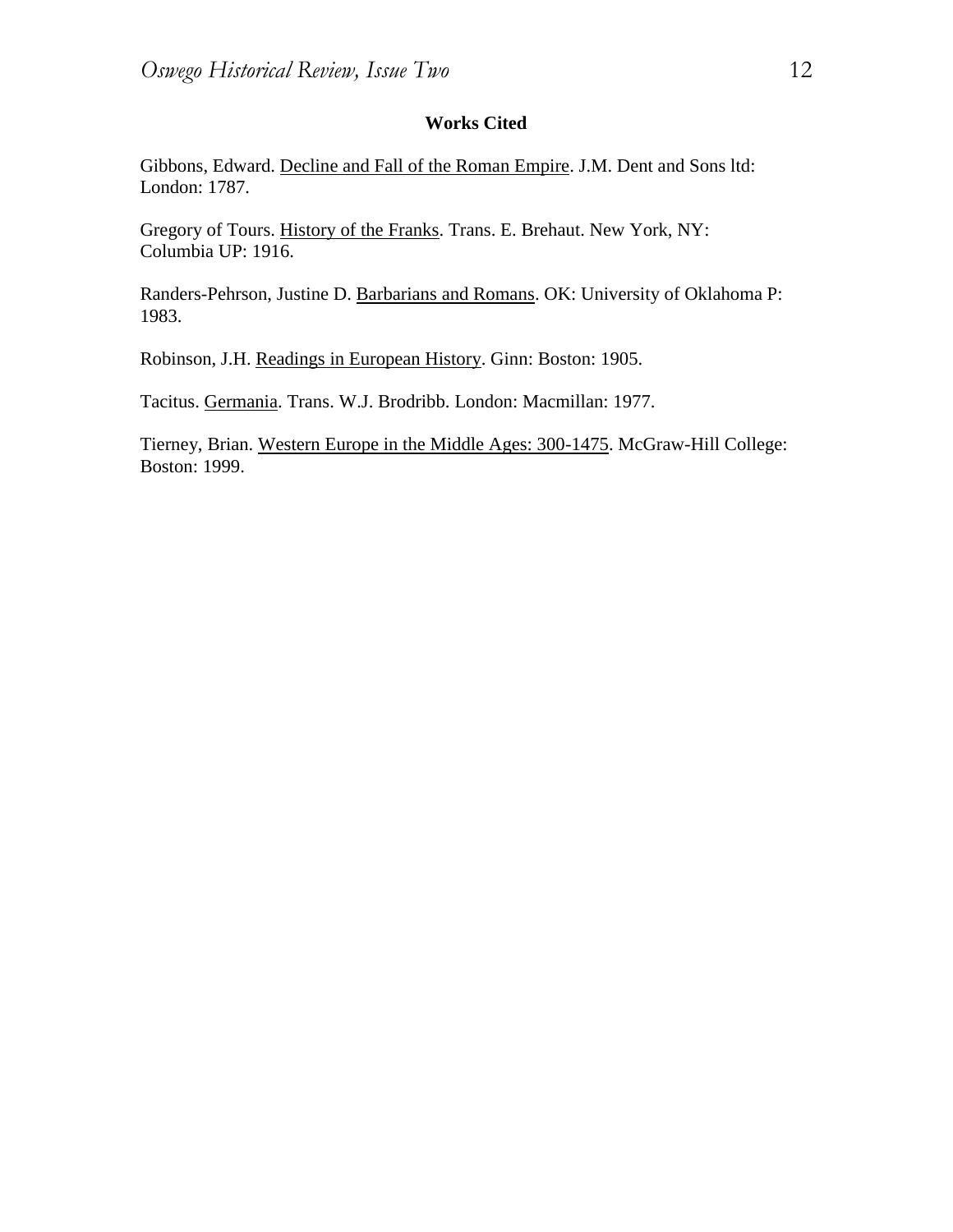**Works Cited**

Gibbons, Edward. Decline and Fall of the Roman Empire. J.M. Dent and Sons ltd: London: 1787.

Gregory of Tours. History of the Franks. Trans. E. Brehaut. New York, NY: Columbia UP: 1916.

Randers-Pehrson, Justine D. Barbarians and Romans. OK: University of Oklahoma P: 1983.

Robinson, J.H. Readings in European History. Ginn: Boston: 1905.

Tacitus. Germania. Trans. W.J. Brodribb. London: Macmillan: 1977.

Tierney, Brian. Western Europe in the Middle Ages: 300-1475. McGraw-Hill College: Boston: 1999.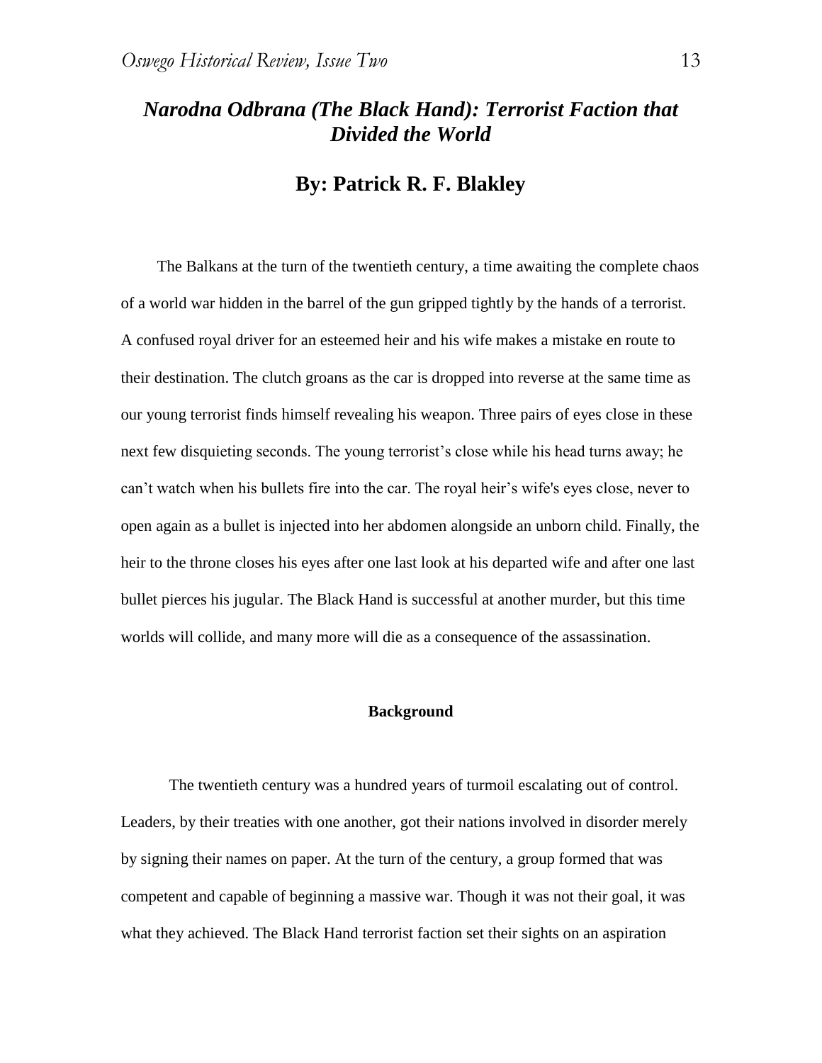# *Narodna Odbrana (The Black Hand): Terrorist Faction that Divided the World*

## By: Patrick R. F. Blakley

The Balkans at the turn of the twentieth century, a time awaiting the complete chaos of a world war hidden in the barrel of the gun gripped tightly by the hands of a terrorist. A confused royal driver for an esteemed heir and his wife makes a mistake en route to their destination. The clutch groans as the car is dropped into reverse at the same time as our young terrorist finds himself revealing his weapon. Three pairs of eyes close in these next few disquieting seconds. The young terrorist's close while his head turns away; he can't watch when his bullets fire into the car. The royal heir's wife's eyes close, never to open again as a bullet is injected into her abdomen alongside an unborn child. Finally, the heir to the throne closes his eyes after one last look at his departed wife and after one last bullet pierces his jugular. The Black Hand is successful at another murder, but this time worlds will collide, and many more will die as a consequence of the assassination.

### Background

The twentieth century was a hundred years of turmoil escalating out of control. Leaders, by their treaties with one another, got their nations involved in disorder merely by signing their names on paper. At the turn of the century, a group formed that was competent and capable of beginning a massive war. Though it was not their goal, it was what they achieved. The Black Hand terrorist faction set their sights on an aspiration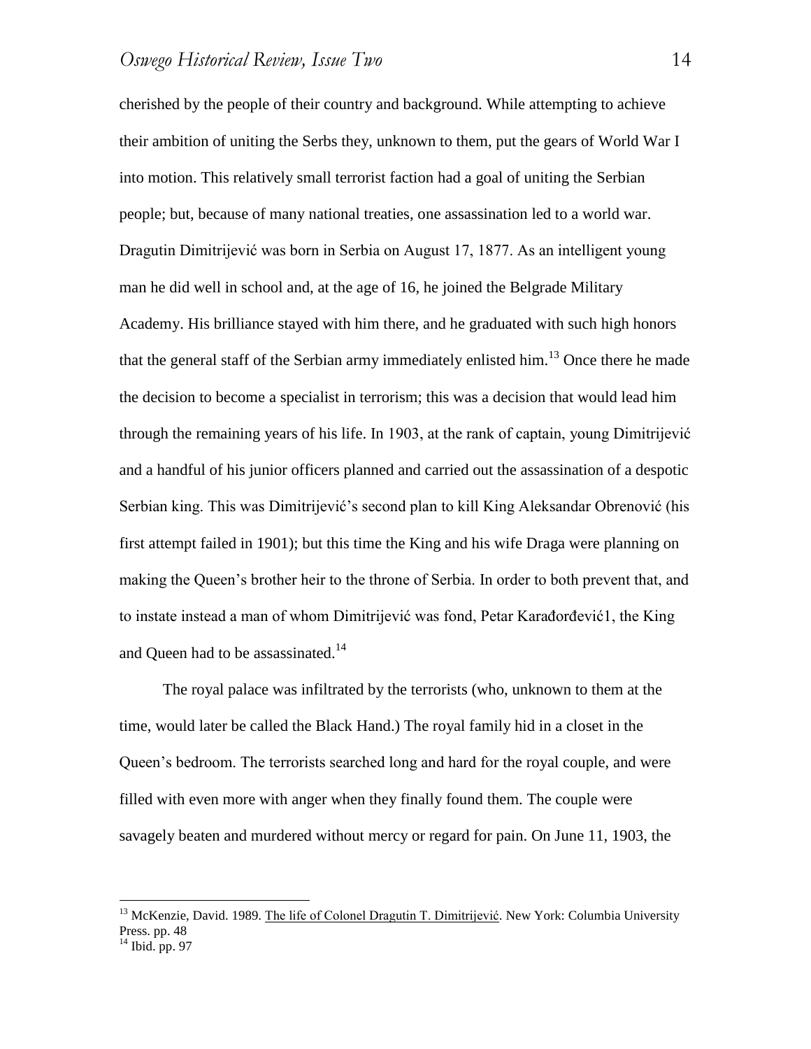cherished by the people of their country and background. While attempting to achieve their ambition of uniting the Serbs they, unknown to them, put the gears of World War I into motion. This relatively small terrorist faction had a goal of uniting the Serbian people; but, because of many national treaties, one assassination led to a world war. Dragutin Dimitrijević was born in Serbia on August 17, 1877. As an intelligent young man he did well in school and, at the age of 16, he joined the Belgrade Military Academy. His brilliance stayed with him there, and he graduated with such high honors that the general staff of the Serbian army immediately enlisted him.[13] Once there he made the decision to become a specialist in terrorism; this was a decision that would lead him through the remaining years of his life. In 1903, at the rank of captain, young Dimitrijević and a handful of his junior officers planned and carried out the assassination of a despotic Serbian king. This was Dimitrijević's second plan to kill King Aleksandar Obrenović (his first attempt failed in 1901); but this time the King and his wife Draga were planning on making the Queen's brother heir to the throne of Serbia. In order to both prevent that, and to instate instead a man of whom Dimitrijević was fond, Petar Karađorđević1, the King and Queen had to be assassinated.[14]

The royal palace was infiltrated by the terrorists (who, unknown to them at the time, would later be called the Black Hand.) The royal family hid in a closet in the Queen's bedroom. The terrorists searched long and hard for the royal couple, and were filled with even more with anger when they finally found them. The couple were savagely beaten and murdered without mercy or regard for pain. On June 11, 1903, the

---

[13] McKenzie, David. 1989. The life of Colonel Dragutin T. Dimitrijević. New York: Columbia University Press. pp. 48

[14] Ibid. pp. 97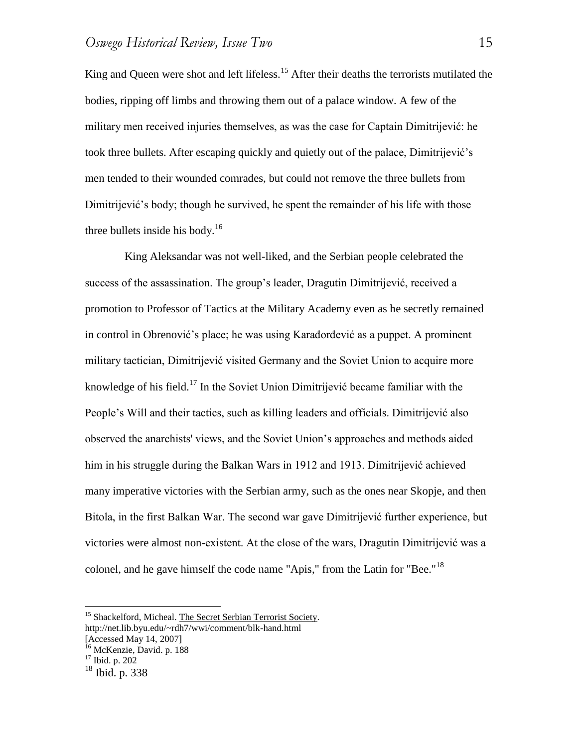King and Queen were shot and left lifeless.[15] After their deaths the terrorists mutilated the bodies, ripping off limbs and throwing them out of a palace window. A few of the military men received injuries themselves, as was the case for Captain Dimitrijević: he took three bullets. After escaping quickly and quietly out of the palace, Dimitrijević's men tended to their wounded comrades, but could not remove the three bullets from Dimitrijević's body; though he survived, he spent the remainder of his life with those three bullets inside his body.[16]

King Aleksandar was not well-liked, and the Serbian people celebrated the success of the assassination. The group's leader, Dragutin Dimitrijević, received a promotion to Professor of Tactics at the Military Academy even as he secretly remained in control in Obrenović's place; he was using Karađorđević as a puppet. A prominent military tactician, Dimitrijević visited Germany and the Soviet Union to acquire more knowledge of his field.[17] In the Soviet Union Dimitrijević became familiar with the People's Will and their tactics, such as killing leaders and officials. Dimitrijević also observed the anarchists' views, and the Soviet Union's approaches and methods aided him in his struggle during the Balkan Wars in 1912 and 1913. Dimitrijević achieved many imperative victories with the Serbian army, such as the ones near Skopje, and then Bitola, in the first Balkan War. The second war gave Dimitrijević further experience, but victories were almost non-existent. At the close of the wars, Dragutin Dimitrijević was a colonel, and he gave himself the code name "Apis," from the Latin for "Bee."[18]

---

[15] Shackelford, Micheal. The Secret Serbian Terrorist Society. http://net.lib.byu.edu/~rdh7/wwi/comment/blk-hand.html [Accessed May 14, 2007]

[16] McKenzie, David. p. 188

[17] Ibid. p. 202

[18] Ibid. p. 338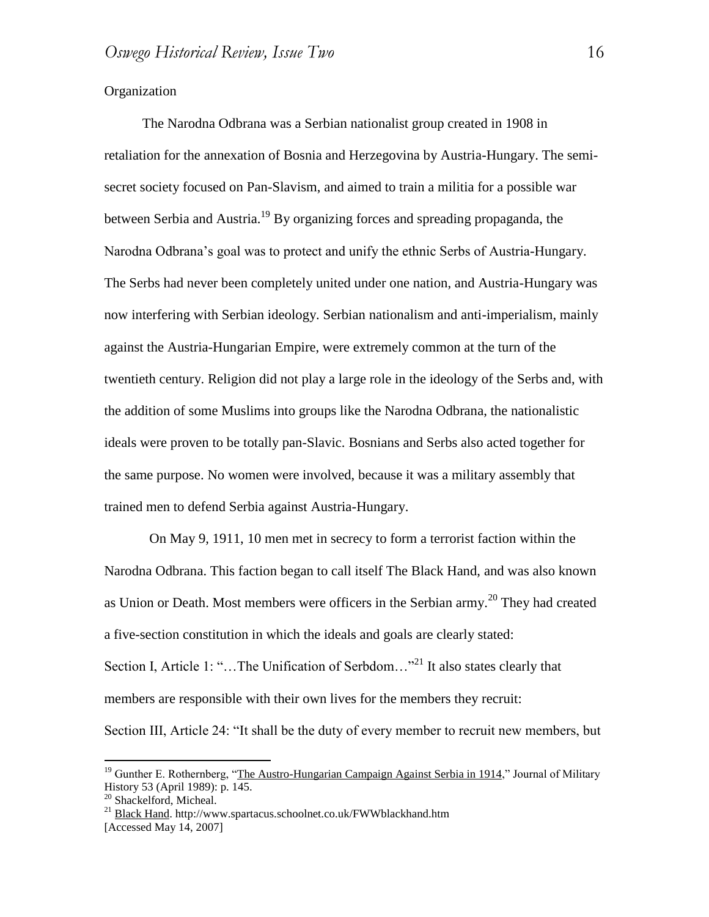Organization

The Narodna Odbrana was a Serbian nationalist group created in 1908 in retaliation for the annexation of Bosnia and Herzegovina by Austria-Hungary. The semi-secret society focused on Pan-Slavism, and aimed to train a militia for a possible war between Serbia and Austria.[19] By organizing forces and spreading propaganda, the Narodna Odbrana's goal was to protect and unify the ethnic Serbs of Austria-Hungary. The Serbs had never been completely united under one nation, and Austria-Hungary was now interfering with Serbian ideology. Serbian nationalism and anti-imperialism, mainly against the Austria-Hungarian Empire, were extremely common at the turn of the twentieth century. Religion did not play a large role in the ideology of the Serbs and, with the addition of some Muslims into groups like the Narodna Odbrana, the nationalistic ideals were proven to be totally pan-Slavic. Bosnians and Serbs also acted together for the same purpose. No women were involved, because it was a military assembly that trained men to defend Serbia against Austria-Hungary.

On May 9, 1911, 10 men met in secrecy to form a terrorist faction within the Narodna Odbrana. This faction began to call itself The Black Hand, and was also known as Union or Death. Most members were officers in the Serbian army.[20] They had created a five-section constitution in which the ideals and goals are clearly stated:
Section I, Article 1: "…The Unification of Serbdom…"[21] It also states clearly that members are responsible with their own lives for the members they recruit:
Section III, Article 24: "It shall be the duty of every member to recruit new members, but

---

[19] Gunther E. Rothernberg, "The Austro-Hungarian Campaign Against Serbia in 1914," Journal of Military History 53 (April 1989): p. 145.

[20] Shackelford, Micheal.

[21] Black Hand. http://www.spartacus.schoolnet.co.uk/FWWblackhand.htm [Accessed May 14, 2007]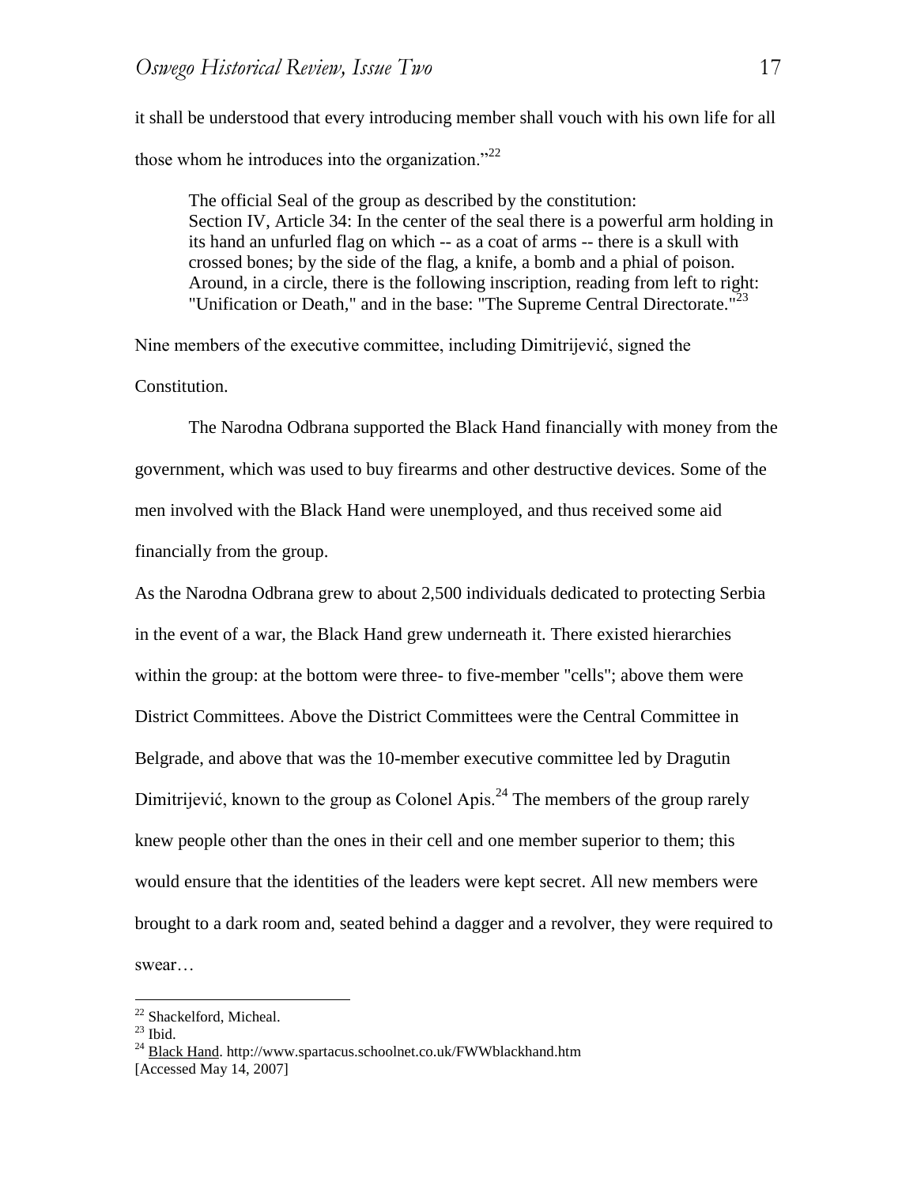it shall be understood that every introducing member shall vouch with his own life for all those whom he introduces into the organization."[22]

> The official Seal of the group as described by the constitution:
> Section IV, Article 34: In the center of the seal there is a powerful arm holding in its hand an unfurled flag on which -- as a coat of arms -- there is a skull with crossed bones; by the side of the flag, a knife, a bomb and a phial of poison. Around, in a circle, there is the following inscription, reading from left to right: "Unification or Death," and in the base: "The Supreme Central Directorate."[23]

Nine members of the executive committee, including Dimitrijević, signed the Constitution.

The Narodna Odbrana supported the Black Hand financially with money from the government, which was used to buy firearms and other destructive devices. Some of the men involved with the Black Hand were unemployed, and thus received some aid financially from the group.

As the Narodna Odbrana grew to about 2,500 individuals dedicated to protecting Serbia in the event of a war, the Black Hand grew underneath it. There existed hierarchies within the group: at the bottom were three- to five-member "cells"; above them were District Committees. Above the District Committees were the Central Committee in Belgrade, and above that was the 10-member executive committee led by Dragutin Dimitrijević, known to the group as Colonel Apis.[24] The members of the group rarely knew people other than the ones in their cell and one member superior to them; this would ensure that the identities of the leaders were kept secret. All new members were brought to a dark room and, seated behind a dagger and a revolver, they were required to swear…

---

[22] Shackelford, Micheal.

[23] Ibid.

[24] Black Hand. http://www.spartacus.schoolnet.co.uk/FWWblackhand.htm [Accessed May 14, 2007]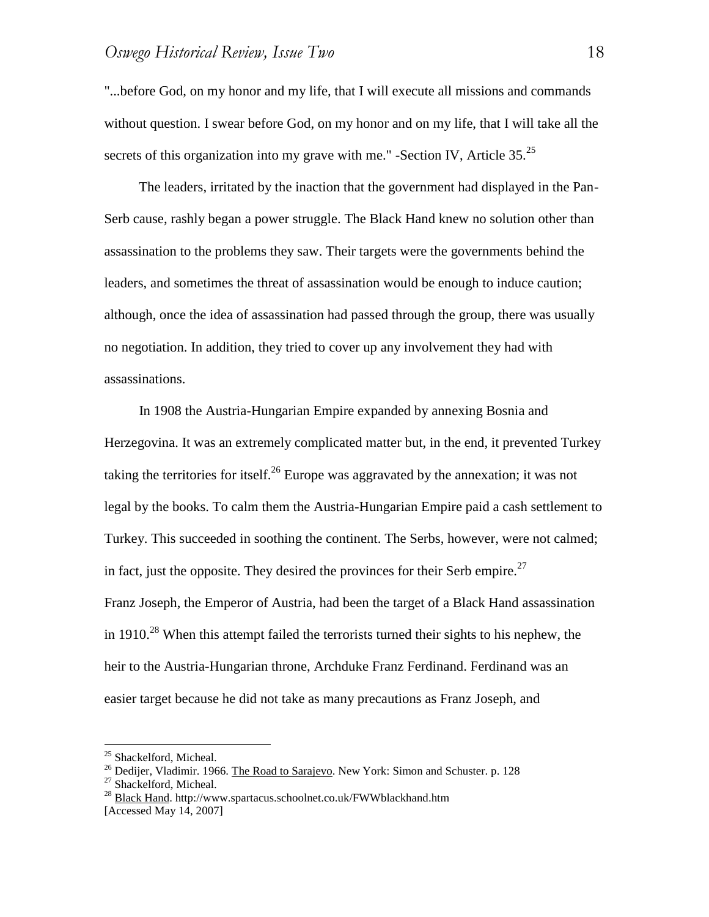"...before God, on my honor and my life, that I will execute all missions and commands without question. I swear before God, on my honor and on my life, that I will take all the secrets of this organization into my grave with me." -Section IV, Article 35.[25]

The leaders, irritated by the inaction that the government had displayed in the Pan-Serb cause, rashly began a power struggle. The Black Hand knew no solution other than assassination to the problems they saw. Their targets were the governments behind the leaders, and sometimes the threat of assassination would be enough to induce caution; although, once the idea of assassination had passed through the group, there was usually no negotiation. In addition, they tried to cover up any involvement they had with assassinations.

In 1908 the Austria-Hungarian Empire expanded by annexing Bosnia and Herzegovina. It was an extremely complicated matter but, in the end, it prevented Turkey taking the territories for itself.[26] Europe was aggravated by the annexation; it was not legal by the books. To calm them the Austria-Hungarian Empire paid a cash settlement to Turkey. This succeeded in soothing the continent. The Serbs, however, were not calmed; in fact, just the opposite. They desired the provinces for their Serb empire.[27]

Franz Joseph, the Emperor of Austria, had been the target of a Black Hand assassination in 1910.[28] When this attempt failed the terrorists turned their sights to his nephew, the heir to the Austria-Hungarian throne, Archduke Franz Ferdinand. Ferdinand was an easier target because he did not take as many precautions as Franz Joseph, and

---

[25] Shackelford, Micheal.

[26] Dedijer, Vladimir. 1966. The Road to Sarajevo. New York: Simon and Schuster. p. 128

[27] Shackelford, Micheal.

[28] Black Hand. http://www.spartacus.schoolnet.co.uk/FWWblackhand.htm [Accessed May 14, 2007]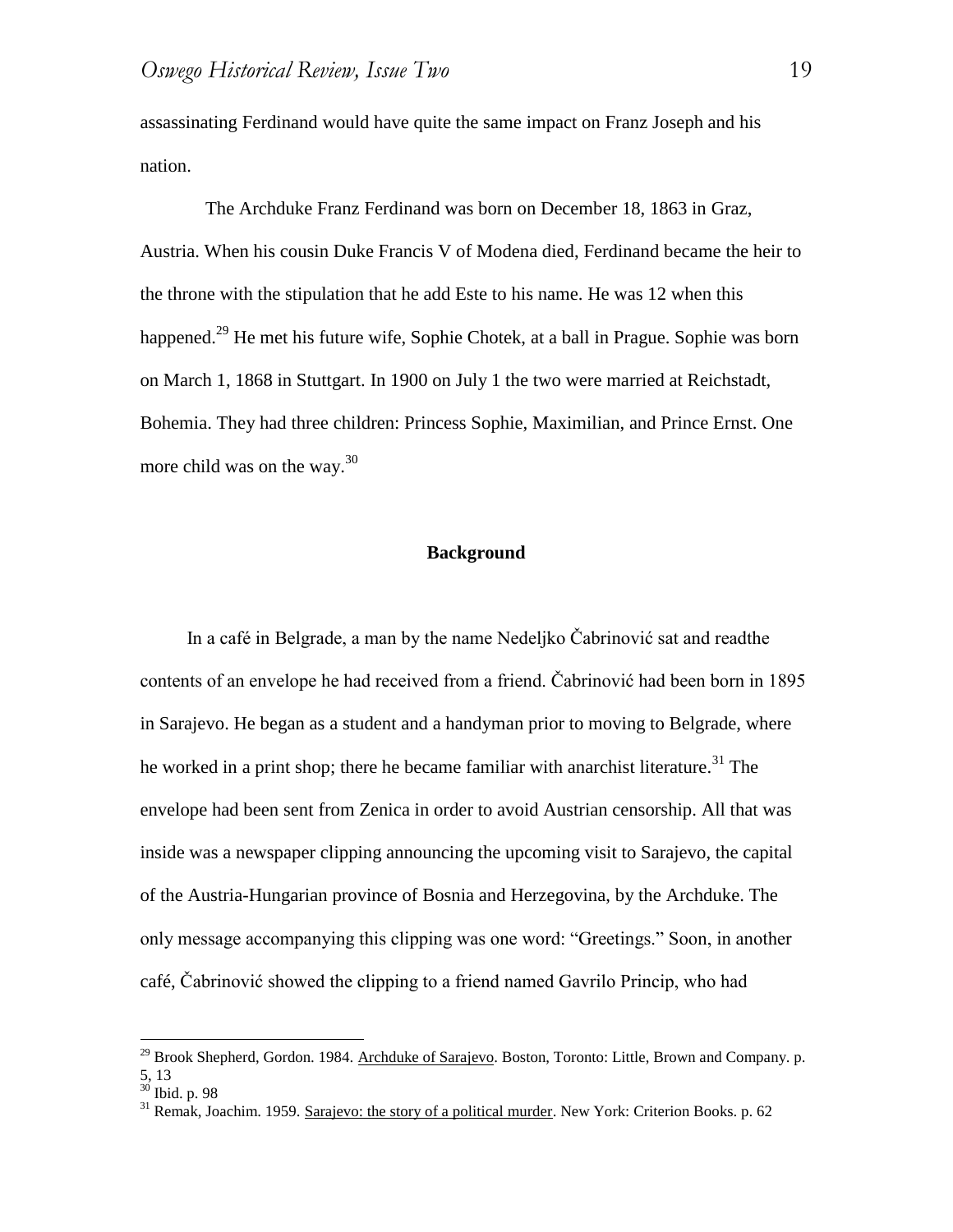assassinating Ferdinand would have quite the same impact on Franz Joseph and his nation.

The Archduke Franz Ferdinand was born on December 18, 1863 in Graz, Austria. When his cousin Duke Francis V of Modena died, Ferdinand became the heir to the throne with the stipulation that he add Este to his name. He was 12 when this happened.[29] He met his future wife, Sophie Chotek, at a ball in Prague. Sophie was born on March 1, 1868 in Stuttgart. In 1900 on July 1 the two were married at Reichstadt, Bohemia. They had three children: Princess Sophie, Maximilian, and Prince Ernst. One more child was on the way.[30]

## Background

In a café in Belgrade, a man by the name Nedeljko Čabrinović sat and readthe contents of an envelope he had received from a friend. Čabrinović had been born in 1895 in Sarajevo. He began as a student and a handyman prior to moving to Belgrade, where he worked in a print shop; there he became familiar with anarchist literature.[31] The envelope had been sent from Zenica in order to avoid Austrian censorship. All that was inside was a newspaper clipping announcing the upcoming visit to Sarajevo, the capital of the Austria-Hungarian province of Bosnia and Herzegovina, by the Archduke. The only message accompanying this clipping was one word: "Greetings." Soon, in another café, Čabrinović showed the clipping to a friend named Gavrilo Princip, who had

---

[29] Brook Shepherd, Gordon. 1984. Archduke of Sarajevo. Boston, Toronto: Little, Brown and Company. p. 5, 13

[30] Ibid. p. 98

[31] Remak, Joachim. 1959. Sarajevo: the story of a political murder. New York: Criterion Books. p. 62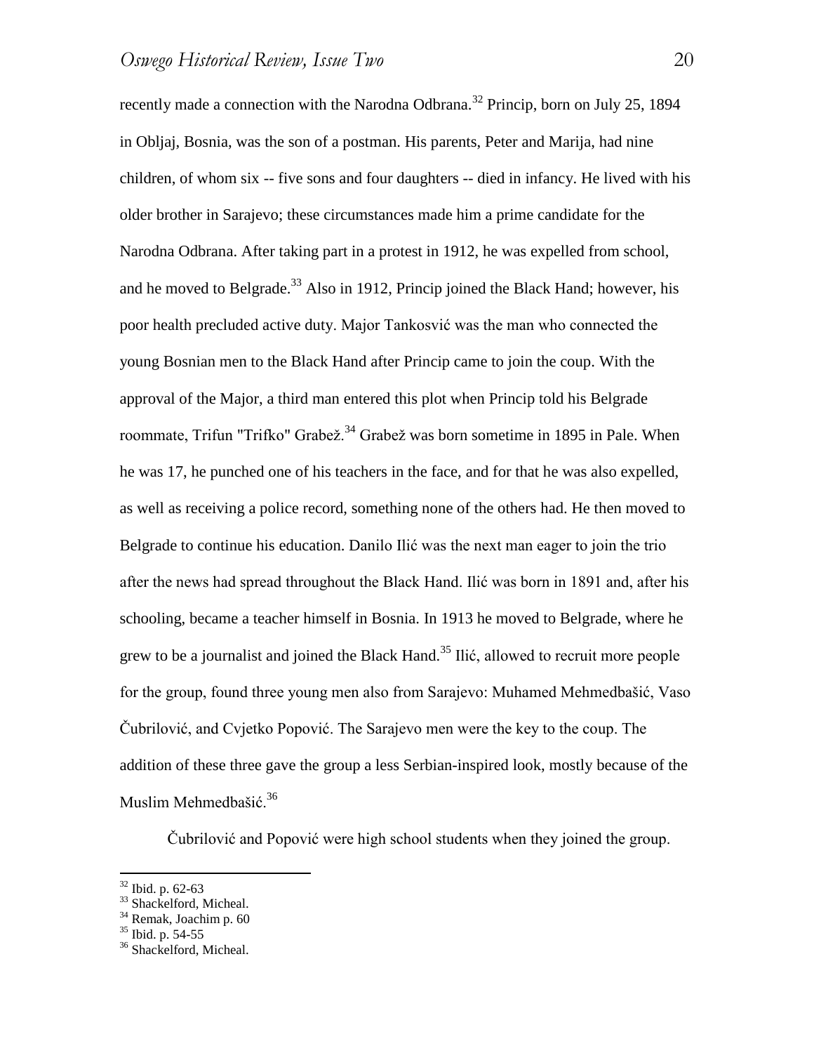recently made a connection with the Narodna Odbrana.[32] Princip, born on July 25, 1894 in Obljaj, Bosnia, was the son of a postman. His parents, Peter and Marija, had nine children, of whom six -- five sons and four daughters -- died in infancy. He lived with his older brother in Sarajevo; these circumstances made him a prime candidate for the Narodna Odbrana. After taking part in a protest in 1912, he was expelled from school, and he moved to Belgrade.[33] Also in 1912, Princip joined the Black Hand; however, his poor health precluded active duty. Major Tankosvić was the man who connected the young Bosnian men to the Black Hand after Princip came to join the coup. With the approval of the Major, a third man entered this plot when Princip told his Belgrade roommate, Trifun "Trifko" Grabež.[34] Grabež was born sometime in 1895 in Pale. When he was 17, he punched one of his teachers in the face, and for that he was also expelled, as well as receiving a police record, something none of the others had. He then moved to Belgrade to continue his education. Danilo Ilić was the next man eager to join the trio after the news had spread throughout the Black Hand. Ilić was born in 1891 and, after his schooling, became a teacher himself in Bosnia. In 1913 he moved to Belgrade, where he grew to be a journalist and joined the Black Hand.[35] Ilić, allowed to recruit more people for the group, found three young men also from Sarajevo: Muhamed Mehmedbašić, Vaso Čubrilović, and Cvjetko Popović. The Sarajevo men were the key to the coup. The addition of these three gave the group a less Serbian-inspired look, mostly because of the Muslim Mehmedbašić.[36]

Čubrilović and Popović were high school students when they joined the group.

---

[32] Ibid. p. 62-63
[33] Shackelford, Micheal.
[34] Remak, Joachim p. 60
[35] Ibid. p. 54-55
[36] Shackelford, Micheal.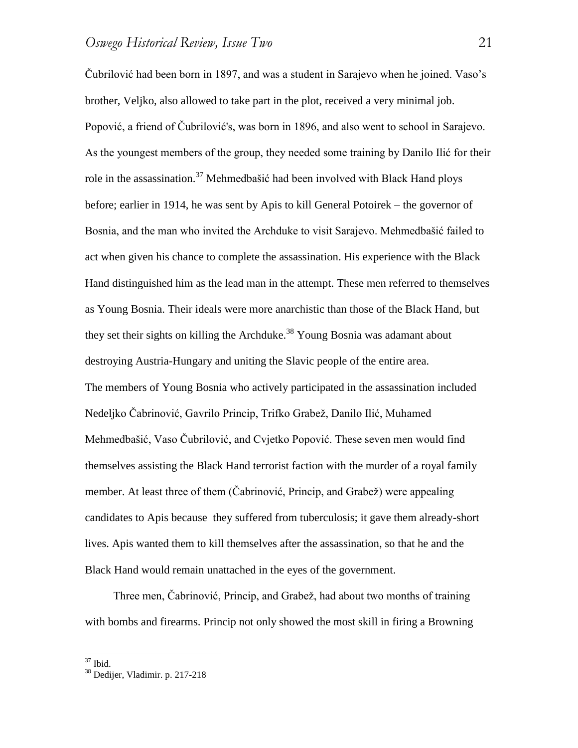Čubrilović had been born in 1897, and was a student in Sarajevo when he joined. Vaso's brother, Veljko, also allowed to take part in the plot, received a very minimal job. Popović, a friend of Čubrilović's, was born in 1896, and also went to school in Sarajevo. As the youngest members of the group, they needed some training by Danilo Ilić for their role in the assassination.[37] Mehmedbašić had been involved with Black Hand ploys before; earlier in 1914, he was sent by Apis to kill General Potoirek – the governor of Bosnia, and the man who invited the Archduke to visit Sarajevo. Mehmedbašić failed to act when given his chance to complete the assassination. His experience with the Black Hand distinguished him as the lead man in the attempt. These men referred to themselves as Young Bosnia. Their ideals were more anarchistic than those of the Black Hand, but they set their sights on killing the Archduke.[38] Young Bosnia was adamant about destroying Austria-Hungary and uniting the Slavic people of the entire area.

The members of Young Bosnia who actively participated in the assassination included Nedeljko Čabrinović, Gavrilo Princip, Trifko Grabež, Danilo Ilić, Muhamed Mehmedbašić, Vaso Čubrilović, and Cvjetko Popović. These seven men would find themselves assisting the Black Hand terrorist faction with the murder of a royal family member. At least three of them (Čabrinović, Princip, and Grabež) were appealing candidates to Apis because they suffered from tuberculosis; it gave them already-short lives. Apis wanted them to kill themselves after the assassination, so that he and the Black Hand would remain unattached in the eyes of the government.

Three men, Čabrinović, Princip, and Grabež, had about two months of training with bombs and firearms. Princip not only showed the most skill in firing a Browning

---

[37] Ibid.

[38] Dedijer, Vladimir. p. 217-218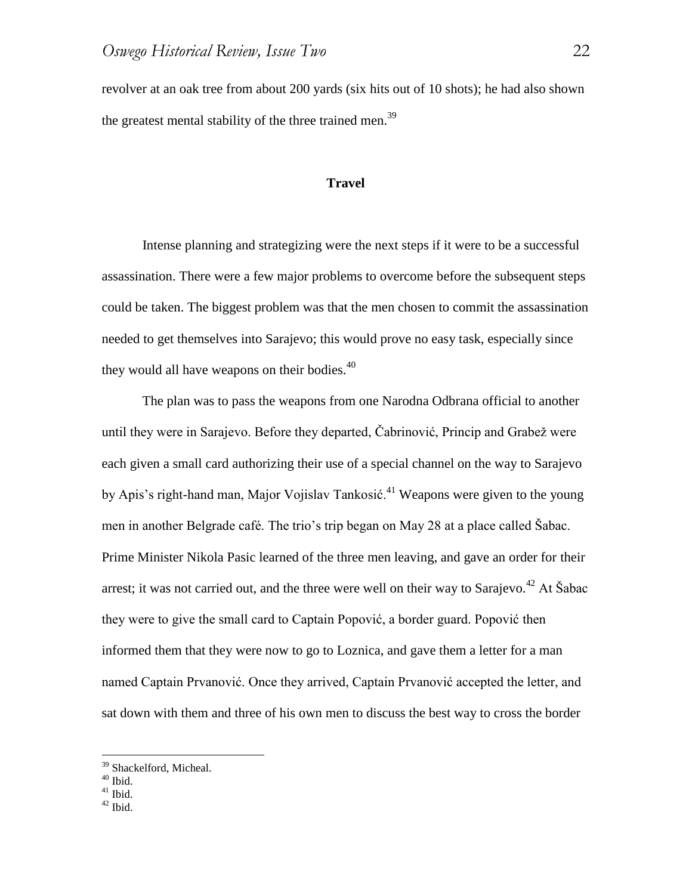revolver at an oak tree from about 200 yards (six hits out of 10 shots); he had also shown the greatest mental stability of the three trained men.[39]

## Travel

Intense planning and strategizing were the next steps if it were to be a successful assassination. There were a few major problems to overcome before the subsequent steps could be taken. The biggest problem was that the men chosen to commit the assassination needed to get themselves into Sarajevo; this would prove no easy task, especially since they would all have weapons on their bodies.[40]

The plan was to pass the weapons from one Narodna Odbrana official to another until they were in Sarajevo. Before they departed, Čabrinović, Princip and Grabež were each given a small card authorizing their use of a special channel on the way to Sarajevo by Apis's right-hand man, Major Vojislav Tankosić.[41] Weapons were given to the young men in another Belgrade café. The trio's trip began on May 28 at a place called Šabac. Prime Minister Nikola Pasic learned of the three men leaving, and gave an order for their arrest; it was not carried out, and the three were well on their way to Sarajevo.[42] At Šabac they were to give the small card to Captain Popović, a border guard. Popović then informed them that they were now to go to Loznica, and gave them a letter for a man named Captain Prvanović. Once they arrived, Captain Prvanović accepted the letter, and sat down with them and three of his own men to discuss the best way to cross the border

---

[39] Shackelford, Micheal.
[40] Ibid.
[41] Ibid.
[42] Ibid.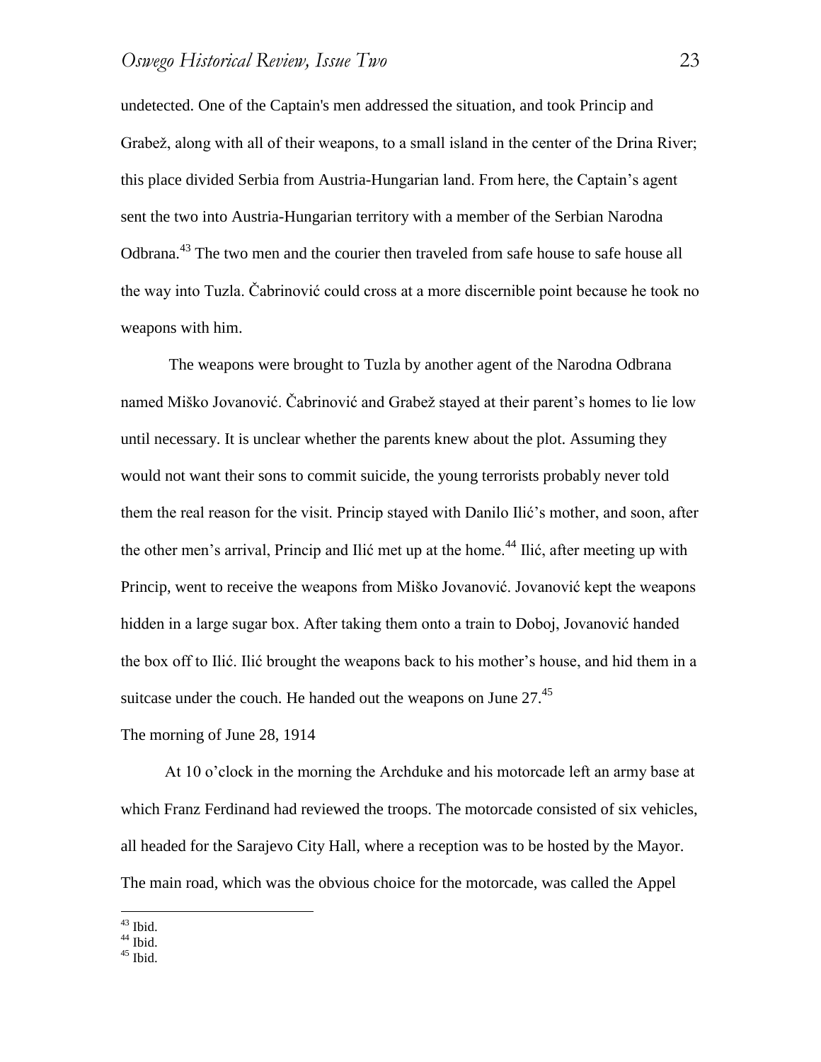undetected. One of the Captain's men addressed the situation, and took Princip and Grabež, along with all of their weapons, to a small island in the center of the Drina River; this place divided Serbia from Austria-Hungarian land. From here, the Captain's agent sent the two into Austria-Hungarian territory with a member of the Serbian Narodna Odbrana.[43] The two men and the courier then traveled from safe house to safe house all the way into Tuzla. Čabrinović could cross at a more discernible point because he took no weapons with him.

The weapons were brought to Tuzla by another agent of the Narodna Odbrana named Miško Jovanović. Čabrinović and Grabež stayed at their parent's homes to lie low until necessary. It is unclear whether the parents knew about the plot. Assuming they would not want their sons to commit suicide, the young terrorists probably never told them the real reason for the visit. Princip stayed with Danilo Ilić's mother, and soon, after the other men's arrival, Princip and Ilić met up at the home.[44] Ilić, after meeting up with Princip, went to receive the weapons from Miško Jovanović. Jovanović kept the weapons hidden in a large sugar box. After taking them onto a train to Doboj, Jovanović handed the box off to Ilić. Ilić brought the weapons back to his mother's house, and hid them in a suitcase under the couch. He handed out the weapons on June 27.[45]

## The morning of June 28, 1914

At 10 o'clock in the morning the Archduke and his motorcade left an army base at which Franz Ferdinand had reviewed the troops. The motorcade consisted of six vehicles, all headed for the Sarajevo City Hall, where a reception was to be hosted by the Mayor. The main road, which was the obvious choice for the motorcade, was called the Appel

---

[43] Ibid.

[44] Ibid.

[45] Ibid.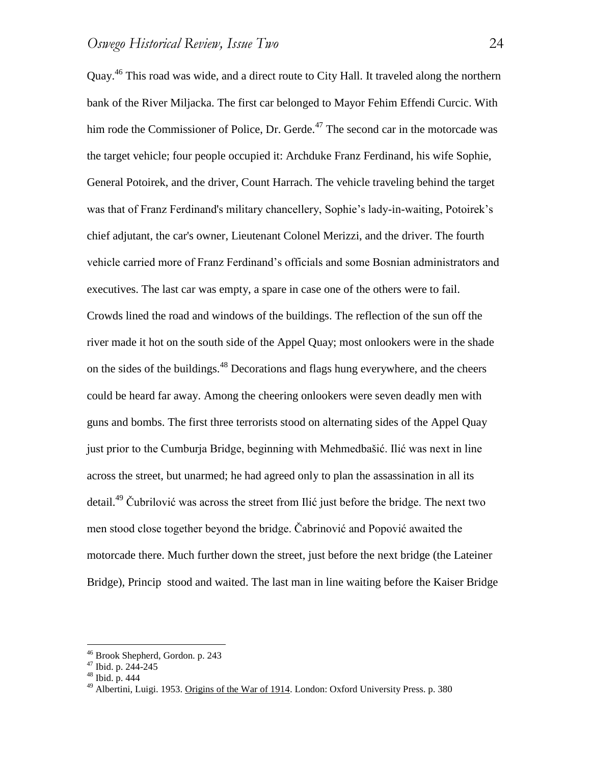Quay.[46] This road was wide, and a direct route to City Hall. It traveled along the northern bank of the River Miljacka. The first car belonged to Mayor Fehim Effendi Curcic. With him rode the Commissioner of Police, Dr. Gerde.[47] The second car in the motorcade was the target vehicle; four people occupied it: Archduke Franz Ferdinand, his wife Sophie, General Potoirek, and the driver, Count Harrach. The vehicle traveling behind the target was that of Franz Ferdinand's military chancellery, Sophie's lady-in-waiting, Potoirek's chief adjutant, the car's owner, Lieutenant Colonel Merizzi, and the driver. The fourth vehicle carried more of Franz Ferdinand's officials and some Bosnian administrators and executives. The last car was empty, a spare in case one of the others were to fail. Crowds lined the road and windows of the buildings. The reflection of the sun off the river made it hot on the south side of the Appel Quay; most onlookers were in the shade on the sides of the buildings.[48] Decorations and flags hung everywhere, and the cheers could be heard far away. Among the cheering onlookers were seven deadly men with guns and bombs. The first three terrorists stood on alternating sides of the Appel Quay just prior to the Cumburja Bridge, beginning with Mehmedbašić. Ilić was next in line across the street, but unarmed; he had agreed only to plan the assassination in all its detail.[49] Čubrilović was across the street from Ilić just before the bridge. The next two men stood close together beyond the bridge. Čabrinović and Popović awaited the motorcade there. Much further down the street, just before the next bridge (the Lateiner Bridge), Princip stood and waited. The last man in line waiting before the Kaiser Bridge

---

[46] Brook Shepherd, Gordon. p. 243

[47] Ibid. p. 244-245

[48] Ibid. p. 444

[49] Albertini, Luigi. 1953. Origins of the War of 1914. London: Oxford University Press. p. 380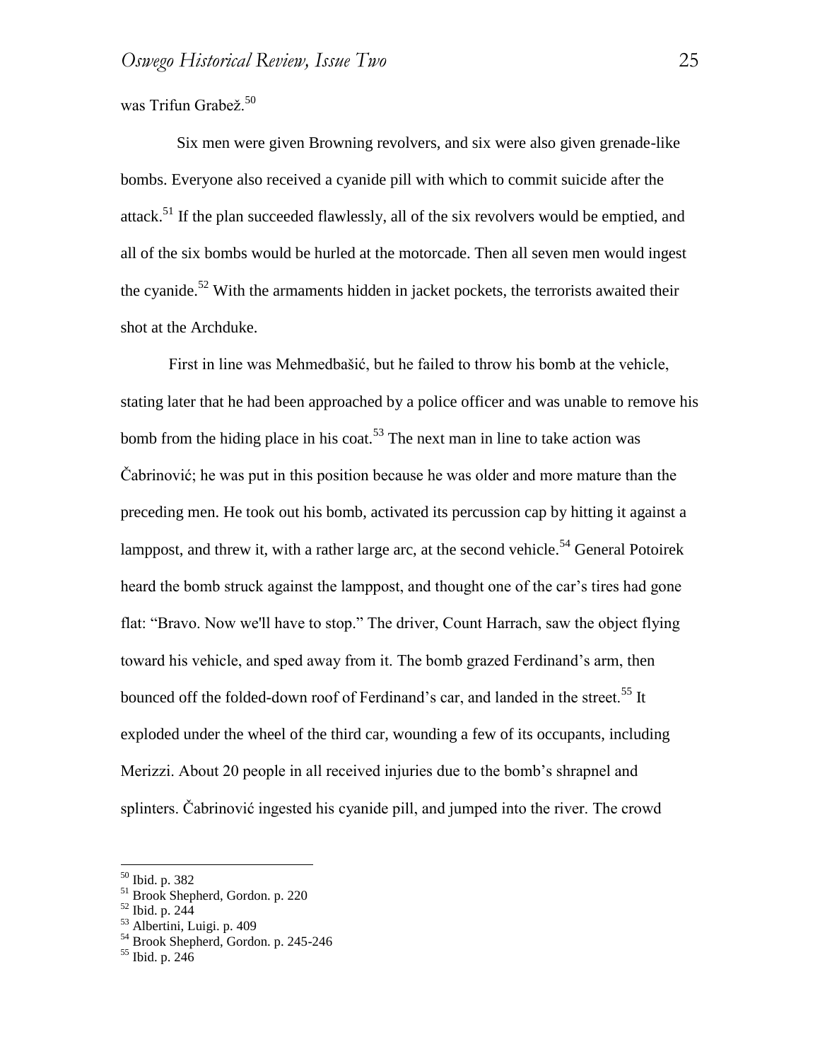was Trifun Grabež.[50]

Six men were given Browning revolvers, and six were also given grenade-like bombs. Everyone also received a cyanide pill with which to commit suicide after the attack.[51] If the plan succeeded flawlessly, all of the six revolvers would be emptied, and all of the six bombs would be hurled at the motorcade. Then all seven men would ingest the cyanide.[52] With the armaments hidden in jacket pockets, the terrorists awaited their shot at the Archduke.

First in line was Mehmedbašić, but he failed to throw his bomb at the vehicle, stating later that he had been approached by a police officer and was unable to remove his bomb from the hiding place in his coat.[53] The next man in line to take action was Čabrinović; he was put in this position because he was older and more mature than the preceding men. He took out his bomb, activated its percussion cap by hitting it against a lamppost, and threw it, with a rather large arc, at the second vehicle.[54] General Potoirek heard the bomb struck against the lamppost, and thought one of the car's tires had gone flat: "Bravo. Now we'll have to stop." The driver, Count Harrach, saw the object flying toward his vehicle, and sped away from it. The bomb grazed Ferdinand's arm, then bounced off the folded-down roof of Ferdinand's car, and landed in the street.[55] It exploded under the wheel of the third car, wounding a few of its occupants, including Merizzi. About 20 people in all received injuries due to the bomb's shrapnel and splinters. Čabrinović ingested his cyanide pill, and jumped into the river. The crowd

[50] Ibid. p. 382
[51] Brook Shepherd, Gordon. p. 220
[52] Ibid. p. 244
[53] Albertini, Luigi. p. 409
[54] Brook Shepherd, Gordon. p. 245-246
[55] Ibid. p. 246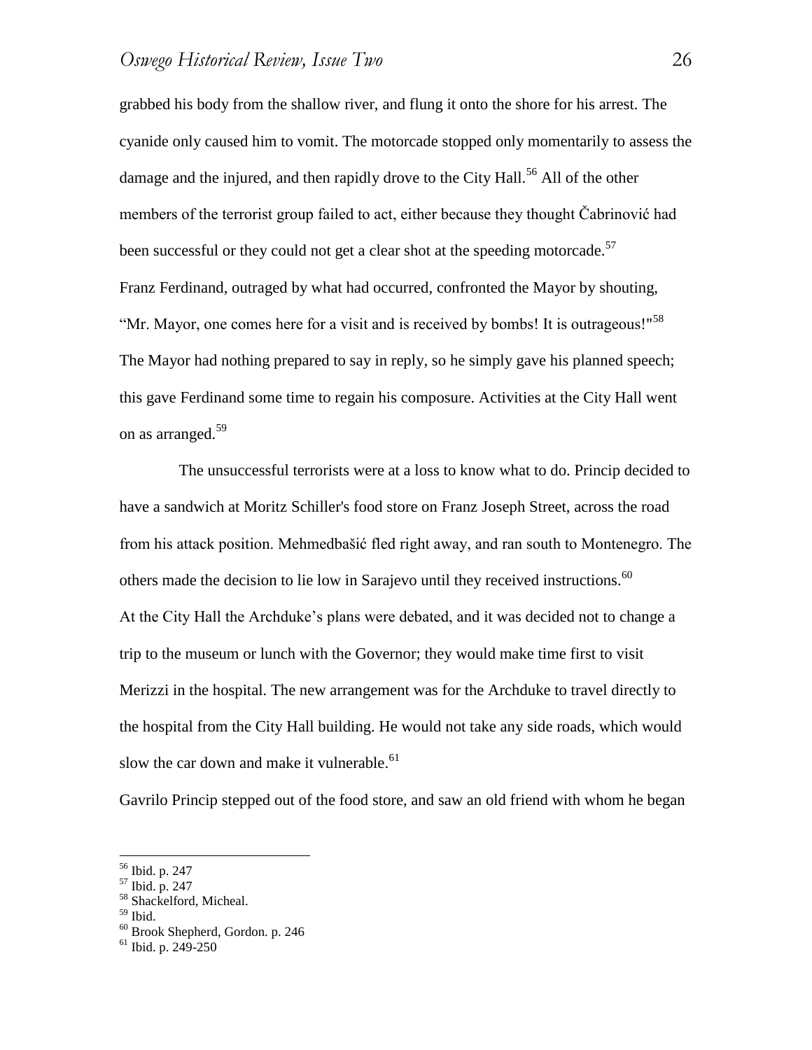grabbed his body from the shallow river, and flung it onto the shore for his arrest. The cyanide only caused him to vomit. The motorcade stopped only momentarily to assess the damage and the injured, and then rapidly drove to the City Hall.[56] All of the other members of the terrorist group failed to act, either because they thought Čabrinović had been successful or they could not get a clear shot at the speeding motorcade.[57]

Franz Ferdinand, outraged by what had occurred, confronted the Mayor by shouting, "Mr. Mayor, one comes here for a visit and is received by bombs! It is outrageous!"[58] The Mayor had nothing prepared to say in reply, so he simply gave his planned speech; this gave Ferdinand some time to regain his composure. Activities at the City Hall went on as arranged.[59]

The unsuccessful terrorists were at a loss to know what to do. Princip decided to have a sandwich at Moritz Schiller's food store on Franz Joseph Street, across the road from his attack position. Mehmedbašić fled right away, and ran south to Montenegro. The others made the decision to lie low in Sarajevo until they received instructions.[60]

At the City Hall the Archduke's plans were debated, and it was decided not to change a trip to the museum or lunch with the Governor; they would make time first to visit Merizzi in the hospital. The new arrangement was for the Archduke to travel directly to the hospital from the City Hall building. He would not take any side roads, which would slow the car down and make it vulnerable.[61]

Gavrilo Princip stepped out of the food store, and saw an old friend with whom he began

---

[56] Ibid. p. 247
[57] Ibid. p. 247
[58] Shackelford, Micheal.
[59] Ibid.
[60] Brook Shepherd, Gordon. p. 246
[61] Ibid. p. 249-250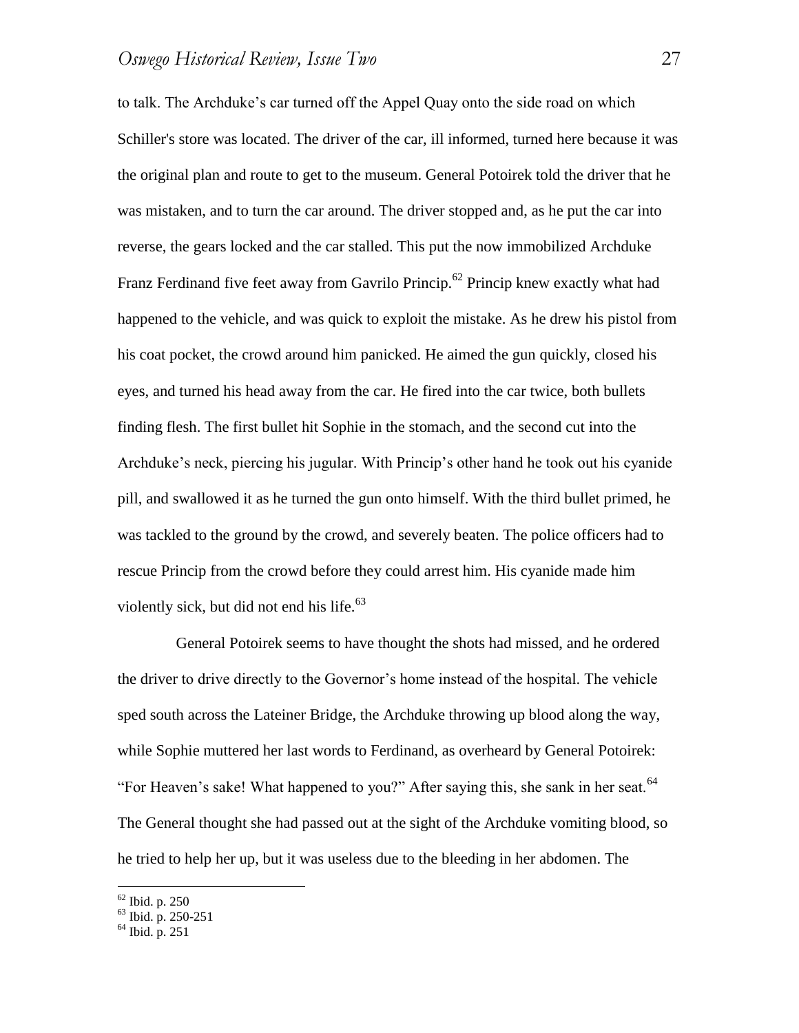to talk. The Archduke's car turned off the Appel Quay onto the side road on which Schiller's store was located. The driver of the car, ill informed, turned here because it was the original plan and route to get to the museum. General Potoirek told the driver that he was mistaken, and to turn the car around. The driver stopped and, as he put the car into reverse, the gears locked and the car stalled. This put the now immobilized Archduke Franz Ferdinand five feet away from Gavrilo Princip.[62] Princip knew exactly what had happened to the vehicle, and was quick to exploit the mistake. As he drew his pistol from his coat pocket, the crowd around him panicked. He aimed the gun quickly, closed his eyes, and turned his head away from the car. He fired into the car twice, both bullets finding flesh. The first bullet hit Sophie in the stomach, and the second cut into the Archduke's neck, piercing his jugular. With Princip's other hand he took out his cyanide pill, and swallowed it as he turned the gun onto himself. With the third bullet primed, he was tackled to the ground by the crowd, and severely beaten. The police officers had to rescue Princip from the crowd before they could arrest him. His cyanide made him violently sick, but did not end his life.[63]

General Potoirek seems to have thought the shots had missed, and he ordered the driver to drive directly to the Governor's home instead of the hospital. The vehicle sped south across the Lateiner Bridge, the Archduke throwing up blood along the way, while Sophie muttered her last words to Ferdinand, as overheard by General Potoirek: "For Heaven's sake! What happened to you?" After saying this, she sank in her seat.[64] The General thought she had passed out at the sight of the Archduke vomiting blood, so he tried to help her up, but it was useless due to the bleeding in her abdomen. The

[62] Ibid. p. 250
[63] Ibid. p. 250-251
[64] Ibid. p. 251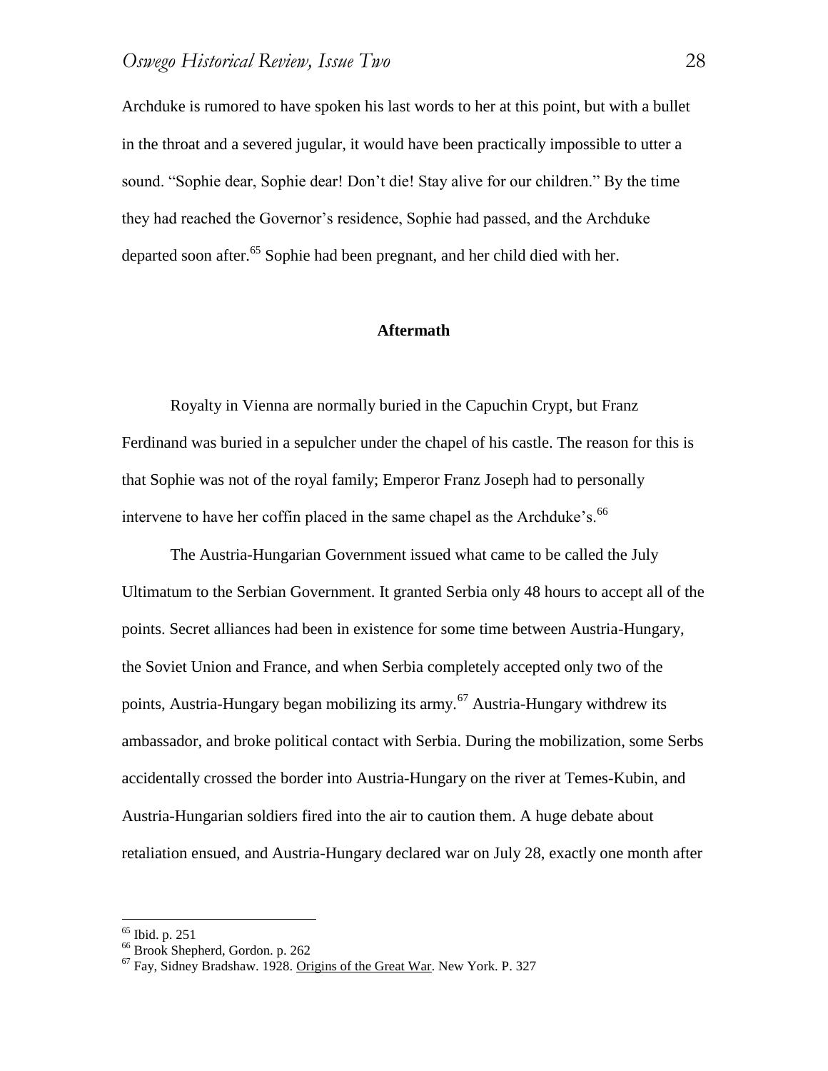Archduke is rumored to have spoken his last words to her at this point, but with a bullet in the throat and a severed jugular, it would have been practically impossible to utter a sound. “Sophie dear, Sophie dear! Don’t die! Stay alive for our children.” By the time they had reached the Governor’s residence, Sophie had passed, and the Archduke departed soon after.[65] Sophie had been pregnant, and her child died with her.

## Aftermath

Royalty in Vienna are normally buried in the Capuchin Crypt, but Franz Ferdinand was buried in a sepulcher under the chapel of his castle. The reason for this is that Sophie was not of the royal family; Emperor Franz Joseph had to personally intervene to have her coffin placed in the same chapel as the Archduke’s.[66]

The Austria-Hungarian Government issued what came to be called the July Ultimatum to the Serbian Government. It granted Serbia only 48 hours to accept all of the points. Secret alliances had been in existence for some time between Austria-Hungary, the Soviet Union and France, and when Serbia completely accepted only two of the points, Austria-Hungary began mobilizing its army.[67] Austria-Hungary withdrew its ambassador, and broke political contact with Serbia. During the mobilization, some Serbs accidentally crossed the border into Austria-Hungary on the river at Temes-Kubin, and Austria-Hungarian soldiers fired into the air to caution them. A huge debate about retaliation ensued, and Austria-Hungary declared war on July 28, exactly one month after

---

[65] Ibid. p. 251

[66] Brook Shepherd, Gordon. p. 262

[67] Fay, Sidney Bradshaw. 1928. Origins of the Great War. New York. P. 327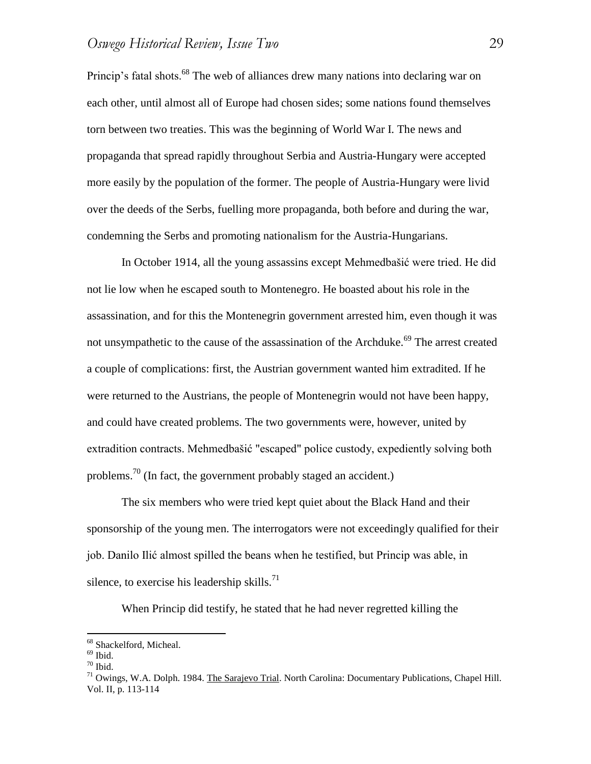Princip's fatal shots.[68] The web of alliances drew many nations into declaring war on each other, until almost all of Europe had chosen sides; some nations found themselves torn between two treaties. This was the beginning of World War I. The news and propaganda that spread rapidly throughout Serbia and Austria-Hungary were accepted more easily by the population of the former. The people of Austria-Hungary were livid over the deeds of the Serbs, fuelling more propaganda, both before and during the war, condemning the Serbs and promoting nationalism for the Austria-Hungarians.

In October 1914, all the young assassins except Mehmedbašić were tried. He did not lie low when he escaped south to Montenegro. He boasted about his role in the assassination, and for this the Montenegrin government arrested him, even though it was not unsympathetic to the cause of the assassination of the Archduke.[69] The arrest created a couple of complications: first, the Austrian government wanted him extradited. If he were returned to the Austrians, the people of Montenegrin would not have been happy, and could have created problems. The two governments were, however, united by extradition contracts. Mehmedbašić "escaped" police custody, expediently solving both problems.[70] (In fact, the government probably staged an accident.)

The six members who were tried kept quiet about the Black Hand and their sponsorship of the young men. The interrogators were not exceedingly qualified for their job. Danilo Ilić almost spilled the beans when he testified, but Princip was able, in silence, to exercise his leadership skills.[71]

When Princip did testify, he stated that he had never regretted killing the

---

[68] Shackelford, Micheal.

[69] Ibid.

[70] Ibid.

[71] Owings, W.A. Dolph. 1984. The Sarajevo Trial. North Carolina: Documentary Publications, Chapel Hill. Vol. II, p. 113-114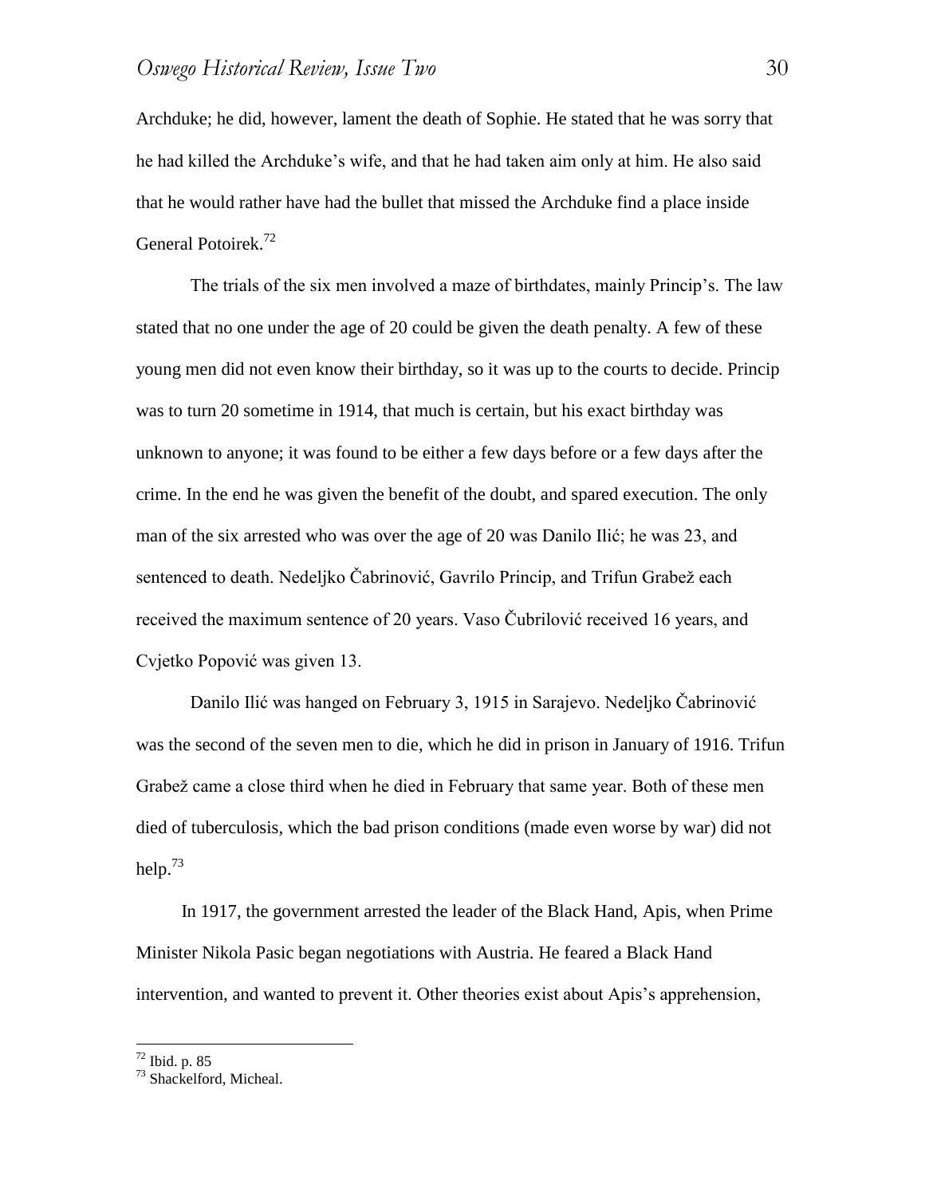Archduke; he did, however, lament the death of Sophie. He stated that he was sorry that he had killed the Archduke's wife, and that he had taken aim only at him. He also said that he would rather have had the bullet that missed the Archduke find a place inside General Potoirek.[72]

The trials of the six men involved a maze of birthdates, mainly Princip's. The law stated that no one under the age of 20 could be given the death penalty. A few of these young men did not even know their birthday, so it was up to the courts to decide. Princip was to turn 20 sometime in 1914, that much is certain, but his exact birthday was unknown to anyone; it was found to be either a few days before or a few days after the crime. In the end he was given the benefit of the doubt, and spared execution. The only man of the six arrested who was over the age of 20 was Danilo Ilić; he was 23, and sentenced to death. Nedeljko Čabrinović, Gavrilo Princip, and Trifun Grabež each received the maximum sentence of 20 years. Vaso Čubrilović received 16 years, and Cvjetko Popović was given 13.

Danilo Ilić was hanged on February 3, 1915 in Sarajevo. Nedeljko Čabrinović was the second of the seven men to die, which he did in prison in January of 1916. Trifun Grabež came a close third when he died in February that same year. Both of these men died of tuberculosis, which the bad prison conditions (made even worse by war) did not help.[73]

In 1917, the government arrested the leader of the Black Hand, Apis, when Prime Minister Nikola Pasic began negotiations with Austria. He feared a Black Hand intervention, and wanted to prevent it. Other theories exist about Apis's apprehension,

---

[72] Ibid. p. 85

[73] Shackelford, Micheal.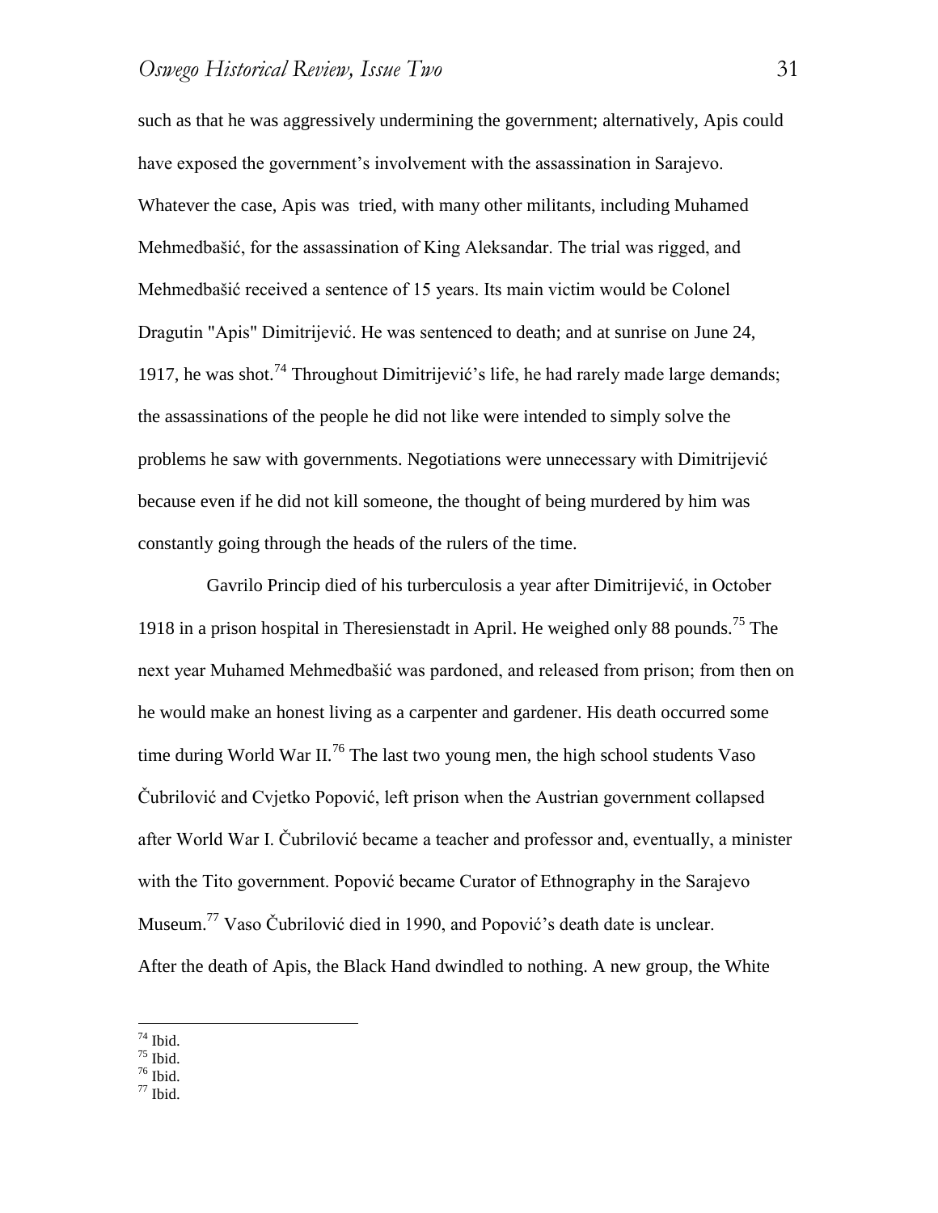such as that he was aggressively undermining the government; alternatively, Apis could have exposed the government's involvement with the assassination in Sarajevo. Whatever the case, Apis was tried, with many other militants, including Muhamed Mehmedbašić, for the assassination of King Aleksandar. The trial was rigged, and Mehmedbašić received a sentence of 15 years. Its main victim would be Colonel Dragutin "Apis" Dimitrijević. He was sentenced to death; and at sunrise on June 24, 1917, he was shot.[74] Throughout Dimitrijević's life, he had rarely made large demands; the assassinations of the people he did not like were intended to simply solve the problems he saw with governments. Negotiations were unnecessary with Dimitrijević because even if he did not kill someone, the thought of being murdered by him was constantly going through the heads of the rulers of the time.

Gavrilo Princip died of his turberculosis a year after Dimitrijević, in October 1918 in a prison hospital in Theresienstadt in April. He weighed only 88 pounds.[75] The next year Muhamed Mehmedbašić was pardoned, and released from prison; from then on he would make an honest living as a carpenter and gardener. His death occurred some time during World War II.[76] The last two young men, the high school students Vaso Čubrilović and Cvjetko Popović, left prison when the Austrian government collapsed after World War I. Čubrilović became a teacher and professor and, eventually, a minister with the Tito government. Popović became Curator of Ethnography in the Sarajevo Museum.[77] Vaso Čubrilović died in 1990, and Popović's death date is unclear.

After the death of Apis, the Black Hand dwindled to nothing. A new group, the White

---

[74] Ibid.

[75] Ibid.

[76] Ibid.

[77] Ibid.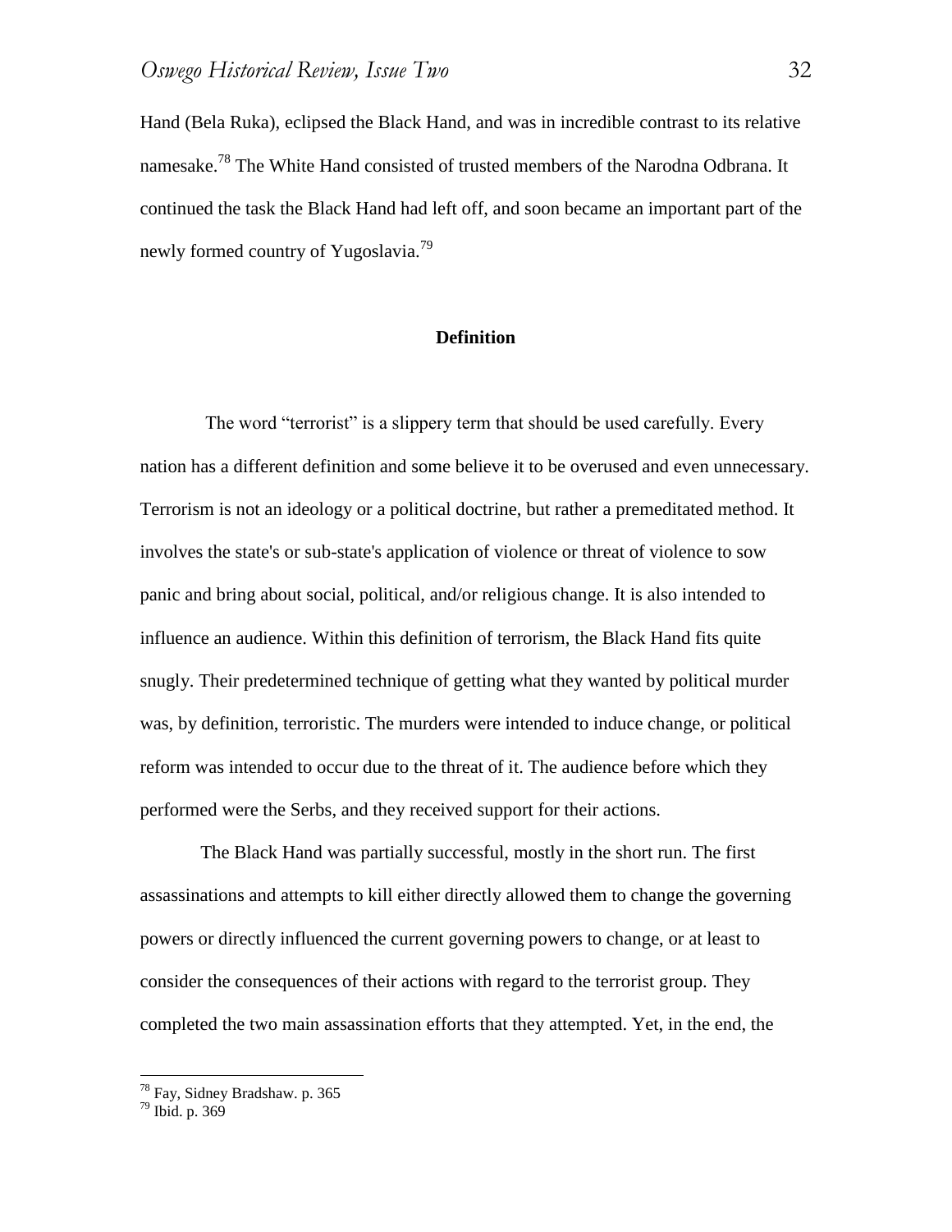Hand (Bela Ruka), eclipsed the Black Hand, and was in incredible contrast to its relative namesake.[78] The White Hand consisted of trusted members of the Narodna Odbrana. It continued the task the Black Hand had left off, and soon became an important part of the newly formed country of Yugoslavia.[79]

## Definition

The word "terrorist" is a slippery term that should be used carefully. Every nation has a different definition and some believe it to be overused and even unnecessary. Terrorism is not an ideology or a political doctrine, but rather a premeditated method. It involves the state's or sub-state's application of violence or threat of violence to sow panic and bring about social, political, and/or religious change. It is also intended to influence an audience. Within this definition of terrorism, the Black Hand fits quite snugly. Their predetermined technique of getting what they wanted by political murder was, by definition, terroristic. The murders were intended to induce change, or political reform was intended to occur due to the threat of it. The audience before which they performed were the Serbs, and they received support for their actions.

The Black Hand was partially successful, mostly in the short run. The first assassinations and attempts to kill either directly allowed them to change the governing powers or directly influenced the current governing powers to change, or at least to consider the consequences of their actions with regard to the terrorist group. They completed the two main assassination efforts that they attempted. Yet, in the end, the

[78] Fay, Sidney Bradshaw. p. 365
[79] Ibid. p. 369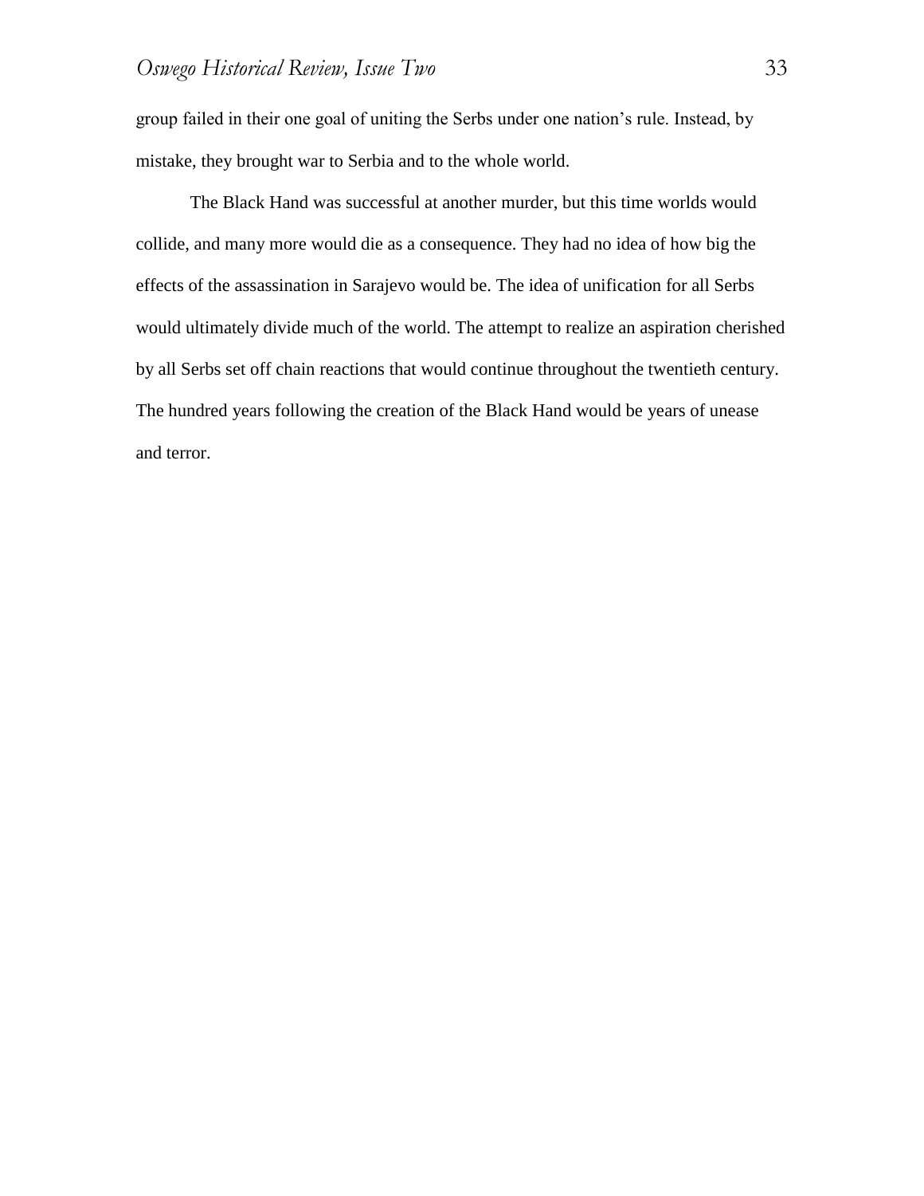group failed in their one goal of uniting the Serbs under one nation's rule. Instead, by mistake, they brought war to Serbia and to the whole world.

The Black Hand was successful at another murder, but this time worlds would collide, and many more would die as a consequence. They had no idea of how big the effects of the assassination in Sarajevo would be. The idea of unification for all Serbs would ultimately divide much of the world. The attempt to realize an aspiration cherished by all Serbs set off chain reactions that would continue throughout the twentieth century. The hundred years following the creation of the Black Hand would be years of unease and terror.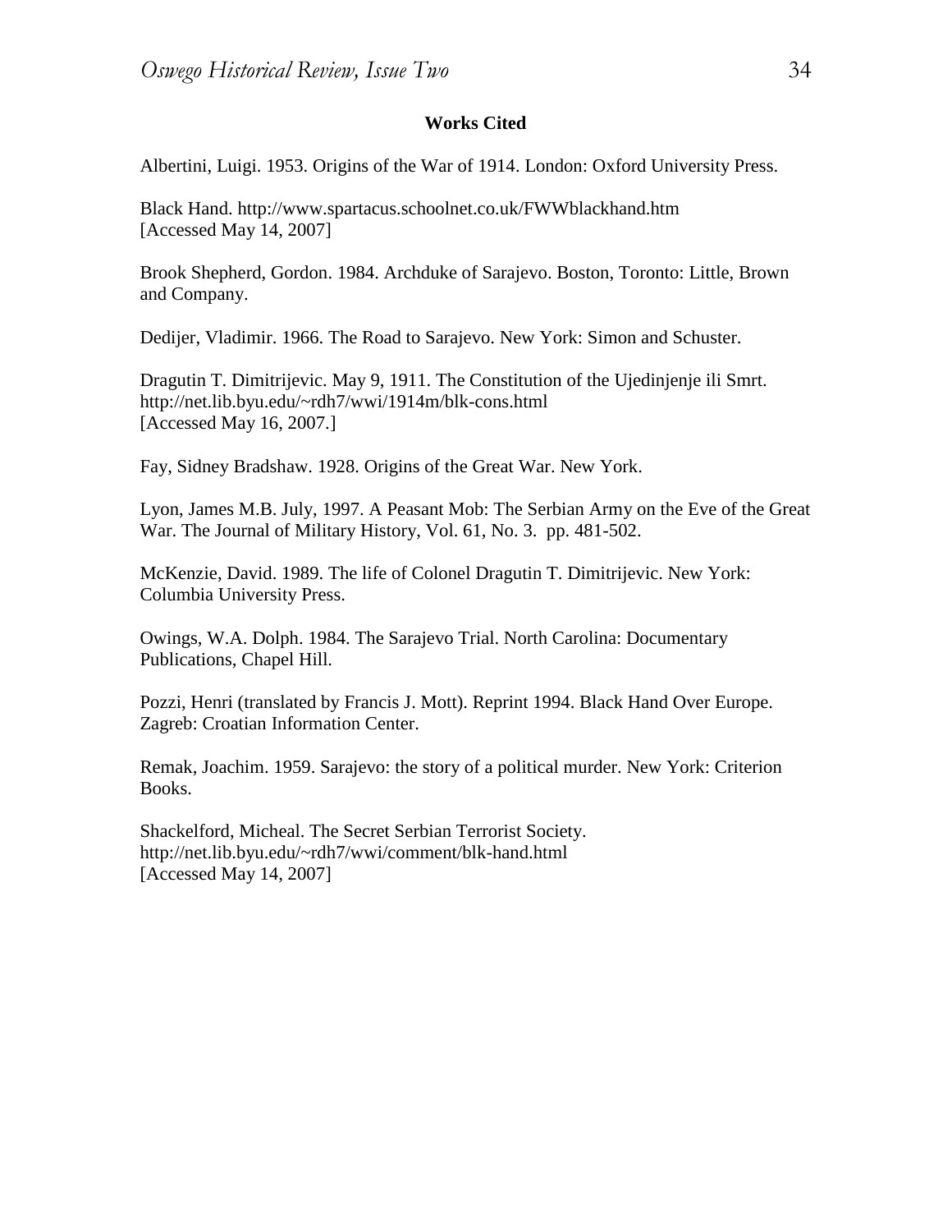## Works Cited

Albertini, Luigi. 1953. Origins of the War of 1914. London: Oxford University Press.

Black Hand. http://www.spartacus.schoolnet.co.uk/FWWblackhand.htm
[Accessed May 14, 2007]

Brook Shepherd, Gordon. 1984. Archduke of Sarajevo. Boston, Toronto: Little, Brown and Company.

Dedijer, Vladimir. 1966. The Road to Sarajevo. New York: Simon and Schuster.

Dragutin T. Dimitrijevic. May 9, 1911. The Constitution of the Ujedinjenje ili Smrt.
http://net.lib.byu.edu/~rdh7/wwi/1914m/blk-cons.html
[Accessed May 16, 2007.]

Fay, Sidney Bradshaw. 1928. Origins of the Great War. New York.

Lyon, James M.B. July, 1997. A Peasant Mob: The Serbian Army on the Eve of the Great War. The Journal of Military History, Vol. 61, No. 3. pp. 481-502.

McKenzie, David. 1989. The life of Colonel Dragutin T. Dimitrijevic. New York: Columbia University Press.

Owings, W.A. Dolph. 1984. The Sarajevo Trial. North Carolina: Documentary Publications, Chapel Hill.

Pozzi, Henri (translated by Francis J. Mott). Reprint 1994. Black Hand Over Europe. Zagreb: Croatian Information Center.

Remak, Joachim. 1959. Sarajevo: the story of a political murder. New York: Criterion Books.

Shackelford, Micheal. The Secret Serbian Terrorist Society.
http://net.lib.byu.edu/~rdh7/wwi/comment/blk-hand.html
[Accessed May 14, 2007]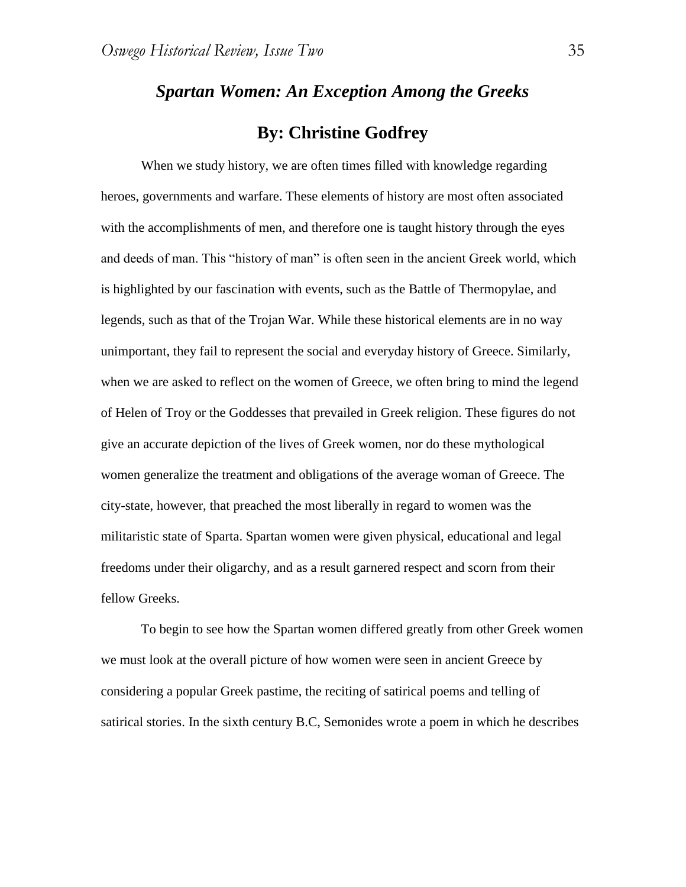## *Spartan Women: An Exception Among the Greeks*

## By: Christine Godfrey

When we study history, we are often times filled with knowledge regarding heroes, governments and warfare. These elements of history are most often associated with the accomplishments of men, and therefore one is taught history through the eyes and deeds of man. This "history of man" is often seen in the ancient Greek world, which is highlighted by our fascination with events, such as the Battle of Thermopylae, and legends, such as that of the Trojan War. While these historical elements are in no way unimportant, they fail to represent the social and everyday history of Greece. Similarly, when we are asked to reflect on the women of Greece, we often bring to mind the legend of Helen of Troy or the Goddesses that prevailed in Greek religion. These figures do not give an accurate depiction of the lives of Greek women, nor do these mythological women generalize the treatment and obligations of the average woman of Greece. The city-state, however, that preached the most liberally in regard to women was the militaristic state of Sparta. Spartan women were given physical, educational and legal freedoms under their oligarchy, and as a result garnered respect and scorn from their fellow Greeks.

To begin to see how the Spartan women differed greatly from other Greek women we must look at the overall picture of how women were seen in ancient Greece by considering a popular Greek pastime, the reciting of satirical poems and telling of satirical stories. In the sixth century B.C, Semonides wrote a poem in which he describes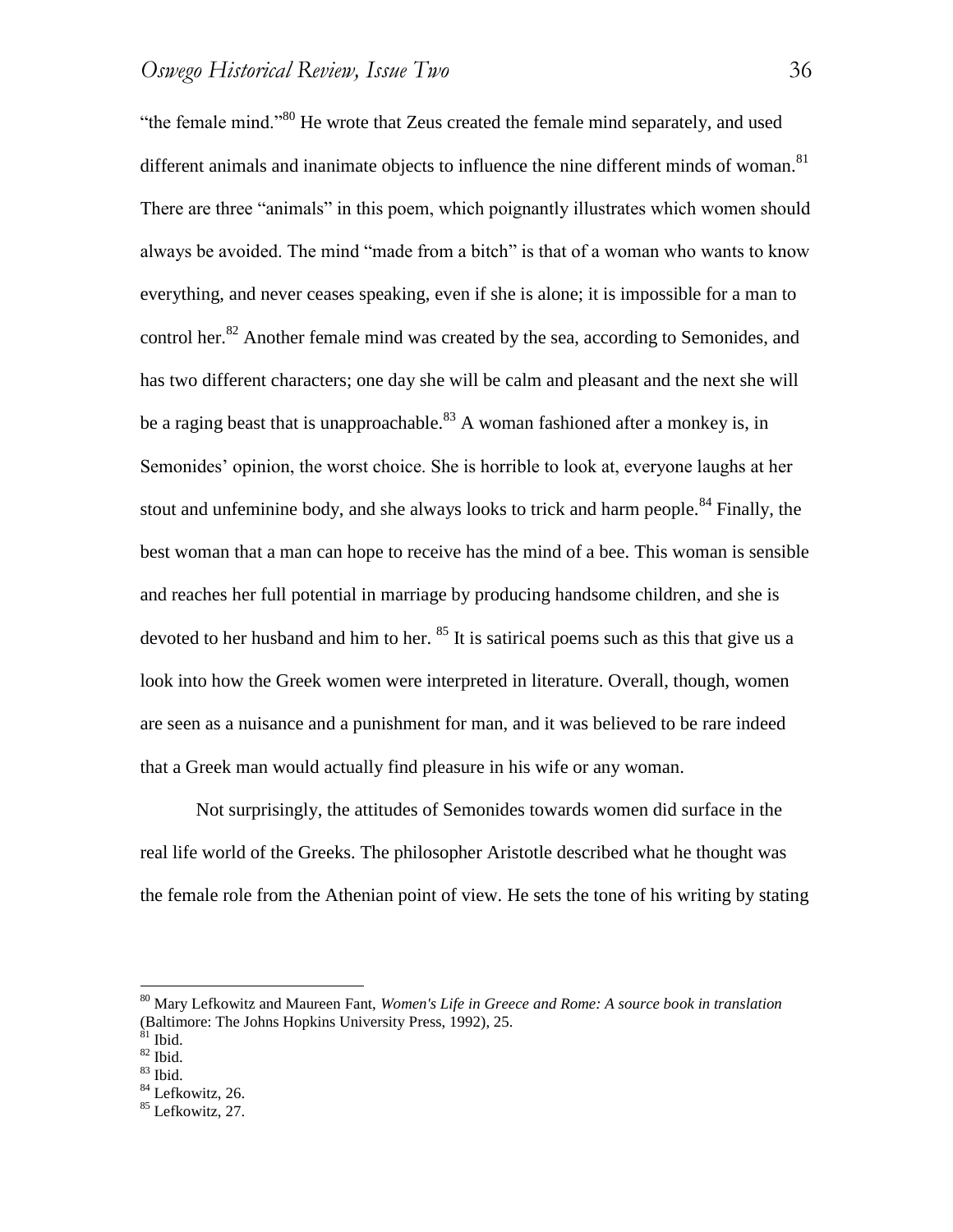"the female mind."[80] He wrote that Zeus created the female mind separately, and used different animals and inanimate objects to influence the nine different minds of woman.[81] There are three "animals" in this poem, which poignantly illustrates which women should always be avoided. The mind "made from a bitch" is that of a woman who wants to know everything, and never ceases speaking, even if she is alone; it is impossible for a man to control her.[82] Another female mind was created by the sea, according to Semonides, and has two different characters; one day she will be calm and pleasant and the next she will be a raging beast that is unapproachable.[83] A woman fashioned after a monkey is, in Semonides' opinion, the worst choice. She is horrible to look at, everyone laughs at her stout and unfeminine body, and she always looks to trick and harm people.[84] Finally, the best woman that a man can hope to receive has the mind of a bee. This woman is sensible and reaches her full potential in marriage by producing handsome children, and she is devoted to her husband and him to her. [85] It is satirical poems such as this that give us a look into how the Greek women were interpreted in literature. Overall, though, women are seen as a nuisance and a punishment for man, and it was believed to be rare indeed that a Greek man would actually find pleasure in his wife or any woman.

Not surprisingly, the attitudes of Semonides towards women did surface in the real life world of the Greeks. The philosopher Aristotle described what he thought was the female role from the Athenian point of view. He sets the tone of his writing by stating

---

[80] Mary Lefkowitz and Maureen Fant, *Women's Life in Greece and Rome: A source book in translation* (Baltimore: The Johns Hopkins University Press, 1992), 25.

[81] Ibid.

[82] Ibid.

[83] Ibid.

[84] Lefkowitz, 26.

[85] Lefkowitz, 27.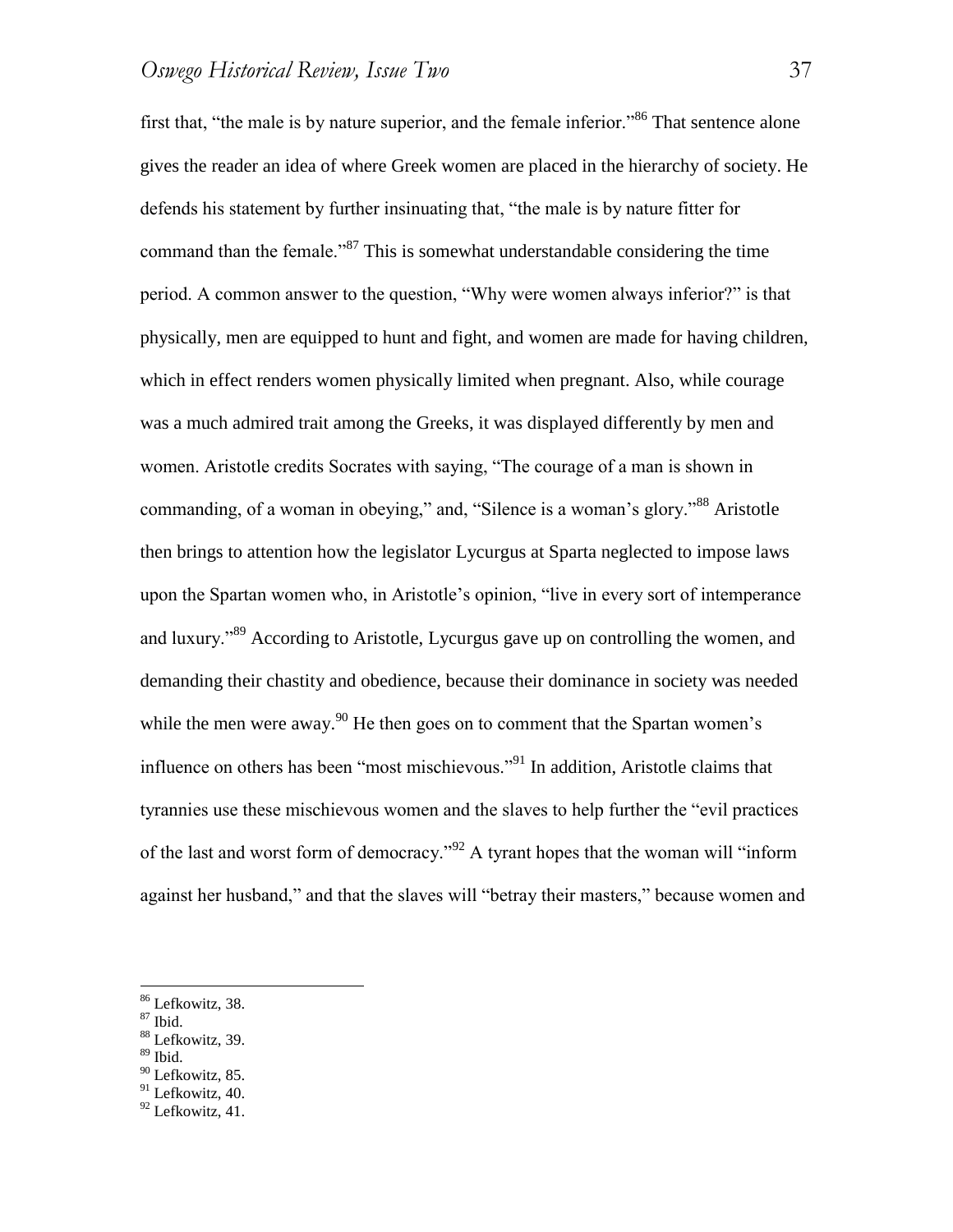first that, “the male is by nature superior, and the female inferior.”[86] That sentence alone gives the reader an idea of where Greek women are placed in the hierarchy of society. He defends his statement by further insinuating that, “the male is by nature fitter for command than the female.”[87] This is somewhat understandable considering the time period. A common answer to the question, “Why were women always inferior?” is that physically, men are equipped to hunt and fight, and women are made for having children, which in effect renders women physically limited when pregnant. Also, while courage was a much admired trait among the Greeks, it was displayed differently by men and women. Aristotle credits Socrates with saying, “The courage of a man is shown in commanding, of a woman in obeying,” and, “Silence is a woman’s glory.”[88] Aristotle then brings to attention how the legislator Lycurgus at Sparta neglected to impose laws upon the Spartan women who, in Aristotle’s opinion, “live in every sort of intemperance and luxury.”[89] According to Aristotle, Lycurgus gave up on controlling the women, and demanding their chastity and obedience, because their dominance in society was needed while the men were away.[90] He then goes on to comment that the Spartan women’s influence on others has been “most mischievous.”[91] In addition, Aristotle claims that tyrannies use these mischievous women and the slaves to help further the “evil practices of the last and worst form of democracy.”[92] A tyrant hopes that the woman will “inform against her husband,” and that the slaves will “betray their masters,” because women and

---

[86] Lefkowitz, 38.
[87] Ibid.
[88] Lefkowitz, 39.
[89] Ibid.
[90] Lefkowitz, 85.
[91] Lefkowitz, 40.
[92] Lefkowitz, 41.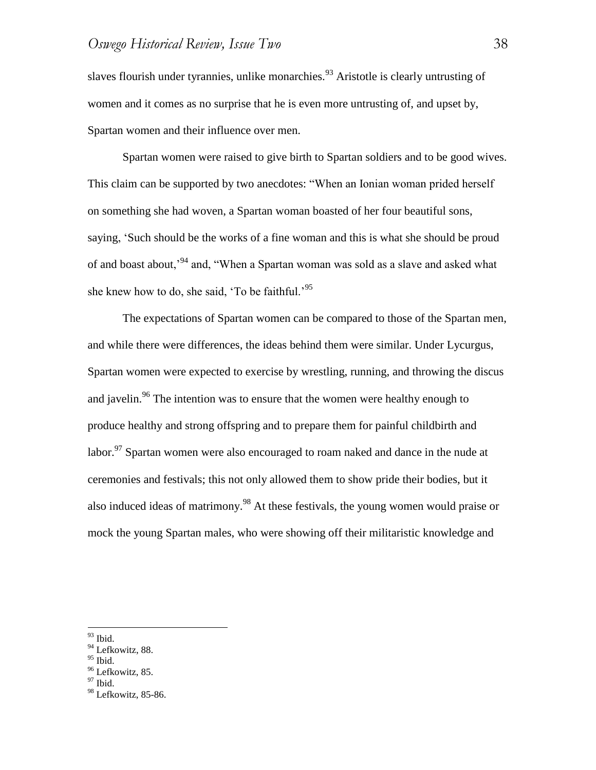slaves flourish under tyrannies, unlike monarchies.[93] Aristotle is clearly untrusting of women and it comes as no surprise that he is even more untrusting of, and upset by, Spartan women and their influence over men.

Spartan women were raised to give birth to Spartan soldiers and to be good wives. This claim can be supported by two anecdotes: "When an Ionian woman prided herself on something she had woven, a Spartan woman boasted of her four beautiful sons, saying, 'Such should be the works of a fine woman and this is what she should be proud of and boast about,'[94] and, "When a Spartan woman was sold as a slave and asked what she knew how to do, she said, 'To be faithful.'[95]

The expectations of Spartan women can be compared to those of the Spartan men, and while there were differences, the ideas behind them were similar. Under Lycurgus, Spartan women were expected to exercise by wrestling, running, and throwing the discus and javelin.[96] The intention was to ensure that the women were healthy enough to produce healthy and strong offspring and to prepare them for painful childbirth and labor.[97] Spartan women were also encouraged to roam naked and dance in the nude at ceremonies and festivals; this not only allowed them to show pride their bodies, but it also induced ideas of matrimony.[98] At these festivals, the young women would praise or mock the young Spartan males, who were showing off their militaristic knowledge and

---

[93] Ibid.
[94] Lefkowitz, 88.
[95] Ibid.
[96] Lefkowitz, 85.
[97] Ibid.
[98] Lefkowitz, 85-86.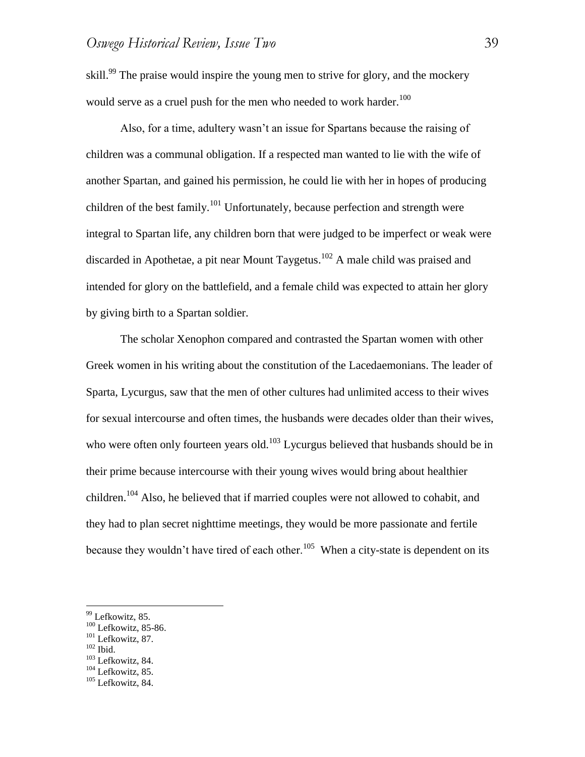skill.[99] The praise would inspire the young men to strive for glory, and the mockery would serve as a cruel push for the men who needed to work harder.[100]

Also, for a time, adultery wasn't an issue for Spartans because the raising of children was a communal obligation. If a respected man wanted to lie with the wife of another Spartan, and gained his permission, he could lie with her in hopes of producing children of the best family.[101] Unfortunately, because perfection and strength were integral to Spartan life, any children born that were judged to be imperfect or weak were discarded in Apothetae, a pit near Mount Taygetus.[102] A male child was praised and intended for glory on the battlefield, and a female child was expected to attain her glory by giving birth to a Spartan soldier.

The scholar Xenophon compared and contrasted the Spartan women with other Greek women in his writing about the constitution of the Lacedaemonians. The leader of Sparta, Lycurgus, saw that the men of other cultures had unlimited access to their wives for sexual intercourse and often times, the husbands were decades older than their wives, who were often only fourteen years old.[103] Lycurgus believed that husbands should be in their prime because intercourse with their young wives would bring about healthier children.[104] Also, he believed that if married couples were not allowed to cohabit, and they had to plan secret nighttime meetings, they would be more passionate and fertile because they wouldn't have tired of each other.[105] When a city-state is dependent on its

---

[99] Lefkowitz, 85.
[100] Lefkowitz, 85-86.
[101] Lefkowitz, 87.
[102] Ibid.
[103] Lefkowitz, 84.
[104] Lefkowitz, 85.
[105] Lefkowitz, 84.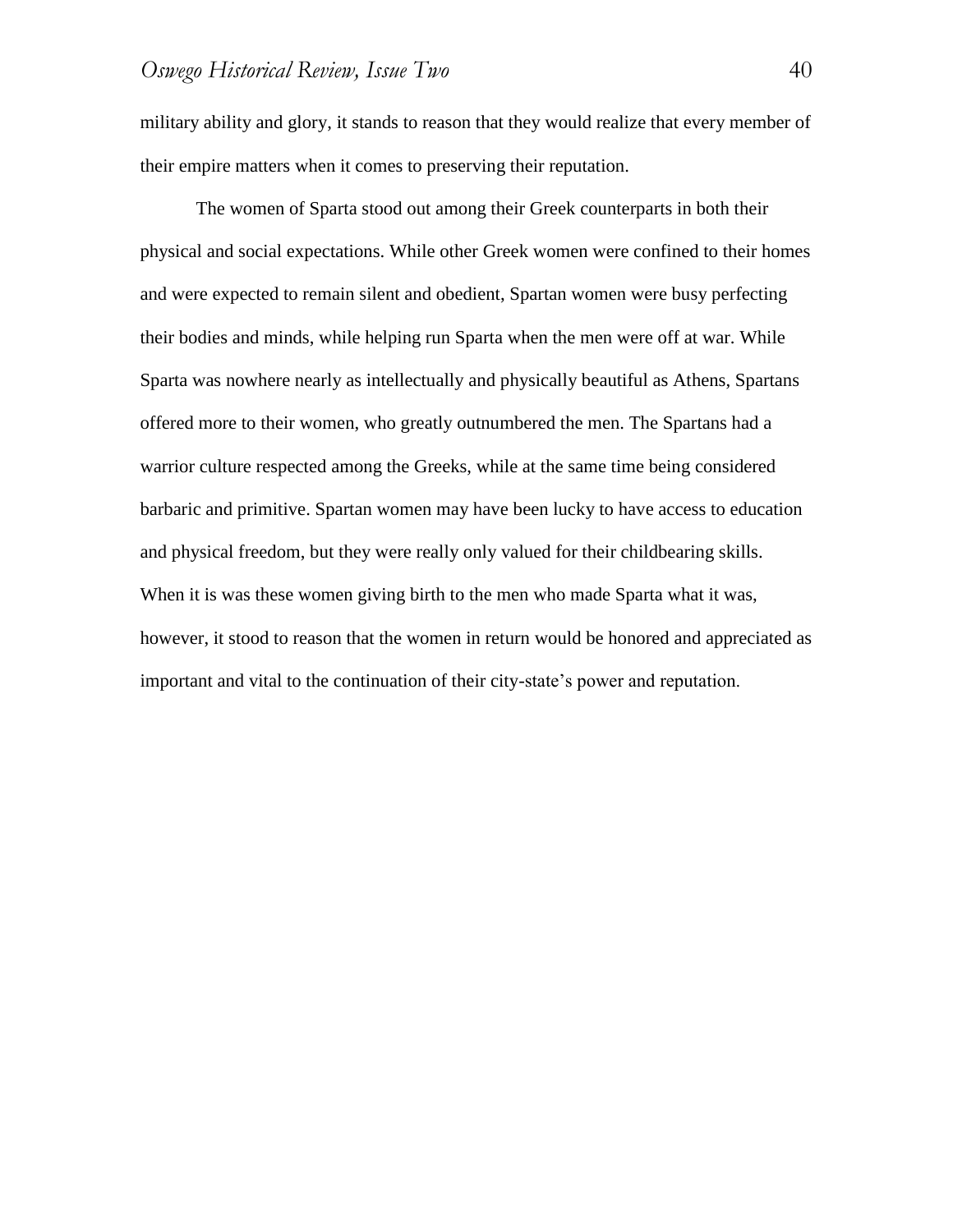military ability and glory, it stands to reason that they would realize that every member of their empire matters when it comes to preserving their reputation.

The women of Sparta stood out among their Greek counterparts in both their physical and social expectations. While other Greek women were confined to their homes and were expected to remain silent and obedient, Spartan women were busy perfecting their bodies and minds, while helping run Sparta when the men were off at war. While Sparta was nowhere nearly as intellectually and physically beautiful as Athens, Spartans offered more to their women, who greatly outnumbered the men. The Spartans had a warrior culture respected among the Greeks, while at the same time being considered barbaric and primitive. Spartan women may have been lucky to have access to education and physical freedom, but they were really only valued for their childbearing skills. When it is was these women giving birth to the men who made Sparta what it was, however, it stood to reason that the women in return would be honored and appreciated as important and vital to the continuation of their city-state's power and reputation.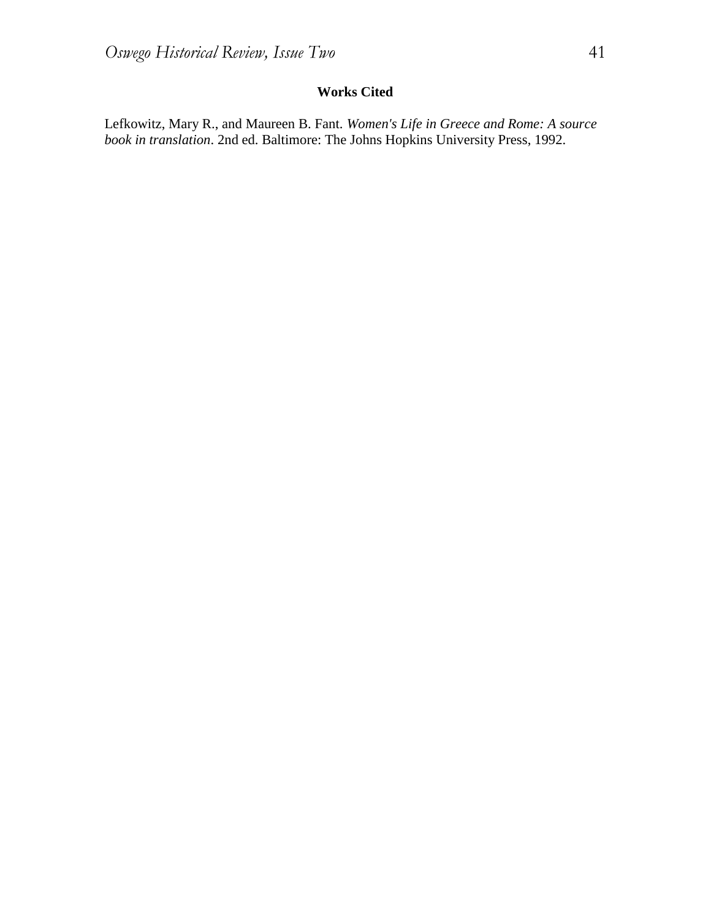**Works Cited**

Lefkowitz, Mary R., and Maureen B. Fant. *Women's Life in Greece and Rome: A source book in translation*. 2nd ed. Baltimore: The Johns Hopkins University Press, 1992.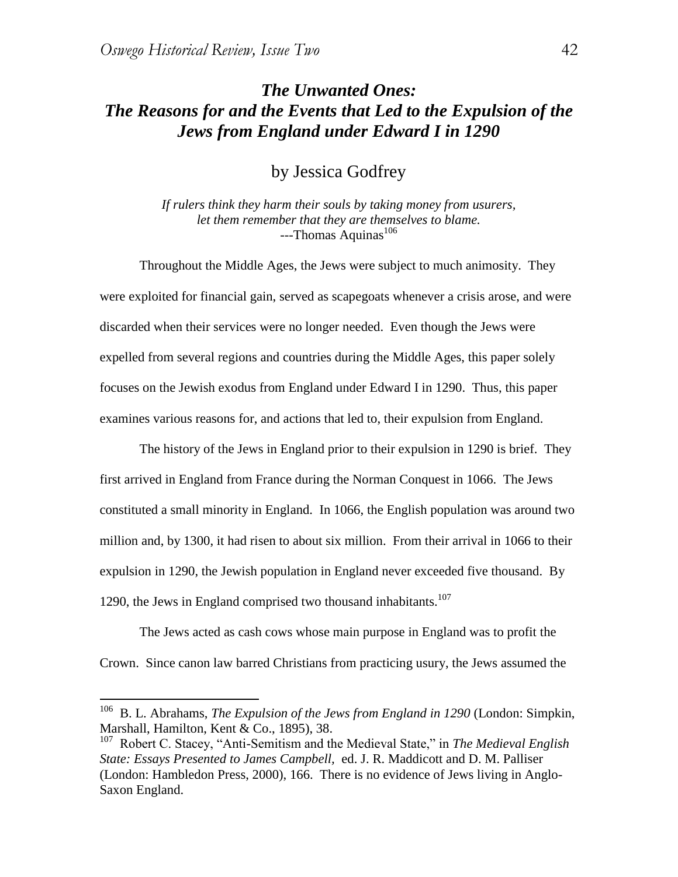# *The Unwanted Ones: The Reasons for and the Events that Led to the Expulsion of the Jews from England under Edward I in 1290*

by Jessica Godfrey

*If rulers think they harm their souls by taking money from usurers, let them remember that they are themselves to blame.*
---Thomas Aquinas[106]

Throughout the Middle Ages, the Jews were subject to much animosity. They were exploited for financial gain, served as scapegoats whenever a crisis arose, and were discarded when their services were no longer needed. Even though the Jews were expelled from several regions and countries during the Middle Ages, this paper solely focuses on the Jewish exodus from England under Edward I in 1290. Thus, this paper examines various reasons for, and actions that led to, their expulsion from England.

The history of the Jews in England prior to their expulsion in 1290 is brief. They first arrived in England from France during the Norman Conquest in 1066. The Jews constituted a small minority in England. In 1066, the English population was around two million and, by 1300, it had risen to about six million. From their arrival in 1066 to their expulsion in 1290, the Jewish population in England never exceeded five thousand. By 1290, the Jews in England comprised two thousand inhabitants.[107]

The Jews acted as cash cows whose main purpose in England was to profit the Crown. Since canon law barred Christians from practicing usury, the Jews assumed the

---

[106] B. L. Abrahams, *The Expulsion of the Jews from England in 1290* (London: Simpkin, Marshall, Hamilton, Kent & Co., 1895), 38.

[107] Robert C. Stacey, "Anti-Semitism and the Medieval State," in *The Medieval English State: Essays Presented to James Campbell,* ed. J. R. Maddicott and D. M. Palliser (London: Hambledon Press, 2000), 166. There is no evidence of Jews living in Anglo-Saxon England.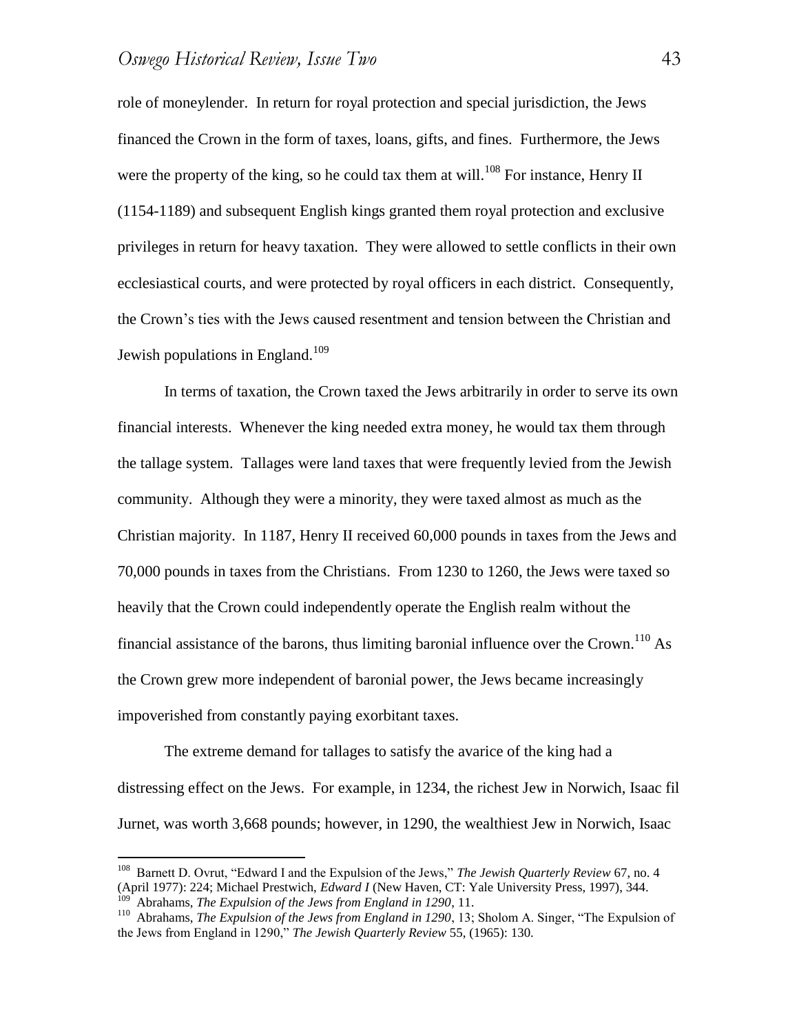role of moneylender. In return for royal protection and special jurisdiction, the Jews financed the Crown in the form of taxes, loans, gifts, and fines. Furthermore, the Jews were the property of the king, so he could tax them at will.[108] For instance, Henry II (1154-1189) and subsequent English kings granted them royal protection and exclusive privileges in return for heavy taxation. They were allowed to settle conflicts in their own ecclesiastical courts, and were protected by royal officers in each district. Consequently, the Crown's ties with the Jews caused resentment and tension between the Christian and Jewish populations in England.[109]

In terms of taxation, the Crown taxed the Jews arbitrarily in order to serve its own financial interests. Whenever the king needed extra money, he would tax them through the tallage system. Tallages were land taxes that were frequently levied from the Jewish community. Although they were a minority, they were taxed almost as much as the Christian majority. In 1187, Henry II received 60,000 pounds in taxes from the Jews and 70,000 pounds in taxes from the Christians. From 1230 to 1260, the Jews were taxed so heavily that the Crown could independently operate the English realm without the financial assistance of the barons, thus limiting baronial influence over the Crown.[110] As the Crown grew more independent of baronial power, the Jews became increasingly impoverished from constantly paying exorbitant taxes.

The extreme demand for tallages to satisfy the avarice of the king had a distressing effect on the Jews. For example, in 1234, the richest Jew in Norwich, Isaac fil Jurnet, was worth 3,668 pounds; however, in 1290, the wealthiest Jew in Norwich, Isaac

---

[108] Barnett D. Ovrut, "Edward I and the Expulsion of the Jews," *The Jewish Quarterly Review* 67, no. 4 (April 1977): 224; Michael Prestwich, *Edward I* (New Haven, CT: Yale University Press, 1997), 344.

[109] Abrahams, *The Expulsion of the Jews from England in 1290*, 11.

[110] Abrahams, *The Expulsion of the Jews from England in 1290*, 13; Sholom A. Singer, "The Expulsion of the Jews from England in 1290," *The Jewish Quarterly Review* 55, (1965): 130.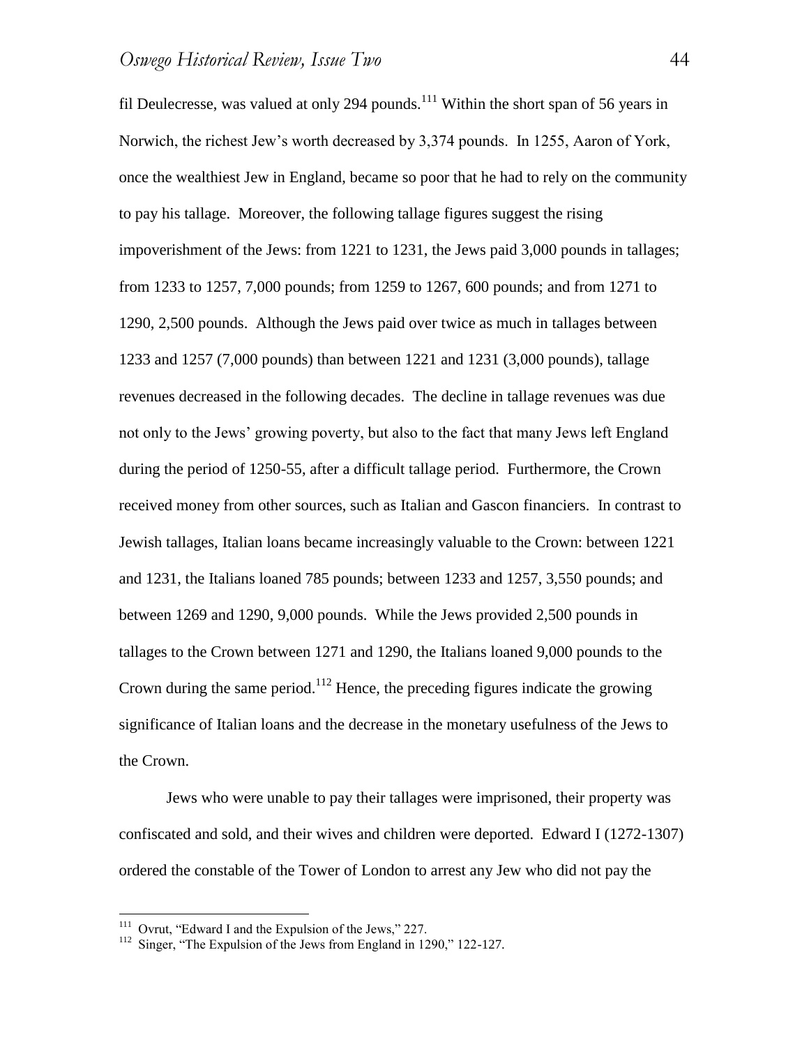fil Deulecresse, was valued at only 294 pounds.[111] Within the short span of 56 years in Norwich, the richest Jew's worth decreased by 3,374 pounds. In 1255, Aaron of York, once the wealthiest Jew in England, became so poor that he had to rely on the community to pay his tallage. Moreover, the following tallage figures suggest the rising impoverishment of the Jews: from 1221 to 1231, the Jews paid 3,000 pounds in tallages; from 1233 to 1257, 7,000 pounds; from 1259 to 1267, 600 pounds; and from 1271 to 1290, 2,500 pounds. Although the Jews paid over twice as much in tallages between 1233 and 1257 (7,000 pounds) than between 1221 and 1231 (3,000 pounds), tallage revenues decreased in the following decades. The decline in tallage revenues was due not only to the Jews' growing poverty, but also to the fact that many Jews left England during the period of 1250-55, after a difficult tallage period. Furthermore, the Crown received money from other sources, such as Italian and Gascon financiers. In contrast to Jewish tallages, Italian loans became increasingly valuable to the Crown: between 1221 and 1231, the Italians loaned 785 pounds; between 1233 and 1257, 3,550 pounds; and between 1269 and 1290, 9,000 pounds. While the Jews provided 2,500 pounds in tallages to the Crown between 1271 and 1290, the Italians loaned 9,000 pounds to the Crown during the same period.[112] Hence, the preceding figures indicate the growing significance of Italian loans and the decrease in the monetary usefulness of the Jews to the Crown.

Jews who were unable to pay their tallages were imprisoned, their property was confiscated and sold, and their wives and children were deported. Edward I (1272-1307) ordered the constable of the Tower of London to arrest any Jew who did not pay the

---

[111] Ovrut, "Edward I and the Expulsion of the Jews," 227.

[112] Singer, "The Expulsion of the Jews from England in 1290," 122-127.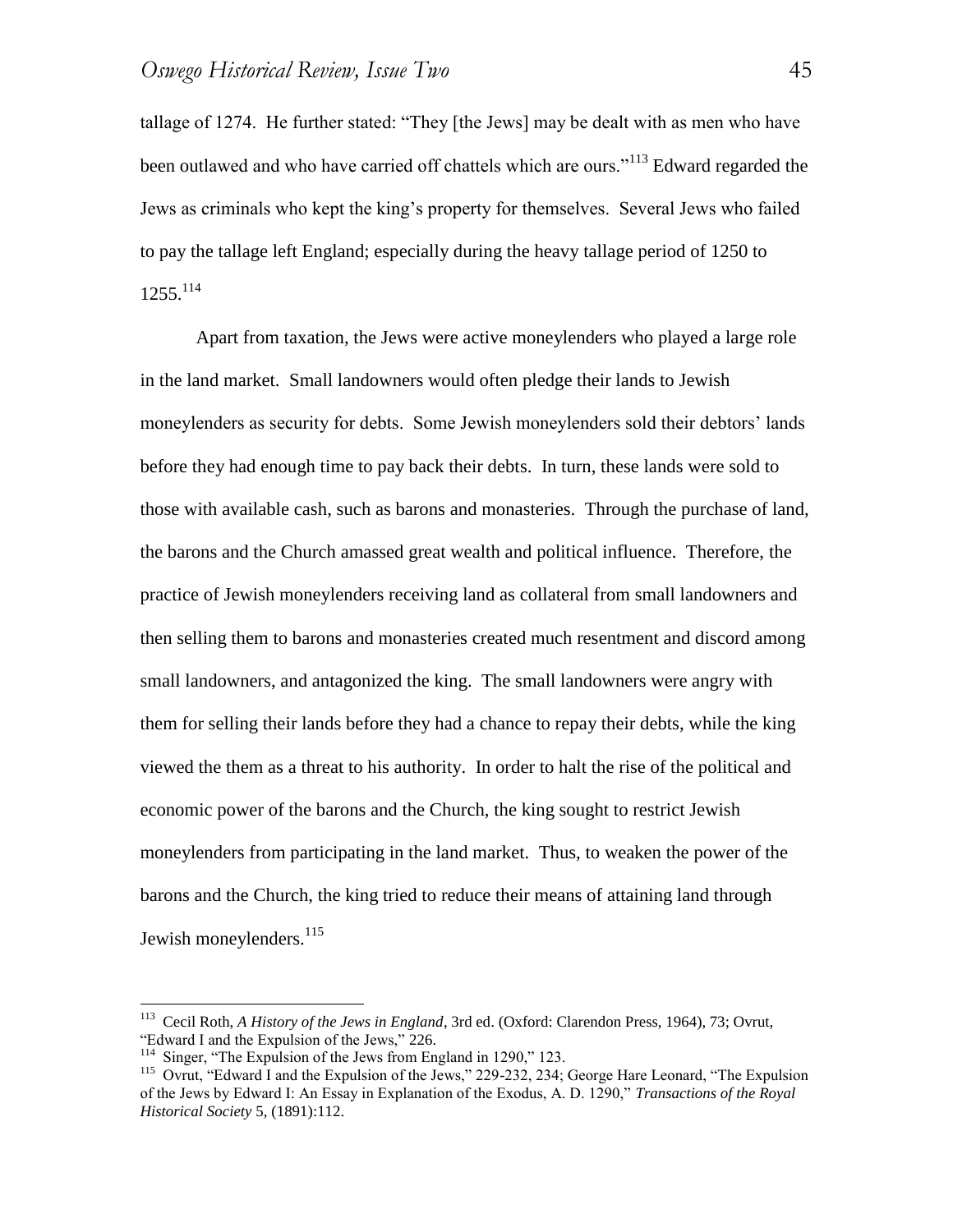tallage of 1274. He further stated: "They [the Jews] may be dealt with as men who have been outlawed and who have carried off chattels which are ours."[113] Edward regarded the Jews as criminals who kept the king's property for themselves. Several Jews who failed to pay the tallage left England; especially during the heavy tallage period of 1250 to 1255.[114]

Apart from taxation, the Jews were active moneylenders who played a large role in the land market. Small landowners would often pledge their lands to Jewish moneylenders as security for debts. Some Jewish moneylenders sold their debtors' lands before they had enough time to pay back their debts. In turn, these lands were sold to those with available cash, such as barons and monasteries. Through the purchase of land, the barons and the Church amassed great wealth and political influence. Therefore, the practice of Jewish moneylenders receiving land as collateral from small landowners and then selling them to barons and monasteries created much resentment and discord among small landowners, and antagonized the king. The small landowners were angry with them for selling their lands before they had a chance to repay their debts, while the king viewed the them as a threat to his authority. In order to halt the rise of the political and economic power of the barons and the Church, the king sought to restrict Jewish moneylenders from participating in the land market. Thus, to weaken the power of the barons and the Church, the king tried to reduce their means of attaining land through Jewish moneylenders.[115]

---

[113] Cecil Roth, *A History of the Jews in England*, 3rd ed. (Oxford: Clarendon Press, 1964), 73; Ovrut, "Edward I and the Expulsion of the Jews," 226.

[114] Singer, "The Expulsion of the Jews from England in 1290," 123.

[115] Ovrut, "Edward I and the Expulsion of the Jews," 229-232, 234; George Hare Leonard, "The Expulsion of the Jews by Edward I: An Essay in Explanation of the Exodus, A. D. 1290," *Transactions of the Royal Historical Society* 5, (1891):112.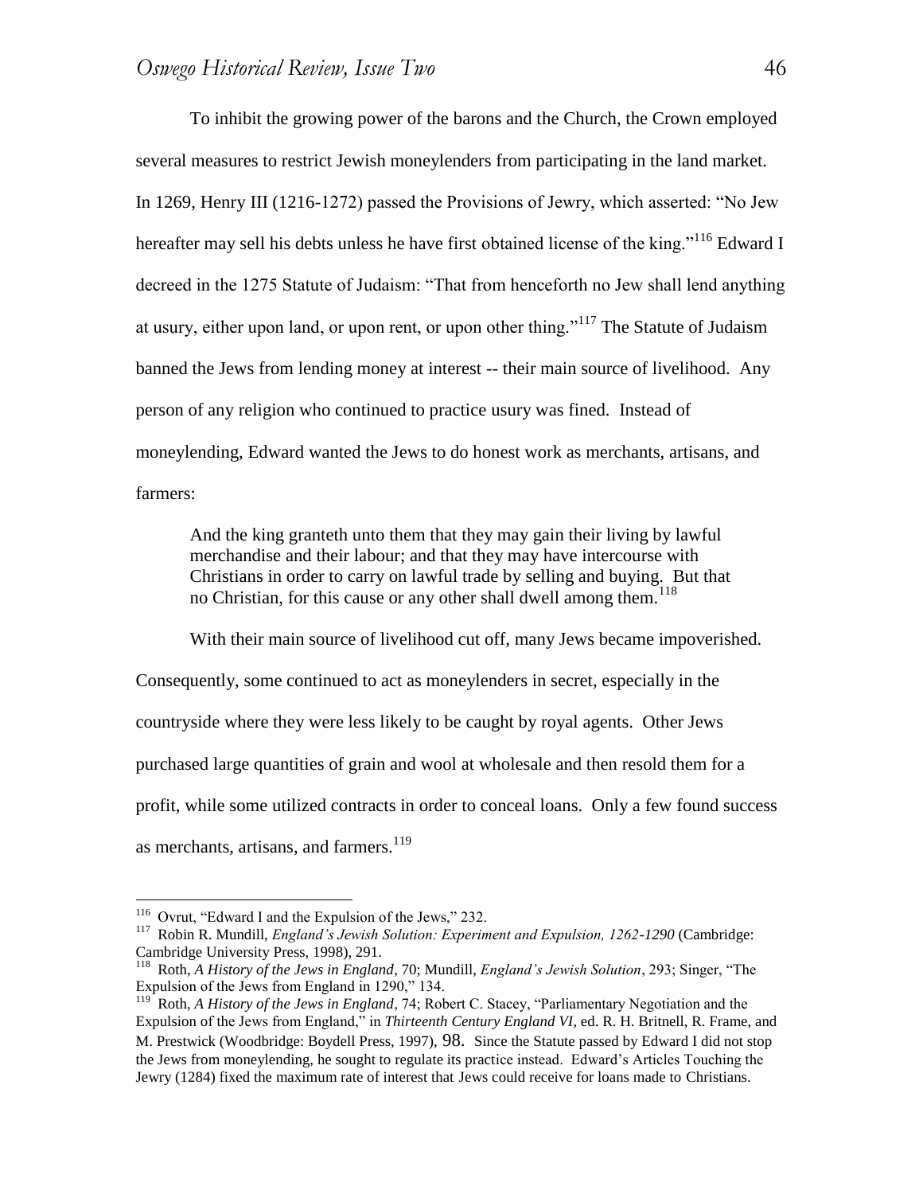To inhibit the growing power of the barons and the Church, the Crown employed several measures to restrict Jewish moneylenders from participating in the land market. In 1269, Henry III (1216-1272) passed the Provisions of Jewry, which asserted: "No Jew hereafter may sell his debts unless he have first obtained license of the king."[116] Edward I decreed in the 1275 Statute of Judaism: "That from henceforth no Jew shall lend anything at usury, either upon land, or upon rent, or upon other thing."[117] The Statute of Judaism banned the Jews from lending money at interest -- their main source of livelihood. Any person of any religion who continued to practice usury was fined. Instead of moneylending, Edward wanted the Jews to do honest work as merchants, artisans, and farmers:

> And the king granteth unto them that they may gain their living by lawful merchandise and their labour; and that they may have intercourse with Christians in order to carry on lawful trade by selling and buying. But that no Christian, for this cause or any other shall dwell among them.[118]

With their main source of livelihood cut off, many Jews became impoverished. Consequently, some continued to act as moneylenders in secret, especially in the countryside where they were less likely to be caught by royal agents. Other Jews purchased large quantities of grain and wool at wholesale and then resold them for a profit, while some utilized contracts in order to conceal loans. Only a few found success as merchants, artisans, and farmers.[119]

---

[116] Ovrut, "Edward I and the Expulsion of the Jews," 232.

[117] Robin R. Mundill, *England's Jewish Solution: Experiment and Expulsion, 1262-1290* (Cambridge: Cambridge University Press, 1998), 291.

[118] Roth, *A History of the Jews in England*, 70; Mundill, *England's Jewish Solution*, 293; Singer, "The Expulsion of the Jews from England in 1290," 134.

[119] Roth, *A History of the Jews in England*, 74; Robert C. Stacey, "Parliamentary Negotiation and the Expulsion of the Jews from England," in *Thirteenth Century England VI,* ed. R. H. Britnell, R. Frame, and M. Prestwick (Woodbridge: Boydell Press, 1997), 98. Since the Statute passed by Edward I did not stop the Jews from moneylending, he sought to regulate its practice instead. Edward's Articles Touching the Jewry (1284) fixed the maximum rate of interest that Jews could receive for loans made to Christians.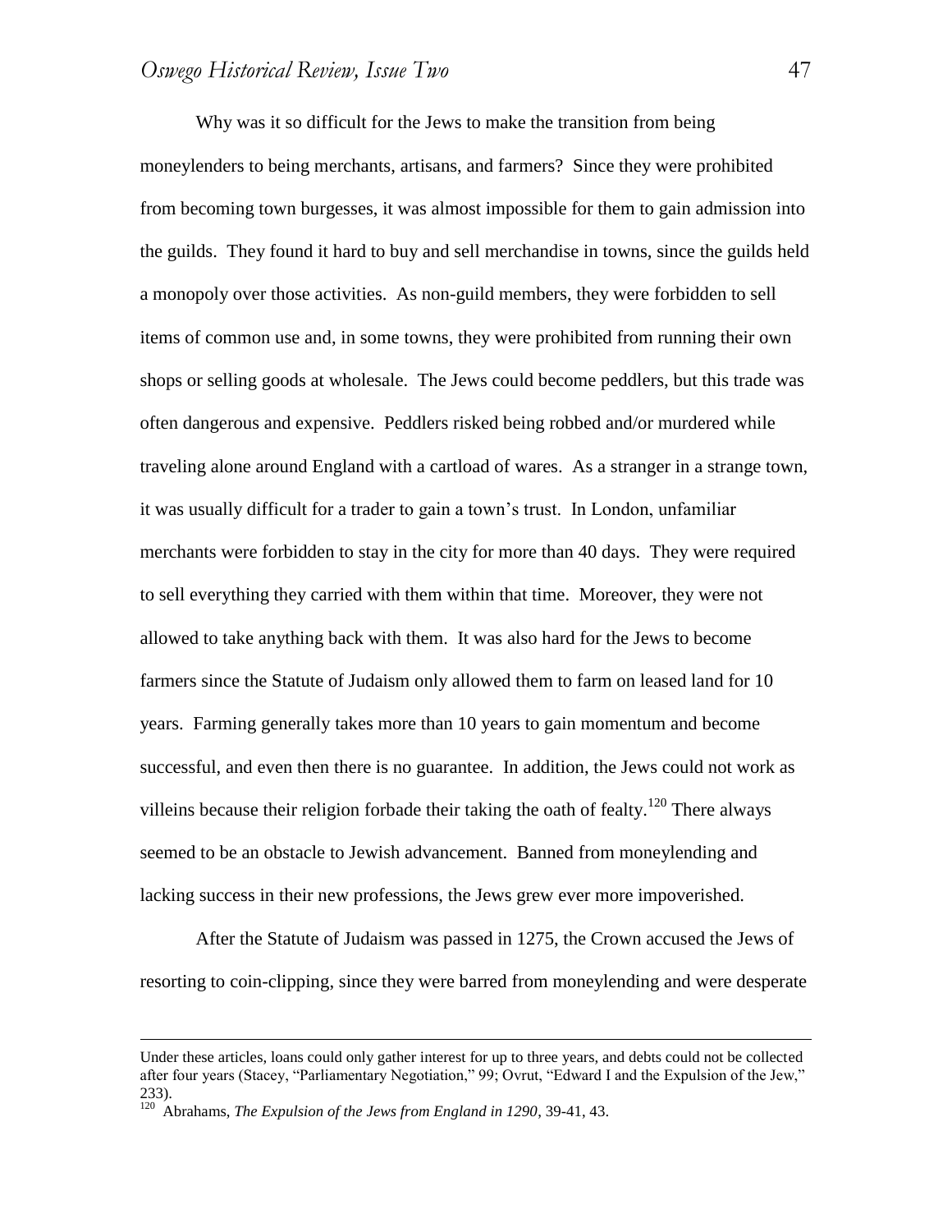Why was it so difficult for the Jews to make the transition from being moneylenders to being merchants, artisans, and farmers? Since they were prohibited from becoming town burgesses, it was almost impossible for them to gain admission into the guilds. They found it hard to buy and sell merchandise in towns, since the guilds held a monopoly over those activities. As non-guild members, they were forbidden to sell items of common use and, in some towns, they were prohibited from running their own shops or selling goods at wholesale. The Jews could become peddlers, but this trade was often dangerous and expensive. Peddlers risked being robbed and/or murdered while traveling alone around England with a cartload of wares. As a stranger in a strange town, it was usually difficult for a trader to gain a town's trust. In London, unfamiliar merchants were forbidden to stay in the city for more than 40 days. They were required to sell everything they carried with them within that time. Moreover, they were not allowed to take anything back with them. It was also hard for the Jews to become farmers since the Statute of Judaism only allowed them to farm on leased land for 10 years. Farming generally takes more than 10 years to gain momentum and become successful, and even then there is no guarantee. In addition, the Jews could not work as villeins because their religion forbade their taking the oath of fealty.[120] There always seemed to be an obstacle to Jewish advancement. Banned from moneylending and lacking success in their new professions, the Jews grew ever more impoverished.

After the Statute of Judaism was passed in 1275, the Crown accused the Jews of resorting to coin-clipping, since they were barred from moneylending and were desperate

---

Under these articles, loans could only gather interest for up to three years, and debts could not be collected after four years (Stacey, "Parliamentary Negotiation," 99; Ovrut, "Edward I and the Expulsion of the Jew," 233).

[120] Abrahams, *The Expulsion of the Jews from England in 1290*, 39-41, 43.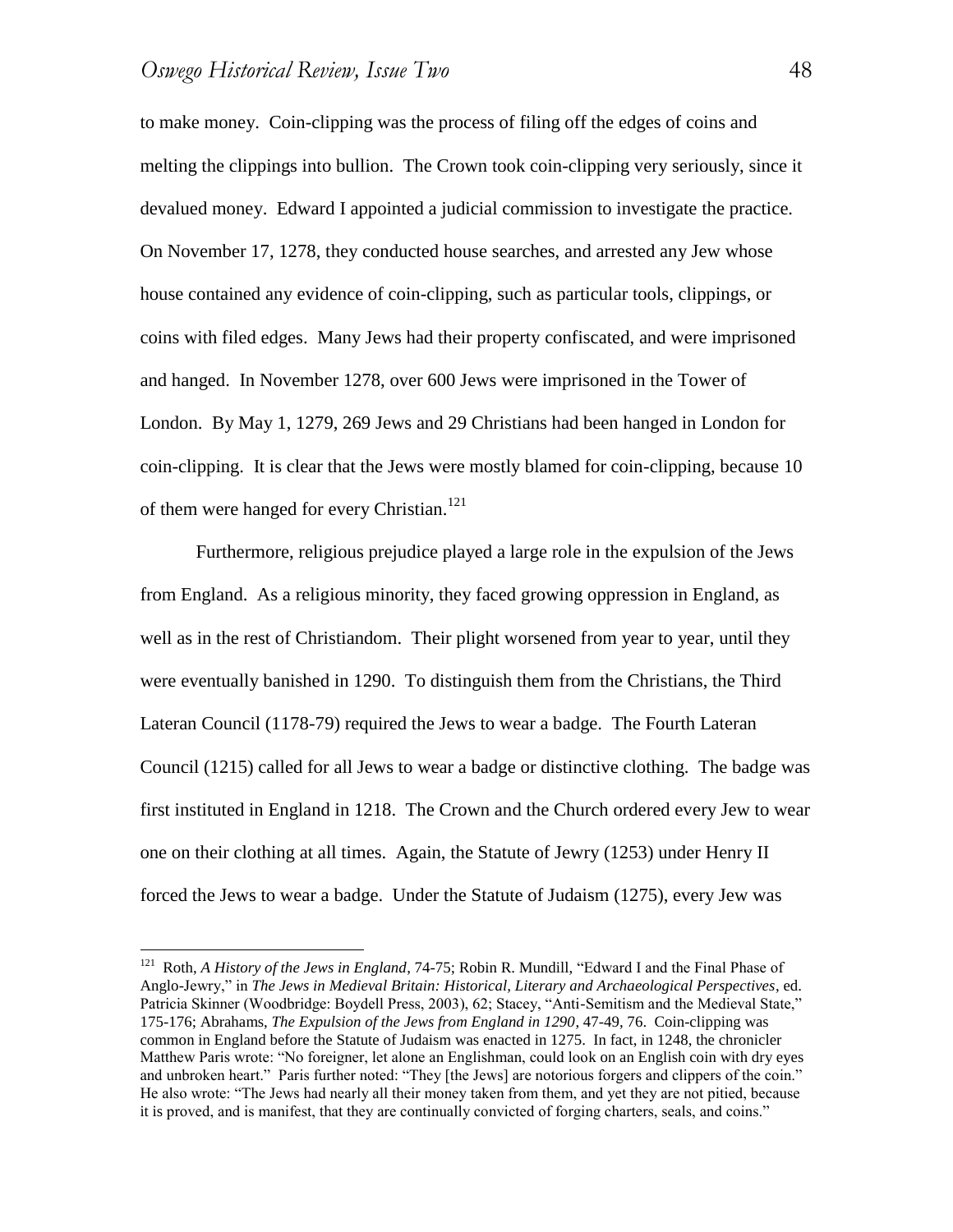to make money. Coin-clipping was the process of filing off the edges of coins and melting the clippings into bullion. The Crown took coin-clipping very seriously, since it devalued money. Edward I appointed a judicial commission to investigate the practice. On November 17, 1278, they conducted house searches, and arrested any Jew whose house contained any evidence of coin-clipping, such as particular tools, clippings, or coins with filed edges. Many Jews had their property confiscated, and were imprisoned and hanged. In November 1278, over 600 Jews were imprisoned in the Tower of London. By May 1, 1279, 269 Jews and 29 Christians had been hanged in London for coin-clipping. It is clear that the Jews were mostly blamed for coin-clipping, because 10 of them were hanged for every Christian.[121]

Furthermore, religious prejudice played a large role in the expulsion of the Jews from England. As a religious minority, they faced growing oppression in England, as well as in the rest of Christiandom. Their plight worsened from year to year, until they were eventually banished in 1290. To distinguish them from the Christians, the Third Lateran Council (1178-79) required the Jews to wear a badge. The Fourth Lateran Council (1215) called for all Jews to wear a badge or distinctive clothing. The badge was first instituted in England in 1218. The Crown and the Church ordered every Jew to wear one on their clothing at all times. Again, the Statute of Jewry (1253) under Henry II forced the Jews to wear a badge. Under the Statute of Judaism (1275), every Jew was

---

[121] Roth, *A History of the Jews in England*, 74-75; Robin R. Mundill, "Edward I and the Final Phase of Anglo-Jewry," in *The Jews in Medieval Britain: Historical, Literary and Archaeological Perspectives*, ed. Patricia Skinner (Woodbridge: Boydell Press, 2003), 62; Stacey, "Anti-Semitism and the Medieval State," 175-176; Abrahams, *The Expulsion of the Jews from England in 1290*, 47-49, 76. Coin-clipping was common in England before the Statute of Judaism was enacted in 1275. In fact, in 1248, the chronicler Matthew Paris wrote: "No foreigner, let alone an Englishman, could look on an English coin with dry eyes and unbroken heart." Paris further noted: "They [the Jews] are notorious forgers and clippers of the coin." He also wrote: "The Jews had nearly all their money taken from them, and yet they are not pitied, because it is proved, and is manifest, that they are continually convicted of forging charters, seals, and coins."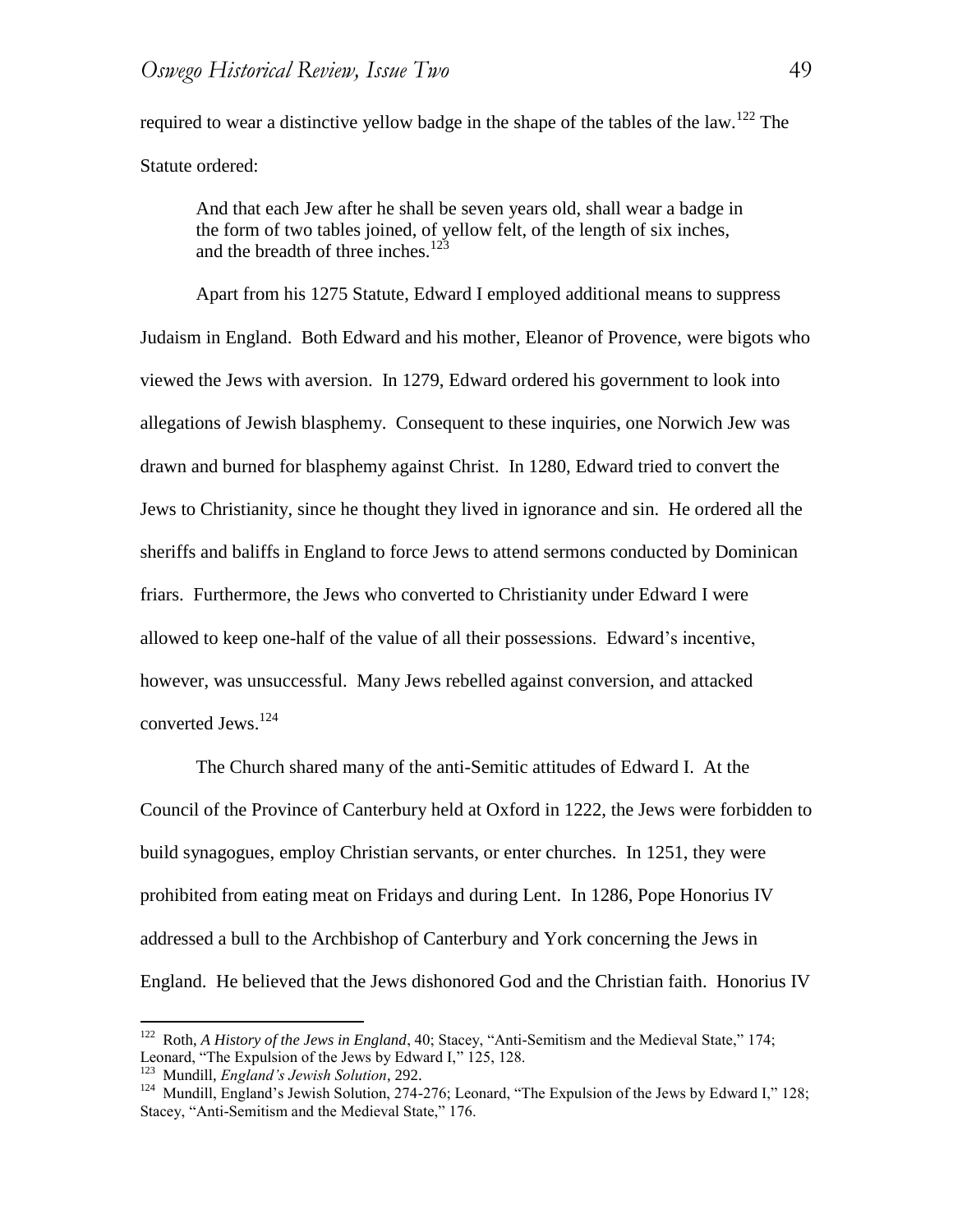required to wear a distinctive yellow badge in the shape of the tables of the law.[122] The Statute ordered:

> And that each Jew after he shall be seven years old, shall wear a badge in the form of two tables joined, of yellow felt, of the length of six inches, and the breadth of three inches.[123]

Apart from his 1275 Statute, Edward I employed additional means to suppress Judaism in England. Both Edward and his mother, Eleanor of Provence, were bigots who viewed the Jews with aversion. In 1279, Edward ordered his government to look into allegations of Jewish blasphemy. Consequent to these inquiries, one Norwich Jew was drawn and burned for blasphemy against Christ. In 1280, Edward tried to convert the Jews to Christianity, since he thought they lived in ignorance and sin. He ordered all the sheriffs and baliffs in England to force Jews to attend sermons conducted by Dominican friars. Furthermore, the Jews who converted to Christianity under Edward I were allowed to keep one-half of the value of all their possessions. Edward's incentive, however, was unsuccessful. Many Jews rebelled against conversion, and attacked converted Jews.[124]

The Church shared many of the anti-Semitic attitudes of Edward I. At the Council of the Province of Canterbury held at Oxford in 1222, the Jews were forbidden to build synagogues, employ Christian servants, or enter churches. In 1251, they were prohibited from eating meat on Fridays and during Lent. In 1286, Pope Honorius IV addressed a bull to the Archbishop of Canterbury and York concerning the Jews in England. He believed that the Jews dishonored God and the Christian faith. Honorius IV

---

[122] Roth, *A History of the Jews in England*, 40; Stacey, "Anti-Semitism and the Medieval State," 174; Leonard, "The Expulsion of the Jews by Edward I," 125, 128.

[123] Mundill, *England's Jewish Solution*, 292.

[124] Mundill, England's Jewish Solution, 274-276; Leonard, "The Expulsion of the Jews by Edward I," 128; Stacey, "Anti-Semitism and the Medieval State," 176.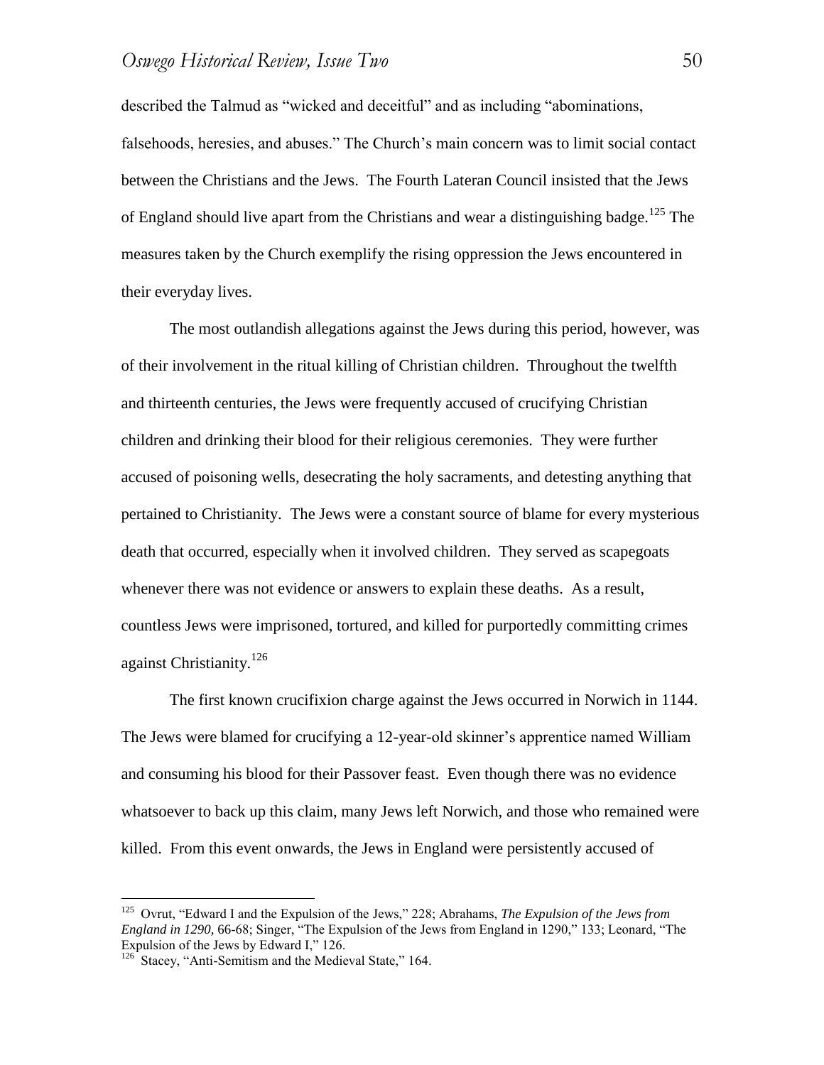described the Talmud as "wicked and deceitful" and as including "abominations, falsehoods, heresies, and abuses." The Church's main concern was to limit social contact between the Christians and the Jews. The Fourth Lateran Council insisted that the Jews of England should live apart from the Christians and wear a distinguishing badge.[125] The measures taken by the Church exemplify the rising oppression the Jews encountered in their everyday lives.

The most outlandish allegations against the Jews during this period, however, was of their involvement in the ritual killing of Christian children. Throughout the twelfth and thirteenth centuries, the Jews were frequently accused of crucifying Christian children and drinking their blood for their religious ceremonies. They were further accused of poisoning wells, desecrating the holy sacraments, and detesting anything that pertained to Christianity. The Jews were a constant source of blame for every mysterious death that occurred, especially when it involved children. They served as scapegoats whenever there was not evidence or answers to explain these deaths. As a result, countless Jews were imprisoned, tortured, and killed for purportedly committing crimes against Christianity.[126]

The first known crucifixion charge against the Jews occurred in Norwich in 1144. The Jews were blamed for crucifying a 12-year-old skinner's apprentice named William and consuming his blood for their Passover feast. Even though there was no evidence whatsoever to back up this claim, many Jews left Norwich, and those who remained were killed. From this event onwards, the Jews in England were persistently accused of

---

[125] Ovrut, "Edward I and the Expulsion of the Jews," 228; Abrahams, *The Expulsion of the Jews from England in 1290,* 66-68; Singer, "The Expulsion of the Jews from England in 1290," 133; Leonard, "The Expulsion of the Jews by Edward I," 126.

[126] Stacey, "Anti-Semitism and the Medieval State," 164.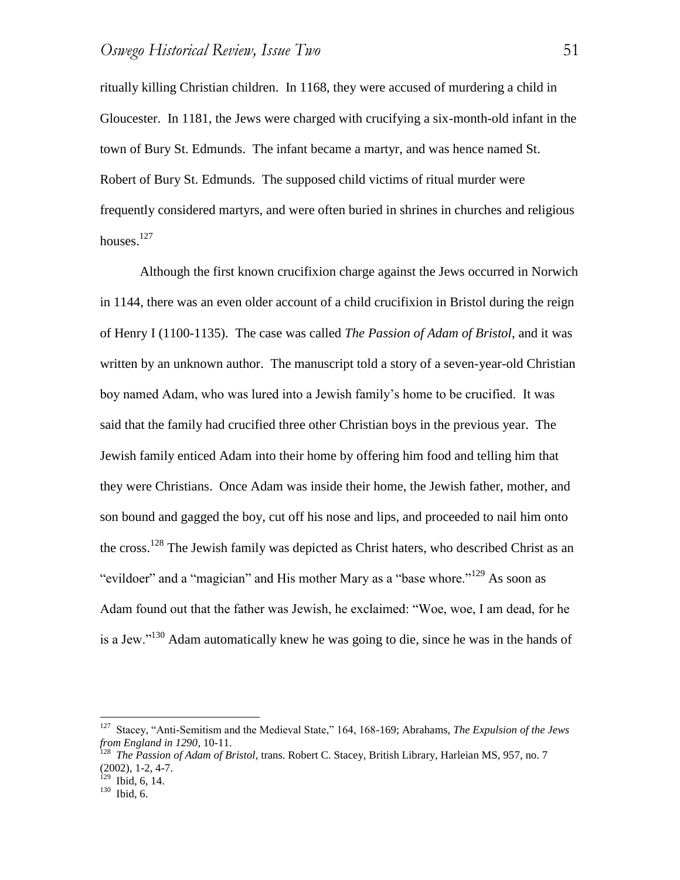ritually killing Christian children. In 1168, they were accused of murdering a child in Gloucester. In 1181, the Jews were charged with crucifying a six-month-old infant in the town of Bury St. Edmunds. The infant became a martyr, and was hence named St. Robert of Bury St. Edmunds. The supposed child victims of ritual murder were frequently considered martyrs, and were often buried in shrines in churches and religious houses.[127]

Although the first known crucifixion charge against the Jews occurred in Norwich in 1144, there was an even older account of a child crucifixion in Bristol during the reign of Henry I (1100-1135). The case was called *The Passion of Adam of Bristol*, and it was written by an unknown author. The manuscript told a story of a seven-year-old Christian boy named Adam, who was lured into a Jewish family's home to be crucified. It was said that the family had crucified three other Christian boys in the previous year. The Jewish family enticed Adam into their home by offering him food and telling him that they were Christians. Once Adam was inside their home, the Jewish father, mother, and son bound and gagged the boy, cut off his nose and lips, and proceeded to nail him onto the cross.[128] The Jewish family was depicted as Christ haters, who described Christ as an "evildoer" and a "magician" and His mother Mary as a "base whore."[129] As soon as Adam found out that the father was Jewish, he exclaimed: "Woe, woe, I am dead, for he is a Jew."[130] Adam automatically knew he was going to die, since he was in the hands of

---

[127] Stacey, "Anti-Semitism and the Medieval State," 164, 168-169; Abrahams, *The Expulsion of the Jews from England in 1290*, 10-11.

[128] *The Passion of Adam of Bristol*, trans. Robert C. Stacey, British Library, Harleian MS, 957, no. 7 (2002), 1-2, 4-7.

[129] Ibid, 6, 14.

[130] Ibid, 6.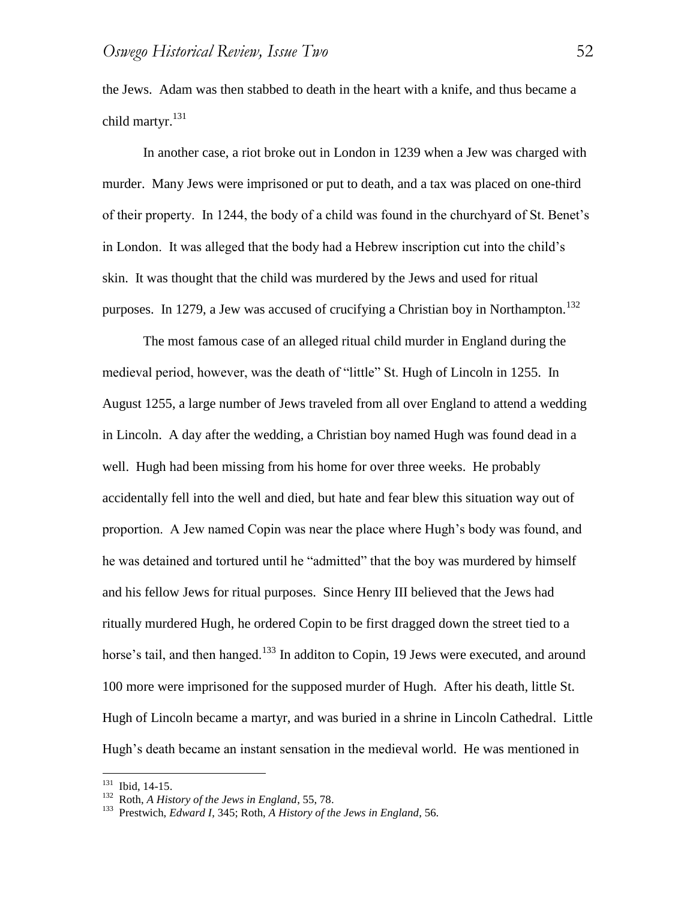the Jews. Adam was then stabbed to death in the heart with a knife, and thus became a child martyr.[131]

In another case, a riot broke out in London in 1239 when a Jew was charged with murder. Many Jews were imprisoned or put to death, and a tax was placed on one-third of their property. In 1244, the body of a child was found in the churchyard of St. Benet's in London. It was alleged that the body had a Hebrew inscription cut into the child's skin. It was thought that the child was murdered by the Jews and used for ritual purposes. In 1279, a Jew was accused of crucifying a Christian boy in Northampton.[132]

The most famous case of an alleged ritual child murder in England during the medieval period, however, was the death of "little" St. Hugh of Lincoln in 1255. In August 1255, a large number of Jews traveled from all over England to attend a wedding in Lincoln. A day after the wedding, a Christian boy named Hugh was found dead in a well. Hugh had been missing from his home for over three weeks. He probably accidentally fell into the well and died, but hate and fear blew this situation way out of proportion. A Jew named Copin was near the place where Hugh's body was found, and he was detained and tortured until he "admitted" that the boy was murdered by himself and his fellow Jews for ritual purposes. Since Henry III believed that the Jews had ritually murdered Hugh, he ordered Copin to be first dragged down the street tied to a horse's tail, and then hanged.[133] In additon to Copin, 19 Jews were executed, and around 100 more were imprisoned for the supposed murder of Hugh. After his death, little St. Hugh of Lincoln became a martyr, and was buried in a shrine in Lincoln Cathedral. Little Hugh's death became an instant sensation in the medieval world. He was mentioned in

---

[131] Ibid, 14-15.

[132] Roth, *A History of the Jews in England*, 55, 78.

[133] Prestwich, *Edward I*, 345; Roth, *A History of the Jews in England*, 56.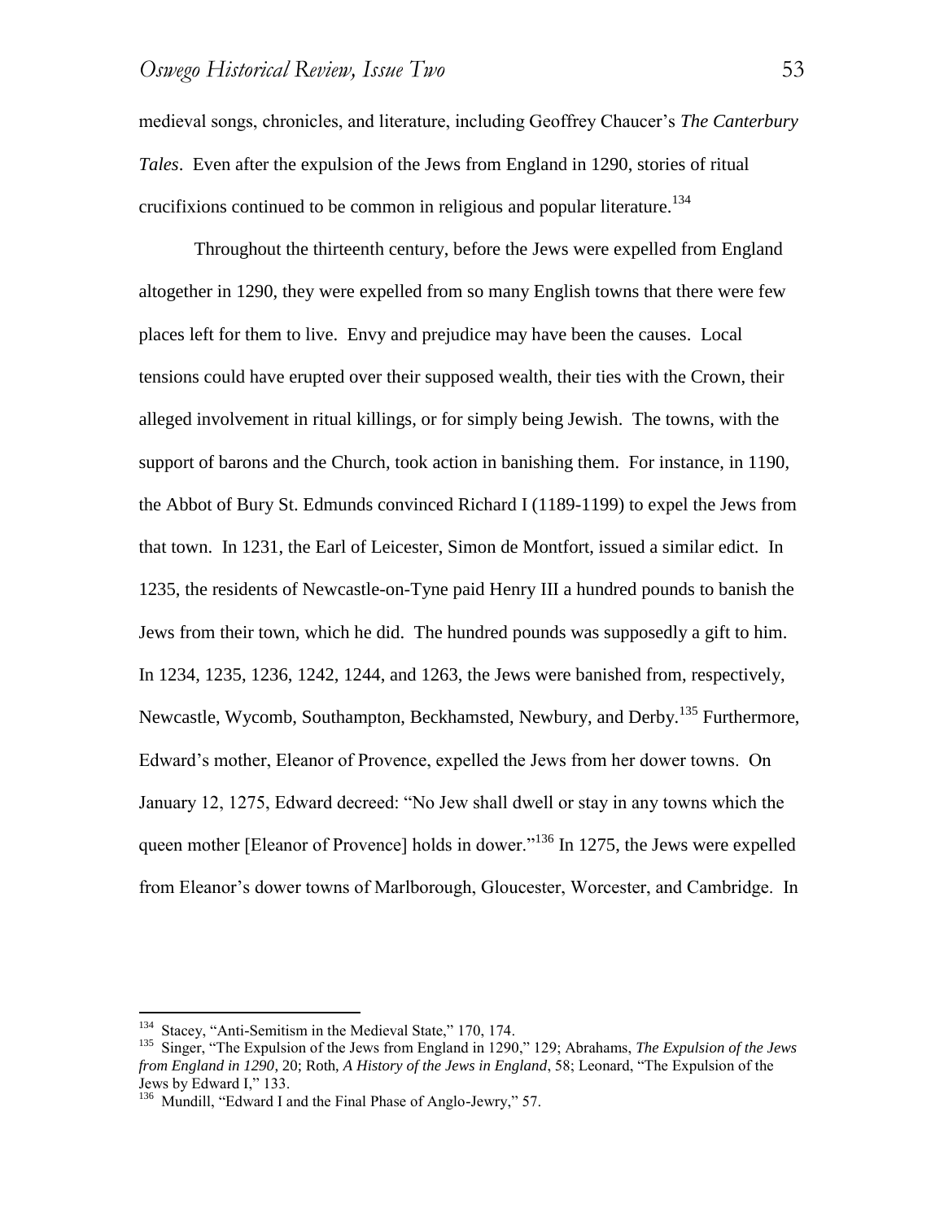medieval songs, chronicles, and literature, including Geoffrey Chaucer's *The Canterbury Tales*. Even after the expulsion of the Jews from England in 1290, stories of ritual crucifixions continued to be common in religious and popular literature.[134]

Throughout the thirteenth century, before the Jews were expelled from England altogether in 1290, they were expelled from so many English towns that there were few places left for them to live. Envy and prejudice may have been the causes. Local tensions could have erupted over their supposed wealth, their ties with the Crown, their alleged involvement in ritual killings, or for simply being Jewish. The towns, with the support of barons and the Church, took action in banishing them. For instance, in 1190, the Abbot of Bury St. Edmunds convinced Richard I (1189-1199) to expel the Jews from that town. In 1231, the Earl of Leicester, Simon de Montfort, issued a similar edict. In 1235, the residents of Newcastle-on-Tyne paid Henry III a hundred pounds to banish the Jews from their town, which he did. The hundred pounds was supposedly a gift to him. In 1234, 1235, 1236, 1242, 1244, and 1263, the Jews were banished from, respectively, Newcastle, Wycomb, Southampton, Beckhamsted, Newbury, and Derby.[135] Furthermore, Edward's mother, Eleanor of Provence, expelled the Jews from her dower towns. On January 12, 1275, Edward decreed: "No Jew shall dwell or stay in any towns which the queen mother [Eleanor of Provence] holds in dower."[136] In 1275, the Jews were expelled from Eleanor's dower towns of Marlborough, Gloucester, Worcester, and Cambridge. In

---

[134] Stacey, "Anti-Semitism in the Medieval State," 170, 174.

[135] Singer, "The Expulsion of the Jews from England in 1290," 129; Abrahams, *The Expulsion of the Jews from England in 1290*, 20; Roth, *A History of the Jews in England*, 58; Leonard, "The Expulsion of the Jews by Edward I," 133.

[136] Mundill, "Edward I and the Final Phase of Anglo-Jewry," 57.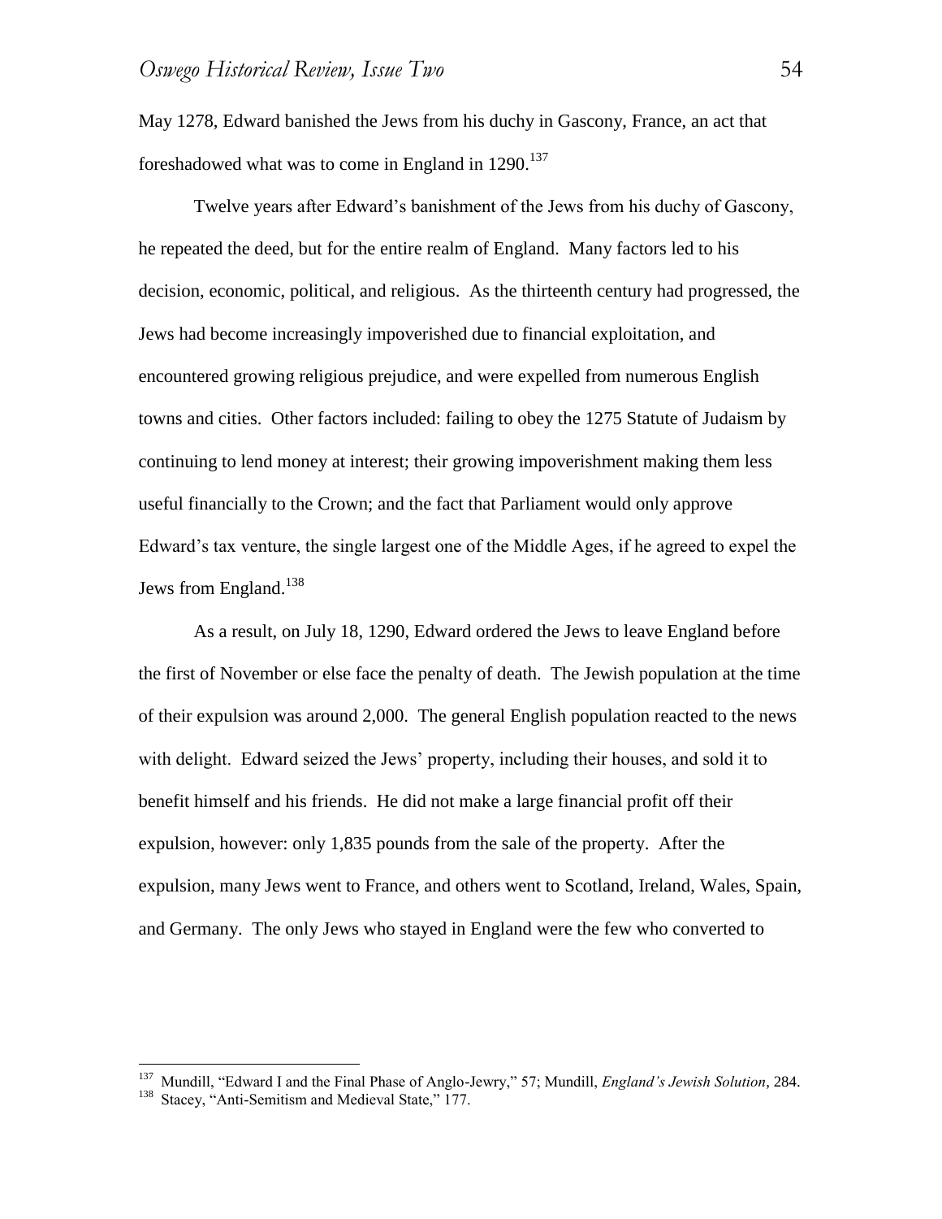May 1278, Edward banished the Jews from his duchy in Gascony, France, an act that foreshadowed what was to come in England in 1290.[137]

Twelve years after Edward's banishment of the Jews from his duchy of Gascony, he repeated the deed, but for the entire realm of England. Many factors led to his decision, economic, political, and religious. As the thirteenth century had progressed, the Jews had become increasingly impoverished due to financial exploitation, and encountered growing religious prejudice, and were expelled from numerous English towns and cities. Other factors included: failing to obey the 1275 Statute of Judaism by continuing to lend money at interest; their growing impoverishment making them less useful financially to the Crown; and the fact that Parliament would only approve Edward's tax venture, the single largest one of the Middle Ages, if he agreed to expel the Jews from England.[138]

As a result, on July 18, 1290, Edward ordered the Jews to leave England before the first of November or else face the penalty of death. The Jewish population at the time of their expulsion was around 2,000. The general English population reacted to the news with delight. Edward seized the Jews' property, including their houses, and sold it to benefit himself and his friends. He did not make a large financial profit off their expulsion, however: only 1,835 pounds from the sale of the property. After the expulsion, many Jews went to France, and others went to Scotland, Ireland, Wales, Spain, and Germany. The only Jews who stayed in England were the few who converted to

---

[137] Mundill, "Edward I and the Final Phase of Anglo-Jewry," 57; Mundill, *England's Jewish Solution*, 284.

[138] Stacey, "Anti-Semitism and Medieval State," 177.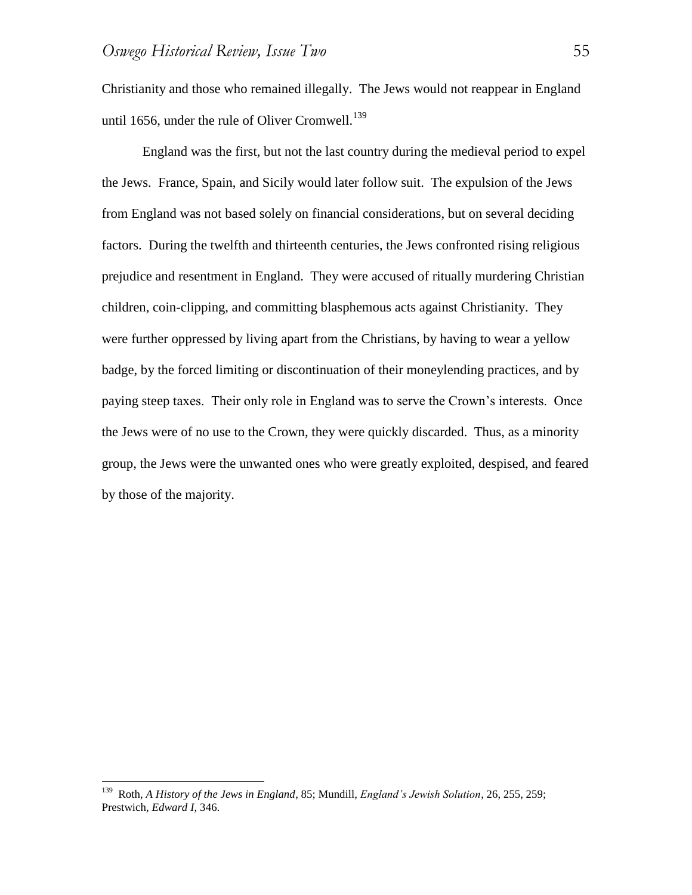Christianity and those who remained illegally. The Jews would not reappear in England until 1656, under the rule of Oliver Cromwell.[139]

England was the first, but not the last country during the medieval period to expel the Jews. France, Spain, and Sicily would later follow suit. The expulsion of the Jews from England was not based solely on financial considerations, but on several deciding factors. During the twelfth and thirteenth centuries, the Jews confronted rising religious prejudice and resentment in England. They were accused of ritually murdering Christian children, coin-clipping, and committing blasphemous acts against Christianity. They were further oppressed by living apart from the Christians, by having to wear a yellow badge, by the forced limiting or discontinuation of their moneylending practices, and by paying steep taxes. Their only role in England was to serve the Crown's interests. Once the Jews were of no use to the Crown, they were quickly discarded. Thus, as a minority group, the Jews were the unwanted ones who were greatly exploited, despised, and feared by those of the majority.

---

[139] Roth, *A History of the Jews in England*, 85; Mundill, *England's Jewish Solution*, 26, 255, 259; Prestwich, *Edward I*, 346.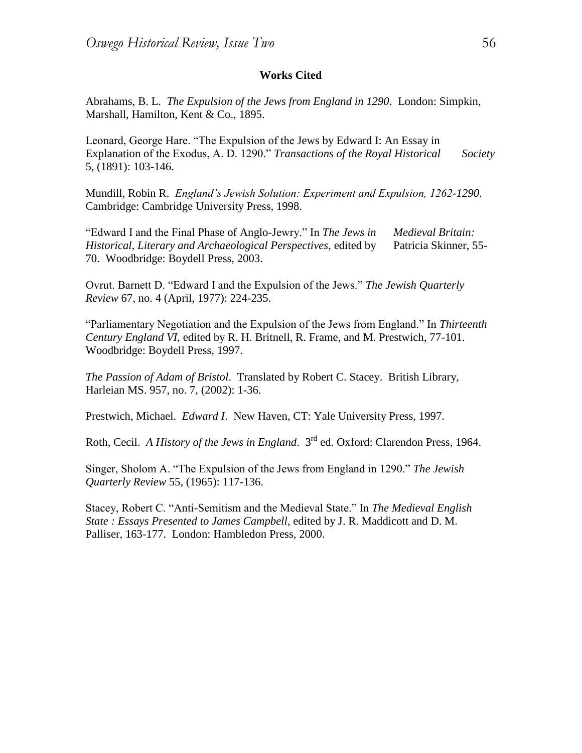**Works Cited**

Abrahams, B. L. *The Expulsion of the Jews from England in 1290*. London: Simpkin, Marshall, Hamilton, Kent & Co., 1895.

Leonard, George Hare. "The Expulsion of the Jews by Edward I: An Essay in Explanation of the Exodus, A. D. 1290." *Transactions of the Royal Historical Society* 5, (1891): 103-146.

Mundill, Robin R. *England's Jewish Solution: Experiment and Expulsion, 1262-1290*. Cambridge: Cambridge University Press, 1998.

"Edward I and the Final Phase of Anglo-Jewry." In *The Jews in Medieval Britain: Historical, Literary and Archaeological Perspectives*, edited by Patricia Skinner, 55-70. Woodbridge: Boydell Press, 2003.

Ovrut. Barnett D. "Edward I and the Expulsion of the Jews." *The Jewish Quarterly Review* 67, no. 4 (April, 1977): 224-235.

"Parliamentary Negotiation and the Expulsion of the Jews from England." In *Thirteenth Century England VI*, edited by R. H. Britnell, R. Frame, and M. Prestwich, 77-101. Woodbridge: Boydell Press, 1997.

*The Passion of Adam of Bristol*. Translated by Robert C. Stacey. British Library, Harleian MS. 957, no. 7, (2002): 1-36.

Prestwich, Michael. *Edward I*. New Haven, CT: Yale University Press, 1997.

Roth, Cecil. *A History of the Jews in England*. 3rd ed. Oxford: Clarendon Press, 1964.

Singer, Sholom A. "The Expulsion of the Jews from England in 1290." *The Jewish Quarterly Review* 55, (1965): 117-136.

Stacey, Robert C. "Anti-Semitism and the Medieval State." In *The Medieval English State : Essays Presented to James Campbell*, edited by J. R. Maddicott and D. M. Palliser, 163-177. London: Hambledon Press, 2000.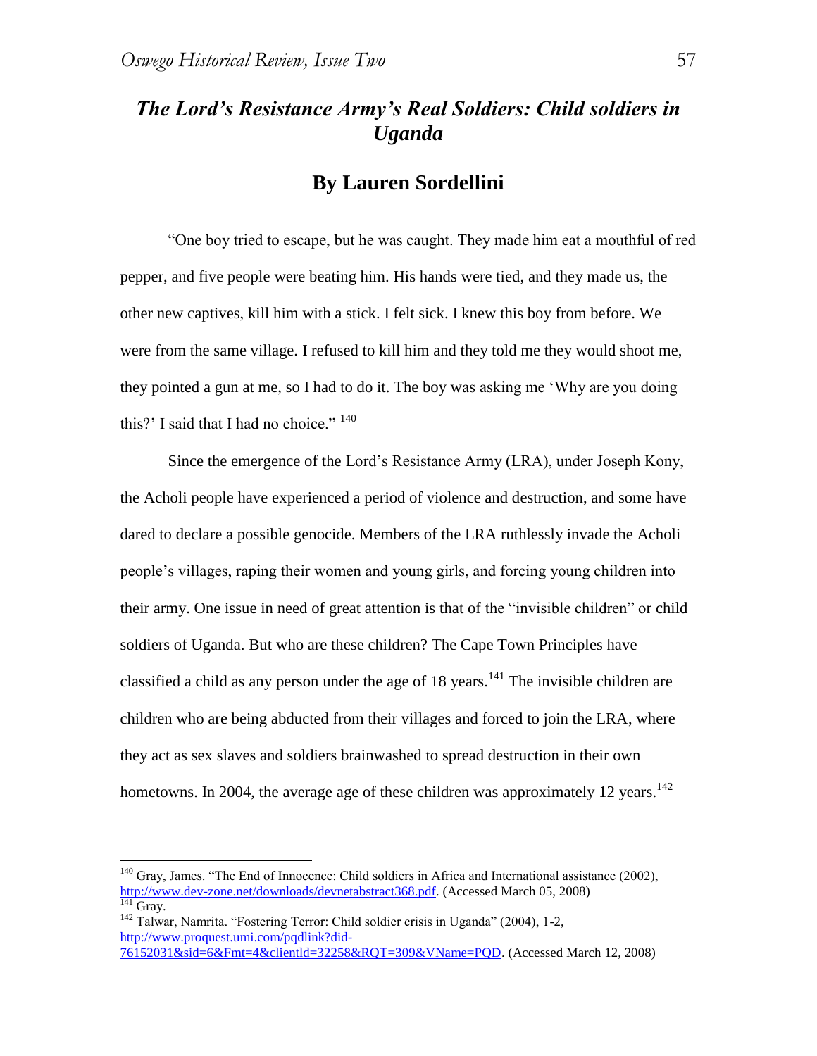# *The Lord's Resistance Army's Real Soldiers: Child soldiers in Uganda*

## By Lauren Sordellini

"One boy tried to escape, but he was caught. They made him eat a mouthful of red pepper, and five people were beating him. His hands were tied, and they made us, the other new captives, kill him with a stick. I felt sick. I knew this boy from before. We were from the same village. I refused to kill him and they told me they would shoot me, they pointed a gun at me, so I had to do it. The boy was asking me 'Why are you doing this?' I said that I had no choice." [140]

Since the emergence of the Lord's Resistance Army (LRA), under Joseph Kony, the Acholi people have experienced a period of violence and destruction, and some have dared to declare a possible genocide. Members of the LRA ruthlessly invade the Acholi people's villages, raping their women and young girls, and forcing young children into their army. One issue in need of great attention is that of the "invisible children" or child soldiers of Uganda. But who are these children? The Cape Town Principles have classified a child as any person under the age of 18 years.[141] The invisible children are children who are being abducted from their villages and forced to join the LRA, where they act as sex slaves and soldiers brainwashed to spread destruction in their own hometowns. In 2004, the average age of these children was approximately 12 years.[142]

---

[140] Gray, James. "The End of Innocence: Child soldiers in Africa and International assistance (2002), http://www.dev-zone.net/downloads/devnetabstract368.pdf. (Accessed March 05, 2008)

[141] Gray.

[142] Talwar, Namrita. "Fostering Terror: Child soldier crisis in Uganda" (2004), 1-2, http://www.proquest.umi.com/pqdlink?did-76152031&sid=6&Fmt=4&clientld=32258&RQT=309&VName=PQD. (Accessed March 12, 2008)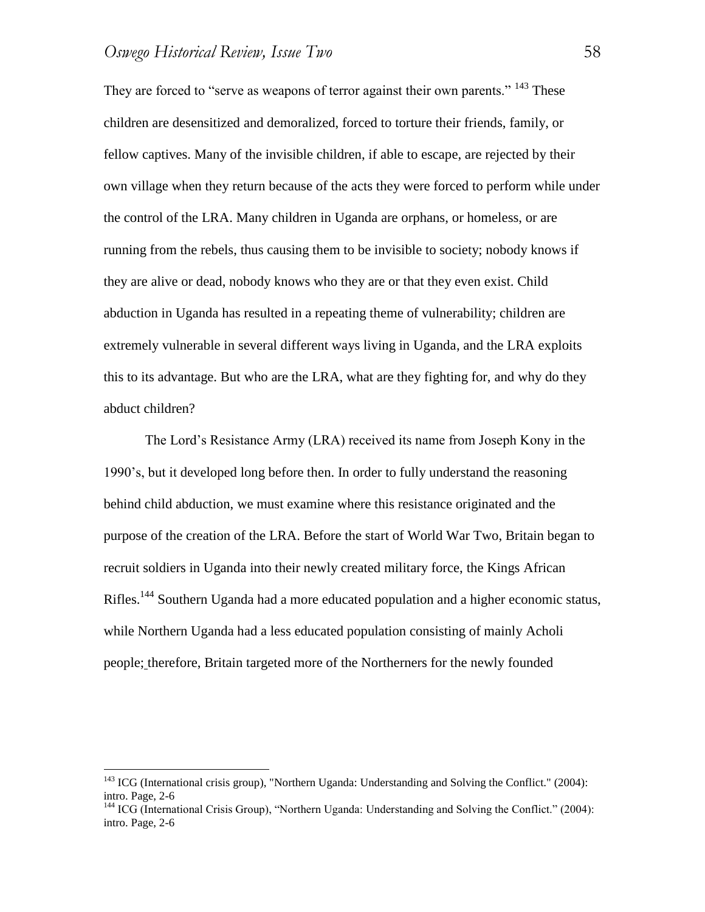They are forced to "serve as weapons of terror against their own parents." [143] These children are desensitized and demoralized, forced to torture their friends, family, or fellow captives. Many of the invisible children, if able to escape, are rejected by their own village when they return because of the acts they were forced to perform while under the control of the LRA. Many children in Uganda are orphans, or homeless, or are running from the rebels, thus causing them to be invisible to society; nobody knows if they are alive or dead, nobody knows who they are or that they even exist. Child abduction in Uganda has resulted in a repeating theme of vulnerability; children are extremely vulnerable in several different ways living in Uganda, and the LRA exploits this to its advantage. But who are the LRA, what are they fighting for, and why do they abduct children?

The Lord's Resistance Army (LRA) received its name from Joseph Kony in the 1990's, but it developed long before then. In order to fully understand the reasoning behind child abduction, we must examine where this resistance originated and the purpose of the creation of the LRA. Before the start of World War Two, Britain began to recruit soldiers in Uganda into their newly created military force, the Kings African Rifles.[144] Southern Uganda had a more educated population and a higher economic status, while Northern Uganda had a less educated population consisting of mainly Acholi people; therefore, Britain targeted more of the Northerners for the newly founded

---

[143] ICG (International crisis group), "Northern Uganda: Understanding and Solving the Conflict." (2004): intro. Page, 2-6

[144] ICG (International Crisis Group), "Northern Uganda: Understanding and Solving the Conflict." (2004): intro. Page, 2-6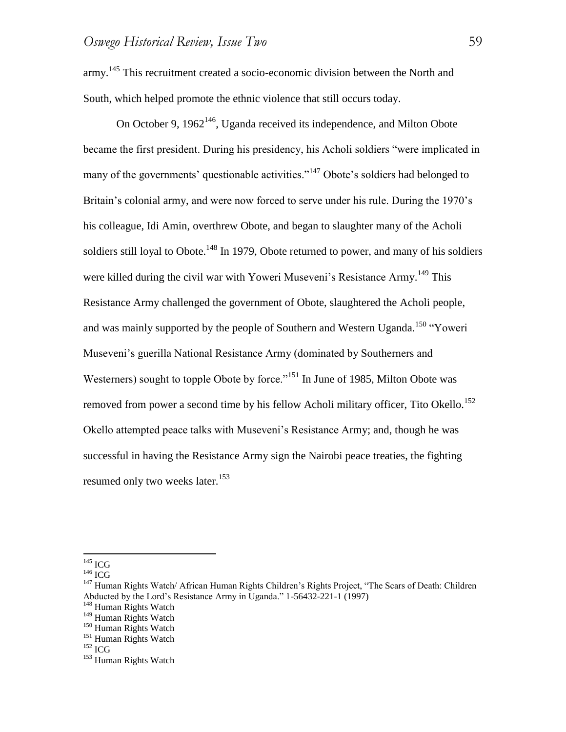army.[145] This recruitment created a socio-economic division between the North and South, which helped promote the ethnic violence that still occurs today.

On October 9, 1962[146], Uganda received its independence, and Milton Obote became the first president. During his presidency, his Acholi soldiers "were implicated in many of the governments' questionable activities."[147] Obote's soldiers had belonged to Britain's colonial army, and were now forced to serve under his rule. During the 1970's his colleague, Idi Amin, overthrew Obote, and began to slaughter many of the Acholi soldiers still loyal to Obote.[148] In 1979, Obote returned to power, and many of his soldiers were killed during the civil war with Yoweri Museveni's Resistance Army.[149] This Resistance Army challenged the government of Obote, slaughtered the Acholi people, and was mainly supported by the people of Southern and Western Uganda.[150] "Yoweri Museveni's guerilla National Resistance Army (dominated by Southerners and Westerners) sought to topple Obote by force."[151] In June of 1985, Milton Obote was removed from power a second time by his fellow Acholi military officer, Tito Okello.[152] Okello attempted peace talks with Museveni's Resistance Army; and, though he was successful in having the Resistance Army sign the Nairobi peace treaties, the fighting resumed only two weeks later.[153]

---

[145] ICG

[146] ICG

[147] Human Rights Watch/ African Human Rights Children's Rights Project, "The Scars of Death: Children Abducted by the Lord's Resistance Army in Uganda." 1-56432-221-1 (1997)

[148] Human Rights Watch

[149] Human Rights Watch

[150] Human Rights Watch

[151] Human Rights Watch

[152] ICG

[153] Human Rights Watch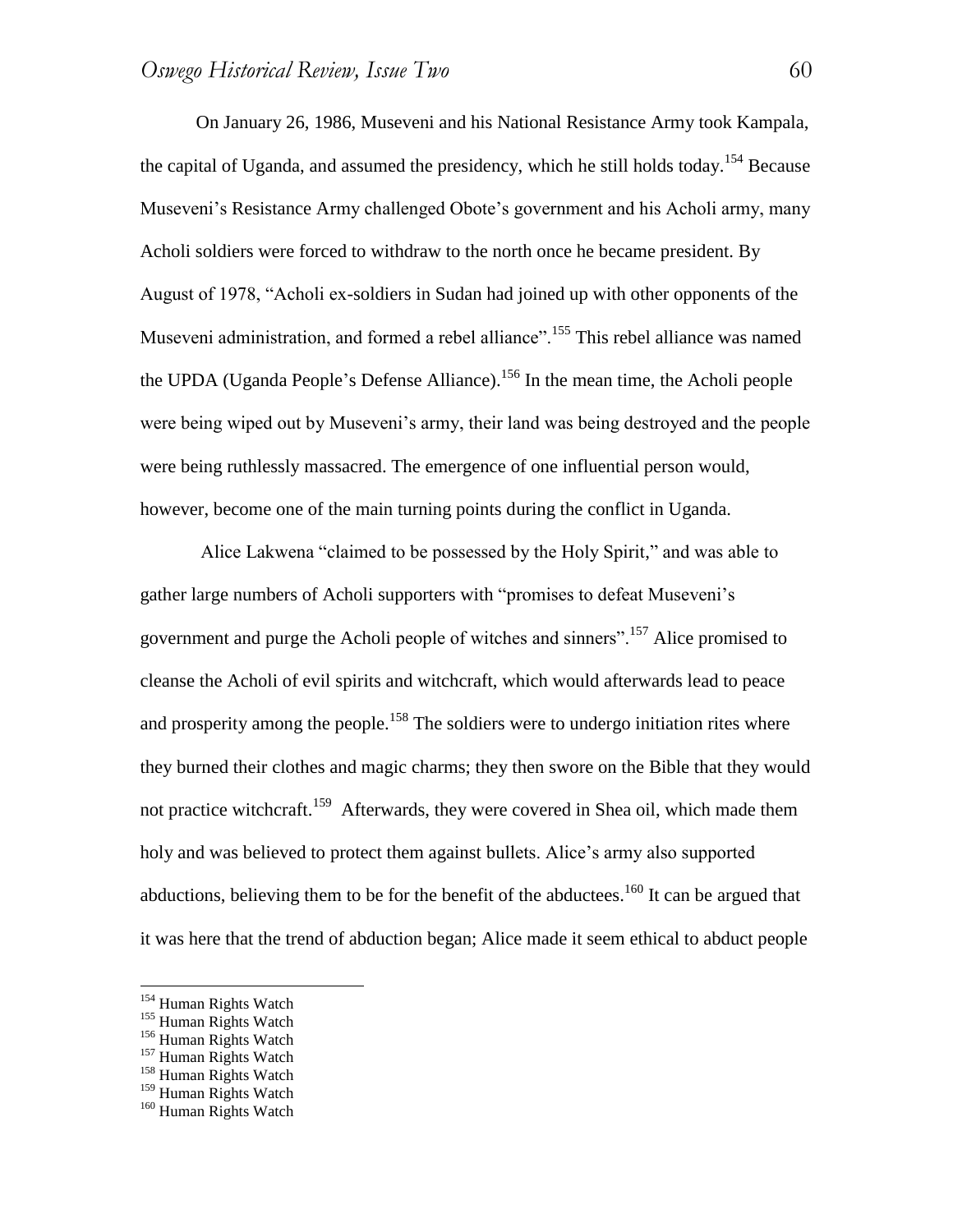On January 26, 1986, Museveni and his National Resistance Army took Kampala, the capital of Uganda, and assumed the presidency, which he still holds today.[154] Because Museveni's Resistance Army challenged Obote's government and his Acholi army, many Acholi soldiers were forced to withdraw to the north once he became president. By August of 1978, "Acholi ex-soldiers in Sudan had joined up with other opponents of the Museveni administration, and formed a rebel alliance".[155] This rebel alliance was named the UPDA (Uganda People's Defense Alliance).[156] In the mean time, the Acholi people were being wiped out by Museveni's army, their land was being destroyed and the people were being ruthlessly massacred. The emergence of one influential person would, however, become one of the main turning points during the conflict in Uganda.

Alice Lakwena "claimed to be possessed by the Holy Spirit," and was able to gather large numbers of Acholi supporters with "promises to defeat Museveni's government and purge the Acholi people of witches and sinners".[157] Alice promised to cleanse the Acholi of evil spirits and witchcraft, which would afterwards lead to peace and prosperity among the people.[158] The soldiers were to undergo initiation rites where they burned their clothes and magic charms; they then swore on the Bible that they would not practice witchcraft.[159] Afterwards, they were covered in Shea oil, which made them holy and was believed to protect them against bullets. Alice's army also supported abductions, believing them to be for the benefit of the abductees.[160] It can be argued that it was here that the trend of abduction began; Alice made it seem ethical to abduct people

[154] Human Rights Watch
[155] Human Rights Watch
[156] Human Rights Watch
[157] Human Rights Watch
[158] Human Rights Watch
[159] Human Rights Watch
[160] Human Rights Watch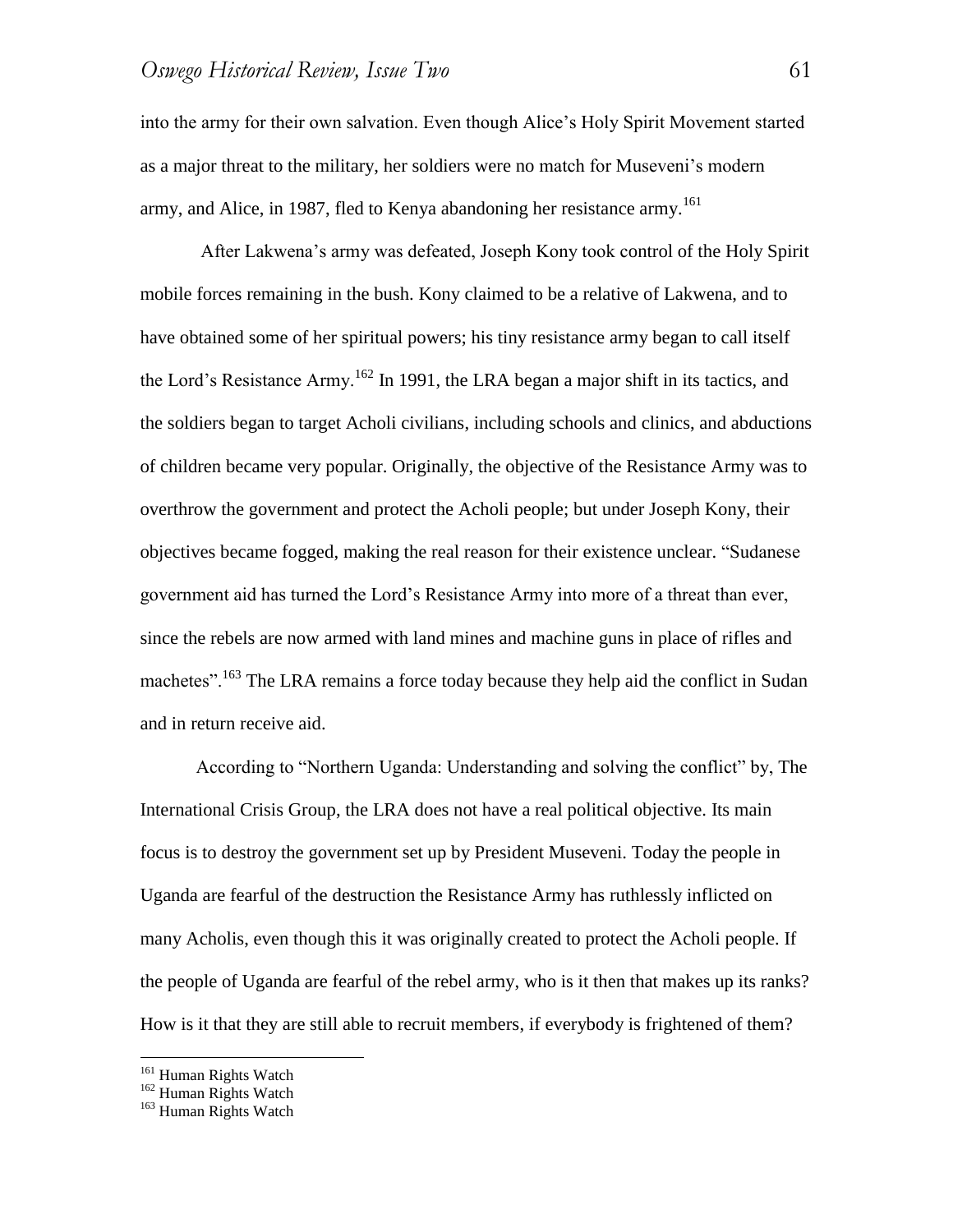into the army for their own salvation. Even though Alice's Holy Spirit Movement started as a major threat to the military, her soldiers were no match for Museveni's modern army, and Alice, in 1987, fled to Kenya abandoning her resistance army.[161]

After Lakwena's army was defeated, Joseph Kony took control of the Holy Spirit mobile forces remaining in the bush. Kony claimed to be a relative of Lakwena, and to have obtained some of her spiritual powers; his tiny resistance army began to call itself the Lord's Resistance Army.[162] In 1991, the LRA began a major shift in its tactics, and the soldiers began to target Acholi civilians, including schools and clinics, and abductions of children became very popular. Originally, the objective of the Resistance Army was to overthrow the government and protect the Acholi people; but under Joseph Kony, their objectives became fogged, making the real reason for their existence unclear. "Sudanese government aid has turned the Lord's Resistance Army into more of a threat than ever, since the rebels are now armed with land mines and machine guns in place of rifles and machetes".[163] The LRA remains a force today because they help aid the conflict in Sudan and in return receive aid.

According to "Northern Uganda: Understanding and solving the conflict" by, The International Crisis Group, the LRA does not have a real political objective. Its main focus is to destroy the government set up by President Museveni. Today the people in Uganda are fearful of the destruction the Resistance Army has ruthlessly inflicted on many Acholis, even though this it was originally created to protect the Acholi people. If the people of Uganda are fearful of the rebel army, who is it then that makes up its ranks? How is it that they are still able to recruit members, if everybody is frightened of them?

---

[161] Human Rights Watch
[162] Human Rights Watch
[163] Human Rights Watch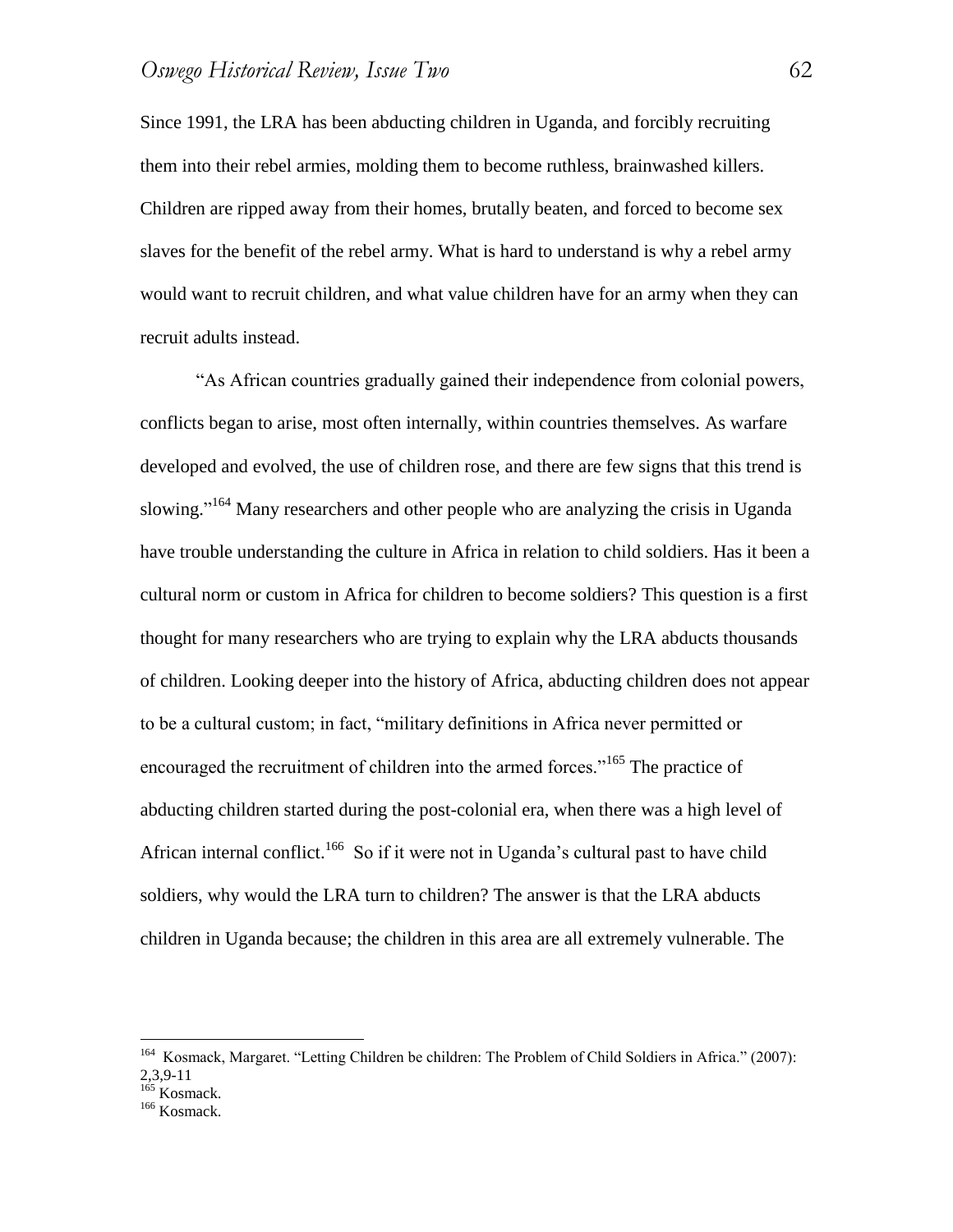Since 1991, the LRA has been abducting children in Uganda, and forcibly recruiting them into their rebel armies, molding them to become ruthless, brainwashed killers. Children are ripped away from their homes, brutally beaten, and forced to become sex slaves for the benefit of the rebel army. What is hard to understand is why a rebel army would want to recruit children, and what value children have for an army when they can recruit adults instead.

"As African countries gradually gained their independence from colonial powers, conflicts began to arise, most often internally, within countries themselves. As warfare developed and evolved, the use of children rose, and there are few signs that this trend is slowing."[164] Many researchers and other people who are analyzing the crisis in Uganda have trouble understanding the culture in Africa in relation to child soldiers. Has it been a cultural norm or custom in Africa for children to become soldiers? This question is a first thought for many researchers who are trying to explain why the LRA abducts thousands of children. Looking deeper into the history of Africa, abducting children does not appear to be a cultural custom; in fact, "military definitions in Africa never permitted or encouraged the recruitment of children into the armed forces."[165] The practice of abducting children started during the post-colonial era, when there was a high level of African internal conflict.[166] So if it were not in Uganda's cultural past to have child soldiers, why would the LRA turn to children? The answer is that the LRA abducts children in Uganda because; the children in this area are all extremely vulnerable. The

---

[164] Kosmack, Margaret. "Letting Children be children: The Problem of Child Soldiers in Africa." (2007): 2,3,9-11

[165] Kosmack.

[166] Kosmack.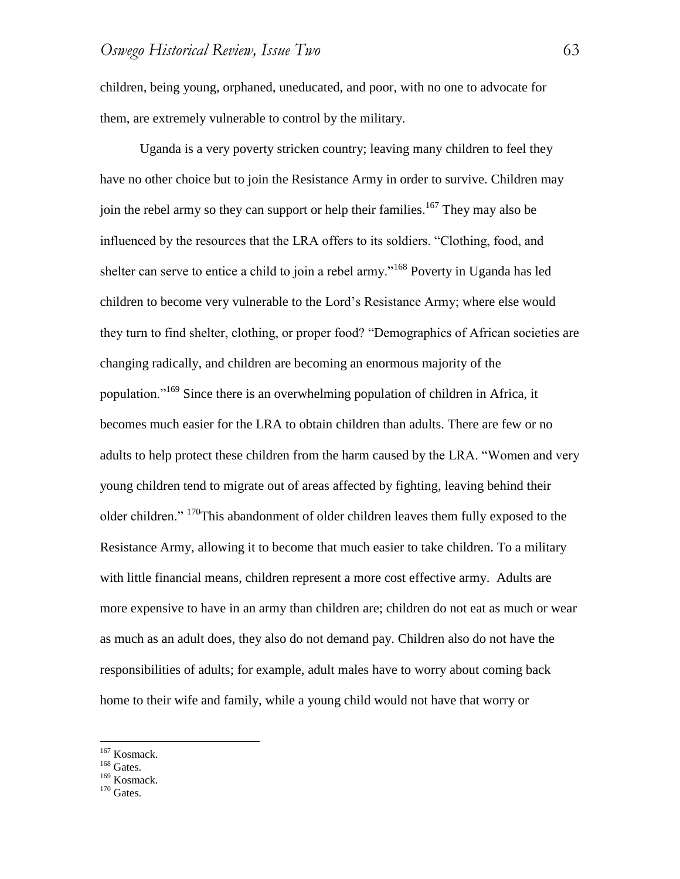children, being young, orphaned, uneducated, and poor, with no one to advocate for them, are extremely vulnerable to control by the military.

Uganda is a very poverty stricken country; leaving many children to feel they have no other choice but to join the Resistance Army in order to survive. Children may join the rebel army so they can support or help their families.[167] They may also be influenced by the resources that the LRA offers to its soldiers. "Clothing, food, and shelter can serve to entice a child to join a rebel army."[168] Poverty in Uganda has led children to become very vulnerable to the Lord's Resistance Army; where else would they turn to find shelter, clothing, or proper food? "Demographics of African societies are changing radically, and children are becoming an enormous majority of the population."[169] Since there is an overwhelming population of children in Africa, it becomes much easier for the LRA to obtain children than adults. There are few or no adults to help protect these children from the harm caused by the LRA. "Women and very young children tend to migrate out of areas affected by fighting, leaving behind their older children." [170]This abandonment of older children leaves them fully exposed to the Resistance Army, allowing it to become that much easier to take children. To a military with little financial means, children represent a more cost effective army. Adults are more expensive to have in an army than children are; children do not eat as much or wear as much as an adult does, they also do not demand pay. Children also do not have the responsibilities of adults; for example, adult males have to worry about coming back home to their wife and family, while a young child would not have that worry or

[167] Kosmack.
[168] Gates.
[169] Kosmack.
[170] Gates.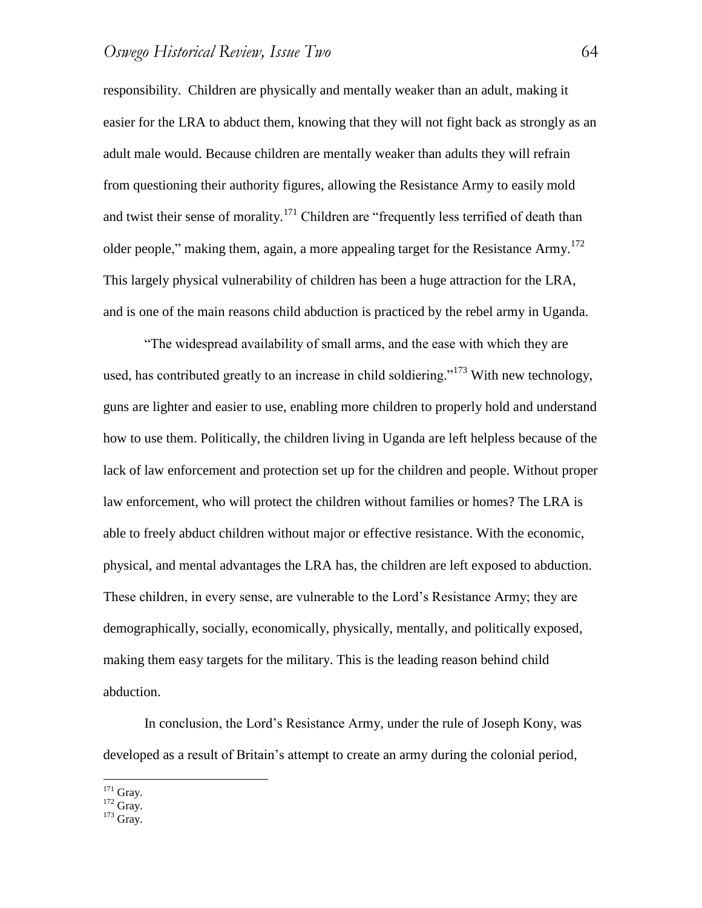responsibility. Children are physically and mentally weaker than an adult, making it easier for the LRA to abduct them, knowing that they will not fight back as strongly as an adult male would. Because children are mentally weaker than adults they will refrain from questioning their authority figures, allowing the Resistance Army to easily mold and twist their sense of morality.[171] Children are "frequently less terrified of death than older people," making them, again, a more appealing target for the Resistance Army.[172] This largely physical vulnerability of children has been a huge attraction for the LRA, and is one of the main reasons child abduction is practiced by the rebel army in Uganda.

"The widespread availability of small arms, and the ease with which they are used, has contributed greatly to an increase in child soldiering."[173] With new technology, guns are lighter and easier to use, enabling more children to properly hold and understand how to use them. Politically, the children living in Uganda are left helpless because of the lack of law enforcement and protection set up for the children and people. Without proper law enforcement, who will protect the children without families or homes? The LRA is able to freely abduct children without major or effective resistance. With the economic, physical, and mental advantages the LRA has, the children are left exposed to abduction. These children, in every sense, are vulnerable to the Lord's Resistance Army; they are demographically, socially, economically, physically, mentally, and politically exposed, making them easy targets for the military. This is the leading reason behind child abduction.

In conclusion, the Lord's Resistance Army, under the rule of Joseph Kony, was developed as a result of Britain's attempt to create an army during the colonial period,

---

[171] Gray.
[172] Gray.
[173] Gray.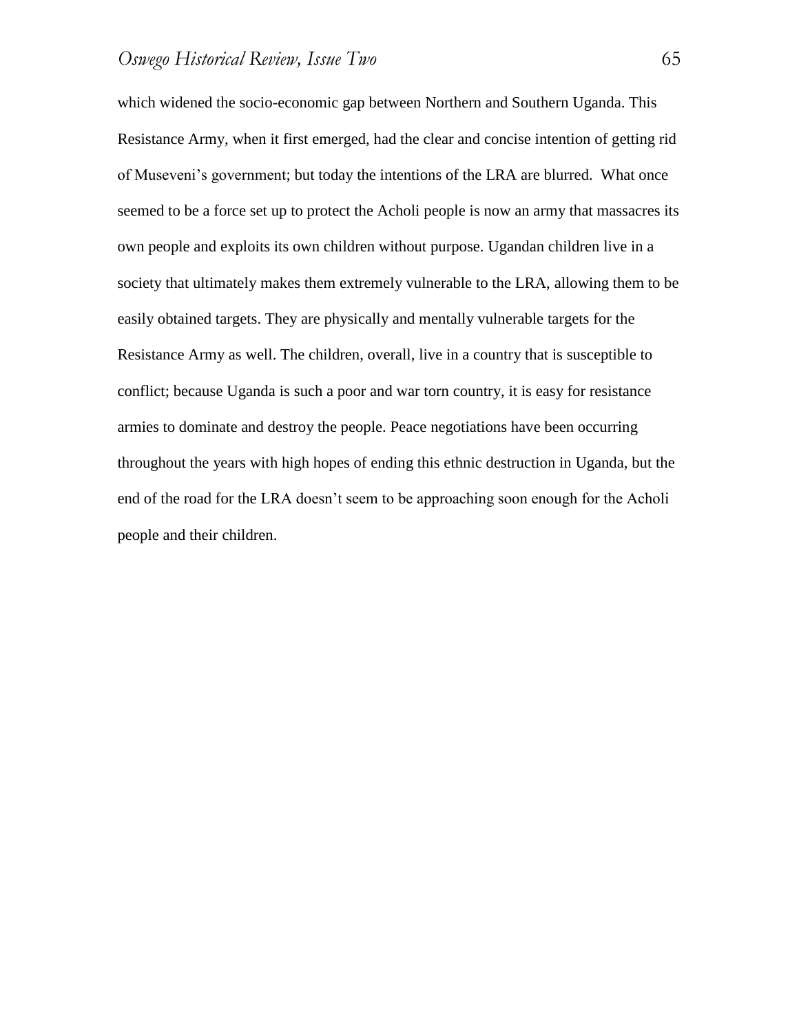which widened the socio-economic gap between Northern and Southern Uganda. This Resistance Army, when it first emerged, had the clear and concise intention of getting rid of Museveni's government; but today the intentions of the LRA are blurred. What once seemed to be a force set up to protect the Acholi people is now an army that massacres its own people and exploits its own children without purpose. Ugandan children live in a society that ultimately makes them extremely vulnerable to the LRA, allowing them to be easily obtained targets. They are physically and mentally vulnerable targets for the Resistance Army as well. The children, overall, live in a country that is susceptible to conflict; because Uganda is such a poor and war torn country, it is easy for resistance armies to dominate and destroy the people. Peace negotiations have been occurring throughout the years with high hopes of ending this ethnic destruction in Uganda, but the end of the road for the LRA doesn't seem to be approaching soon enough for the Acholi people and their children.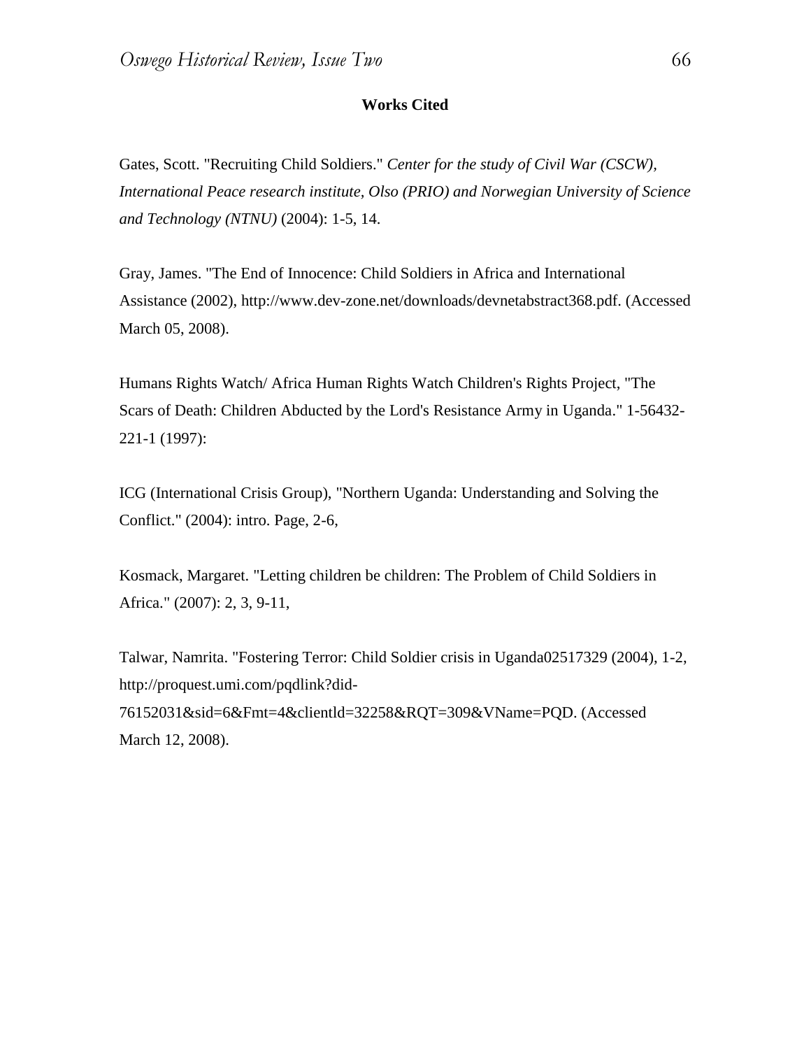**Works Cited**

Gates, Scott. "Recruiting Child Soldiers." *Center for the study of Civil War (CSCW), International Peace research institute, Olso (PRIO) and Norwegian University of Science and Technology (NTNU)* (2004): 1-5, 14.

Gray, James. "The End of Innocence: Child Soldiers in Africa and International Assistance (2002), http://www.dev-zone.net/downloads/devnetabstract368.pdf. (Accessed March 05, 2008).

Humans Rights Watch/ Africa Human Rights Watch Children's Rights Project, "The Scars of Death: Children Abducted by the Lord's Resistance Army in Uganda." 1-56432-221-1 (1997):

ICG (International Crisis Group), "Northern Uganda: Understanding and Solving the Conflict." (2004): intro. Page, 2-6,

Kosmack, Margaret. "Letting children be children: The Problem of Child Soldiers in Africa." (2007): 2, 3, 9-11,

Talwar, Namrita. "Fostering Terror: Child Soldier crisis in Uganda02517329 (2004), 1-2, http://proquest.umi.com/pqdlink?did-76152031&sid=6&Fmt=4&clientld=32258&RQT=309&VName=PQD. (Accessed March 12, 2008).